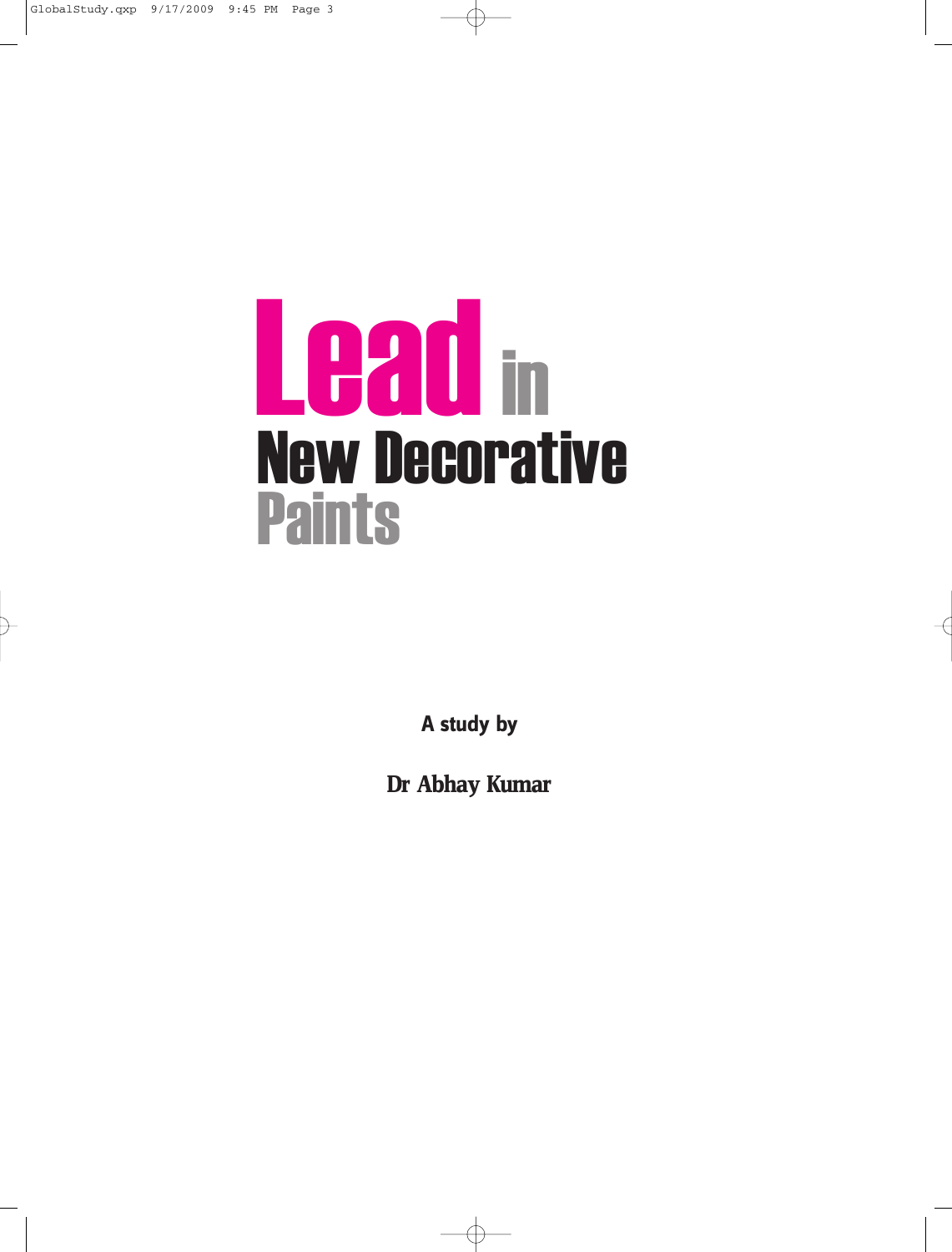# Lead in New Decorative Paints

**A study by**

**Dr Abhay Kumar**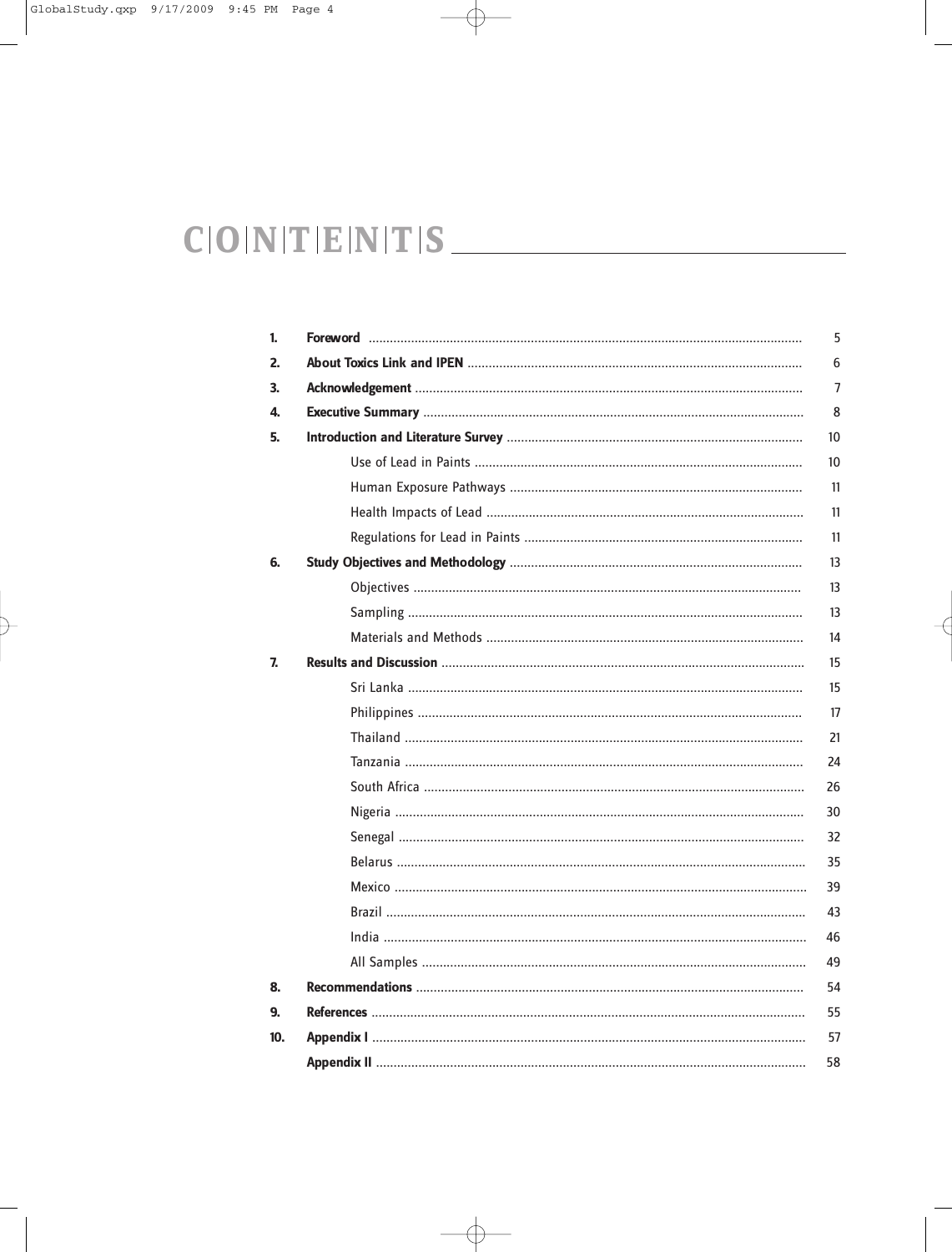# CONTENTS

| | | |
|---|---|---|
| 1. | **Foreword** | 5 |
| 2. | **About Toxics Link and IPEN** | 6 |
| 3. | **Acknowledgement** | 7 |
| 4. | **Executive Summary** | 8 |
| 5. | **Introduction and Literature Survey** | 10 |
| | Use of Lead in Paints | 10 |
| | Human Exposure Pathways | 11 |
| | Health Impacts of Lead | 11 |
| | Regulations for Lead in Paints | 11 |
| 6. | **Study Objectives and Methodology** | 13 |
| | Objectives | 13 |
| | Sampling | 13 |
| | Materials and Methods | 14 |
| 7. | **Results and Discussion** | 15 |
| | Sri Lanka | 15 |
| | Philippines | 17 |
| | Thailand | 21 |
| | Tanzania | 24 |
| | South Africa | 26 |
| | Nigeria | 30 |
| | Senegal | 32 |
| | Belarus | 35 |
| | Mexico | 39 |
| | Brazil | 43 |
| | India | 46 |
| | All Samples | 49 |
| 8. | **Recommendations** | 54 |
| 9. | **References** | 55 |
| 10. | **Appendix I** | 57 |
| | **Appendix II** | 58 |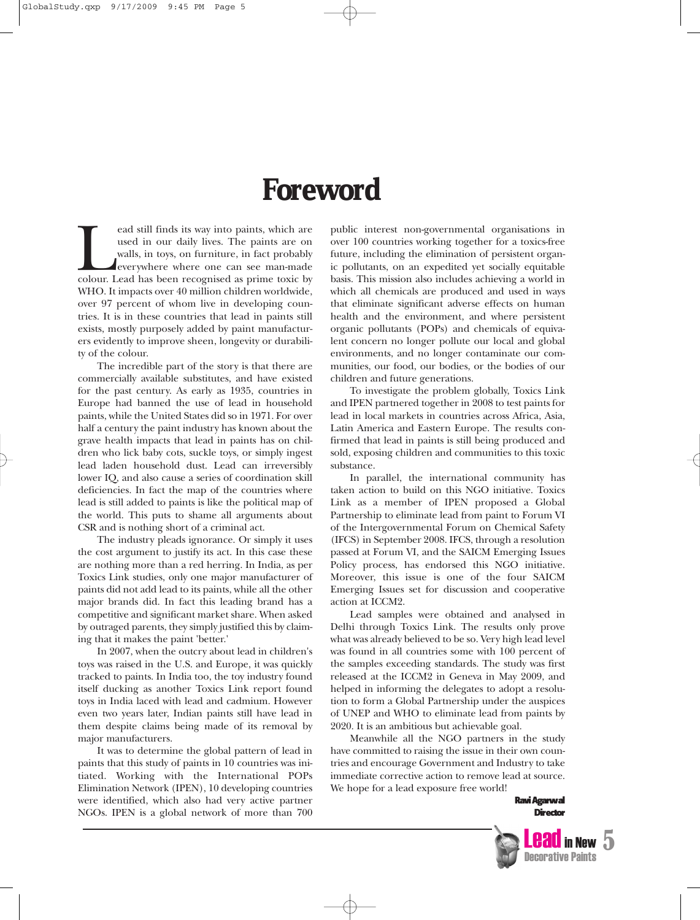# Foreword

Lead still finds its way into paints, which are used in our daily lives. The paints are on walls, in toys, on furniture, in fact probably everywhere where one can see man-made colour. Lead has been recognised as prime toxic by WHO. It impacts over 40 million children worldwide, over 97 percent of whom live in developing countries. It is in these countries that lead in paints still exists, mostly purposely added by paint manufacturers evidently to improve sheen, longevity or durability of the colour.

The incredible part of the story is that there are commercially available substitutes, and have existed for the past century. As early as 1935, countries in Europe had banned the use of lead in household paints, while the United States did so in 1971. For over half a century the paint industry has known about the grave health impacts that lead in paints has on children who lick baby cots, suckle toys, or simply ingest lead laden household dust. Lead can irreversibly lower IQ, and also cause a series of coordination skill deficiencies. In fact the map of the countries where lead is still added to paints is like the political map of the world. This puts to shame all arguments about CSR and is nothing short of a criminal act.

The industry pleads ignorance. Or simply it uses the cost argument to justify its act. In this case these are nothing more than a red herring. In India, as per Toxics Link studies, only one major manufacturer of paints did not add lead to its paints, while all the other major brands did. In fact this leading brand has a competitive and significant market share. When asked by outraged parents, they simply justified this by claiming that it makes the paint 'better.'

In 2007, when the outcry about lead in children's toys was raised in the U.S. and Europe, it was quickly tracked to paints. In India too, the toy industry found itself ducking as another Toxics Link report found toys in India laced with lead and cadmium. However even two years later, Indian paints still have lead in them despite claims being made of its removal by major manufacturers.

It was to determine the global pattern of lead in paints that this study of paints in 10 countries was initiated. Working with the International POPs Elimination Network (IPEN), 10 developing countries were identified, which also had very active partner NGOs. IPEN is a global network of more than 700 public interest non-governmental organisations in over 100 countries working together for a toxics-free future, including the elimination of persistent organic pollutants, on an expedited yet socially equitable basis. This mission also includes achieving a world in which all chemicals are produced and used in ways that eliminate significant adverse effects on human health and the environment, and where persistent organic pollutants (POPs) and chemicals of equivalent concern no longer pollute our local and global environments, and no longer contaminate our communities, our food, our bodies, or the bodies of our children and future generations.

To investigate the problem globally, Toxics Link and IPEN partnered together in 2008 to test paints for lead in local markets in countries across Africa, Asia, Latin America and Eastern Europe. The results confirmed that lead in paints is still being produced and sold, exposing children and communities to this toxic substance.

In parallel, the international community has taken action to build on this NGO initiative. Toxics Link as a member of IPEN proposed a Global Partnership to eliminate lead from paint to Forum VI of the Intergovernmental Forum on Chemical Safety (IFCS) in September 2008. IFCS, through a resolution passed at Forum VI, and the SAICM Emerging Issues Policy process, has endorsed this NGO initiative. Moreover, this issue is one of the four SAICM Emerging Issues set for discussion and cooperative action at ICCM2.

Lead samples were obtained and analysed in Delhi through Toxics Link. The results only prove what was already believed to be so. Very high lead level was found in all countries some with 100 percent of the samples exceeding standards. The study was first released at the ICCM2 in Geneva in May 2009, and helped in informing the delegates to adopt a resolution to form a Global Partnership under the auspices of UNEP and WHO to eliminate lead from paints by 2020. It is an ambitious but achievable goal.

Meanwhile all the NGO partners in the study have committed to raising the issue in their own countries and encourage Government and Industry to take immediate corrective action to remove lead at source. We hope for a lead exposure free world!

**Ravi Agarwal**
**Director**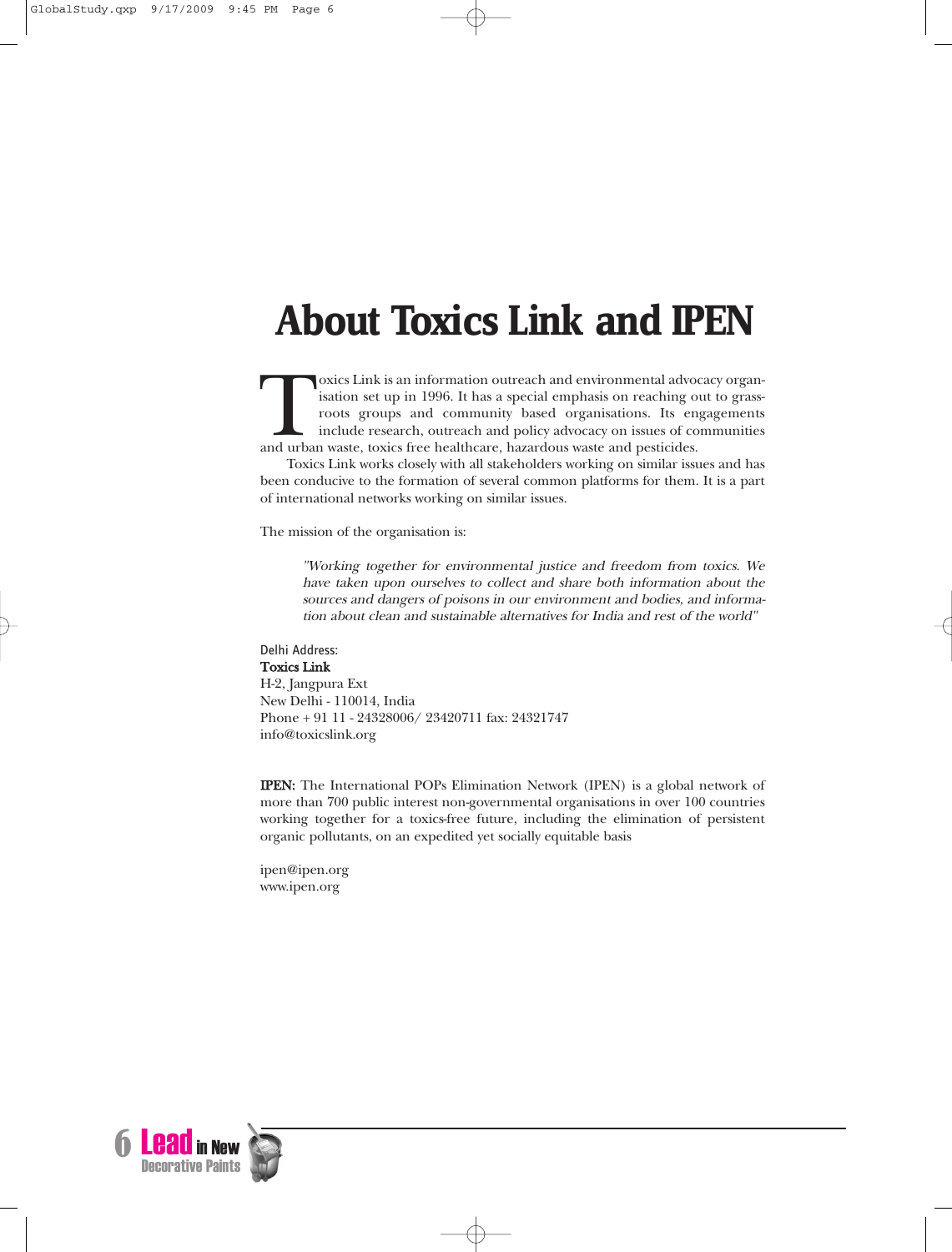# About Toxics Link and IPEN

Toxics Link is an information outreach and environmental advocacy organisation set up in 1996. It has a special emphasis on reaching out to grassroots groups and community based organisations. Its engagements include research, outreach and policy advocacy on issues of communities and urban waste, toxics free healthcare, hazardous waste and pesticides.

Toxics Link works closely with all stakeholders working on similar issues and has been conducive to the formation of several common platforms for them. It is a part of international networks working on similar issues.

The mission of the organisation is:

> *"Working together for environmental justice and freedom from toxics. We have taken upon ourselves to collect and share both information about the sources and dangers of poisons in our environment and bodies, and information about clean and sustainable alternatives for India and rest of the world"*

Delhi Address:
**Toxics Link**
H-2, Jangpura Ext
New Delhi - 110014, India
Phone + 91 11 - 24328006/ 23420711 fax: 24321747
info@toxicslink.org

**IPEN:** The International POPs Elimination Network (IPEN) is a global network of more than 700 public interest non-governmental organisations in over 100 countries working together for a toxics-free future, including the elimination of persistent organic pollutants, on an expedited yet socially equitable basis

ipen@ipen.org
www.ipen.org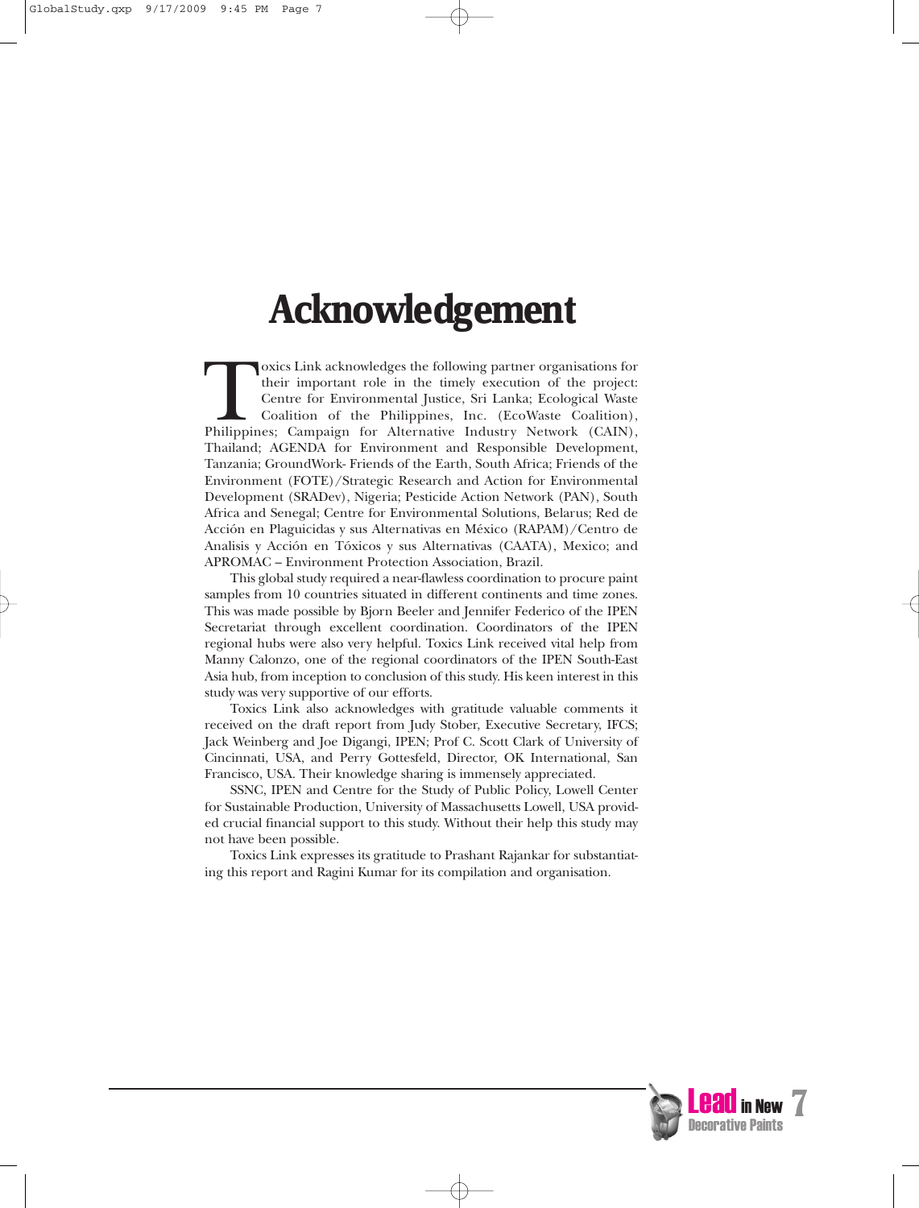# Acknowledgement

Toxics Link acknowledges the following partner organisations for their important role in the timely execution of the project: Centre for Environmental Justice, Sri Lanka; Ecological Waste Coalition of the Philippines, Inc. (EcoWaste Coalition), Philippines; Campaign for Alternative Industry Network (CAIN), Thailand; AGENDA for Environment and Responsible Development, Tanzania; GroundWork- Friends of the Earth, South Africa; Friends of the Environment (FOTE)/Strategic Research and Action for Environmental Development (SRADev), Nigeria; Pesticide Action Network (PAN), South Africa and Senegal; Centre for Environmental Solutions, Belarus; Red de Acción en Plaguicidas y sus Alternativas en México (RAPAM)/Centro de Analisis y Acción en Tóxicos y sus Alternativas (CAATA), Mexico; and APROMAC – Environment Protection Association, Brazil.

This global study required a near-flawless coordination to procure paint samples from 10 countries situated in different continents and time zones. This was made possible by Bjorn Beeler and Jennifer Federico of the IPEN Secretariat through excellent coordination. Coordinators of the IPEN regional hubs were also very helpful. Toxics Link received vital help from Manny Calonzo, one of the regional coordinators of the IPEN South-East Asia hub, from inception to conclusion of this study. His keen interest in this study was very supportive of our efforts.

Toxics Link also acknowledges with gratitude valuable comments it received on the draft report from Judy Stober, Executive Secretary, IFCS; Jack Weinberg and Joe Digangi, IPEN; Prof C. Scott Clark of University of Cincinnati, USA, and Perry Gottesfeld, Director, OK International, San Francisco, USA. Their knowledge sharing is immensely appreciated.

SSNC, IPEN and Centre for the Study of Public Policy, Lowell Center for Sustainable Production, University of Massachusetts Lowell, USA provided crucial financial support to this study. Without their help this study may not have been possible.

Toxics Link expresses its gratitude to Prashant Rajankar for substantiating this report and Ragini Kumar for its compilation and organisation.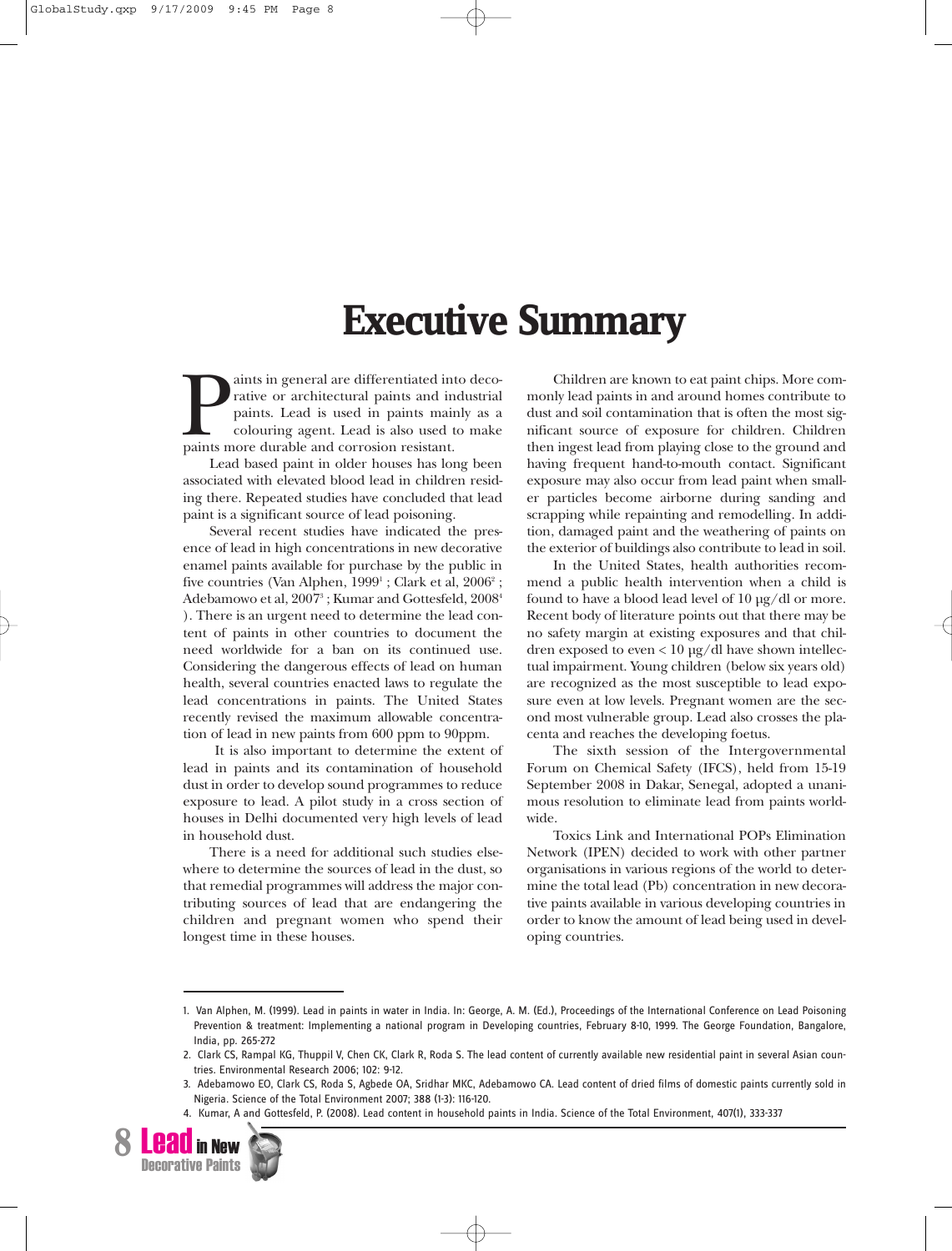# Executive Summary

Paints in general are differentiated into decorative or architectural paints and industrial paints. Lead is used in paints mainly as a colouring agent. Lead is also used to make paints more durable and corrosion resistant.

Lead based paint in older houses has long been associated with elevated blood lead in children residing there. Repeated studies have concluded that lead paint is a significant source of lead poisoning.

Several recent studies have indicated the presence of lead in high concentrations in new decorative enamel paints available for purchase by the public in five countries (Van Alphen, 1999[1] ; Clark et al, 2006[2] ; Adebamowo et al, 2007[3] ; Kumar and Gottesfeld, 2008[4] ). There is an urgent need to determine the lead content of paints in other countries to document the need worldwide for a ban on its continued use. Considering the dangerous effects of lead on human health, several countries enacted laws to regulate the lead concentrations in paints. The United States recently revised the maximum allowable concentration of lead in new paints from 600 ppm to 90ppm.

It is also important to determine the extent of lead in paints and its contamination of household dust in order to develop sound programmes to reduce exposure to lead. A pilot study in a cross section of houses in Delhi documented very high levels of lead in household dust.

There is a need for additional such studies elsewhere to determine the sources of lead in the dust, so that remedial programmes will address the major contributing sources of lead that are endangering the children and pregnant women who spend their longest time in these houses.

Children are known to eat paint chips. More commonly lead paints in and around homes contribute to dust and soil contamination that is often the most significant source of exposure for children. Children then ingest lead from playing close to the ground and having frequent hand-to-mouth contact. Significant exposure may also occur from lead paint when smaller particles become airborne during sanding and scrapping while repainting and remodelling. In addition, damaged paint and the weathering of paints on the exterior of buildings also contribute to lead in soil.

In the United States, health authorities recommend a public health intervention when a child is found to have a blood lead level of 10 µg/dl or more. Recent body of literature points out that there may be no safety margin at existing exposures and that children exposed to even < 10 µg/dl have shown intellectual impairment. Young children (below six years old) are recognized as the most susceptible to lead exposure even at low levels. Pregnant women are the second most vulnerable group. Lead also crosses the placenta and reaches the developing foetus.

The sixth session of the Intergovernmental Forum on Chemical Safety (IFCS), held from 15-19 September 2008 in Dakar, Senegal, adopted a unanimous resolution to eliminate lead from paints worldwide.

Toxics Link and International POPs Elimination Network (IPEN) decided to work with other partner organisations in various regions of the world to determine the total lead (Pb) concentration in new decorative paints available in various developing countries in order to know the amount of lead being used in developing countries.

---

1. Van Alphen, M. (1999). Lead in paints in water in India. In: George, A. M. (Ed.), Proceedings of the International Conference on Lead Poisoning Prevention & treatment: Implementing a national program in Developing countries, February 8-10, 1999. The George Foundation, Bangalore, India, pp. 265-272
2. Clark CS, Rampal KG, Thuppil V, Chen CK, Clark R, Roda S. The lead content of currently available new residential paint in several Asian countries. Environmental Research 2006; 102: 9-12.
3. Adebamowo EO, Clark CS, Roda S, Agbede OA, Sridhar MKC, Adebamowo CA. Lead content of dried films of domestic paints currently sold in Nigeria. Science of the Total Environment 2007; 388 (1-3): 116-120.
4. Kumar, A and Gottesfeld, P. (2008). Lead content in household paints in India. Science of the Total Environment, 407(1), 333-337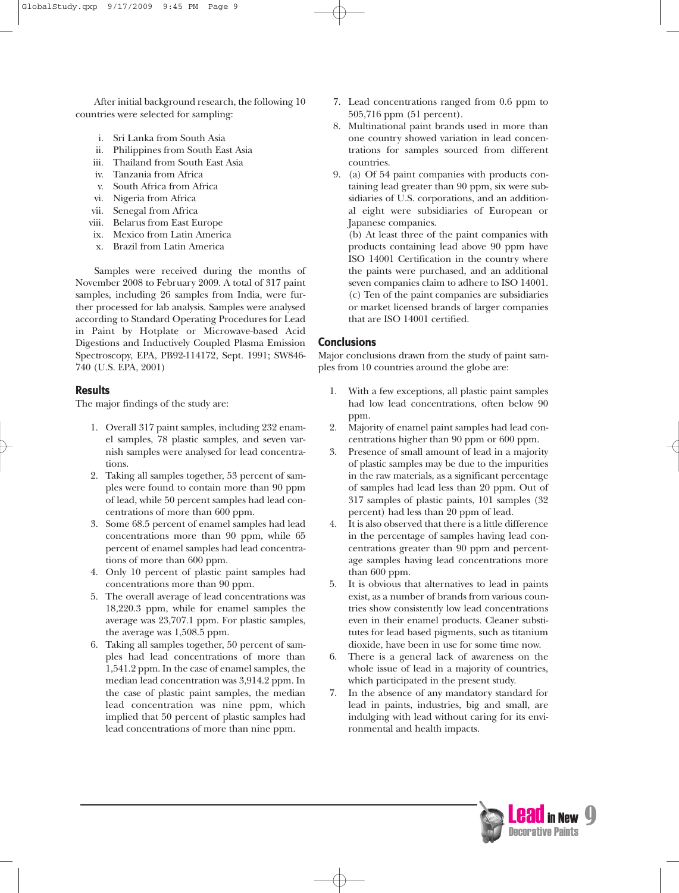After initial background research, the following 10 countries were selected for sampling:

i. Sri Lanka from South Asia
ii. Philippines from South East Asia
iii. Thailand from South East Asia
iv. Tanzania from Africa
v. South Africa from Africa
vi. Nigeria from Africa
vii. Senegal from Africa
viii. Belarus from East Europe
ix. Mexico from Latin America
x. Brazil from Latin America

Samples were received during the months of November 2008 to February 2009. A total of 317 paint samples, including 26 samples from India, were further processed for lab analysis. Samples were analysed according to Standard Operating Procedures for Lead in Paint by Hotplate or Microwave-based Acid Digestions and Inductively Coupled Plasma Emission Spectroscopy, EPA, PB92-114172, Sept. 1991; SW846-740 (U.S. EPA, 2001)

## Results

The major findings of the study are:

1. Overall 317 paint samples, including 232 enamel samples, 78 plastic samples, and seven varnish samples were analysed for lead concentrations.
2. Taking all samples together, 53 percent of samples were found to contain more than 90 ppm of lead, while 50 percent samples had lead concentrations of more than 600 ppm.
3. Some 68.5 percent of enamel samples had lead concentrations more than 90 ppm, while 65 percent of enamel samples had lead concentrations of more than 600 ppm.
4. Only 10 percent of plastic paint samples had concentrations more than 90 ppm.
5. The overall average of lead concentrations was 18,220.3 ppm, while for enamel samples the average was 23,707.1 ppm. For plastic samples, the average was 1,508.5 ppm.
6. Taking all samples together, 50 percent of samples had lead concentrations of more than 1,541.2 ppm. In the case of enamel samples, the median lead concentration was 3,914.2 ppm. In the case of plastic paint samples, the median lead concentration was nine ppm, which implied that 50 percent of plastic samples had lead concentrations of more than nine ppm.
7. Lead concentrations ranged from 0.6 ppm to 505,716 ppm (51 percent).
8. Multinational paint brands used in more than one country showed variation in lead concentrations for samples sourced from different countries.
9. (a) Of 54 paint companies with products containing lead greater than 90 ppm, six were subsidiaries of U.S. corporations, and an additional eight were subsidiaries of European or Japanese companies.
   (b) At least three of the paint companies with products containing lead above 90 ppm have ISO 14001 Certification in the country where the paints were purchased, and an additional seven companies claim to adhere to ISO 14001.
   (c) Ten of the paint companies are subsidiaries or market licensed brands of larger companies that are ISO 14001 certified.

## Conclusions

Major conclusions drawn from the study of paint samples from 10 countries around the globe are:

1. With a few exceptions, all plastic paint samples had low lead concentrations, often below 90 ppm.
2. Majority of enamel paint samples had lead concentrations higher than 90 ppm or 600 ppm.
3. Presence of small amount of lead in a majority of plastic samples may be due to the impurities in the raw materials, as a significant percentage of samples had lead less than 20 ppm. Out of 317 samples of plastic paints, 101 samples (32 percent) had less than 20 ppm of lead.
4. It is also observed that there is a little difference in the percentage of samples having lead concentrations greater than 90 ppm and percentage samples having lead concentrations more than 600 ppm.
5. It is obvious that alternatives to lead in paints exist, as a number of brands from various countries show consistently low lead concentrations even in their enamel products. Cleaner substitutes for lead based pigments, such as titanium dioxide, have been in use for some time now.
6. There is a general lack of awareness on the whole issue of lead in a majority of countries, which participated in the present study.
7. In the absence of any mandatory standard for lead in paints, industries, big and small, are indulging with lead without caring for its environmental and health impacts.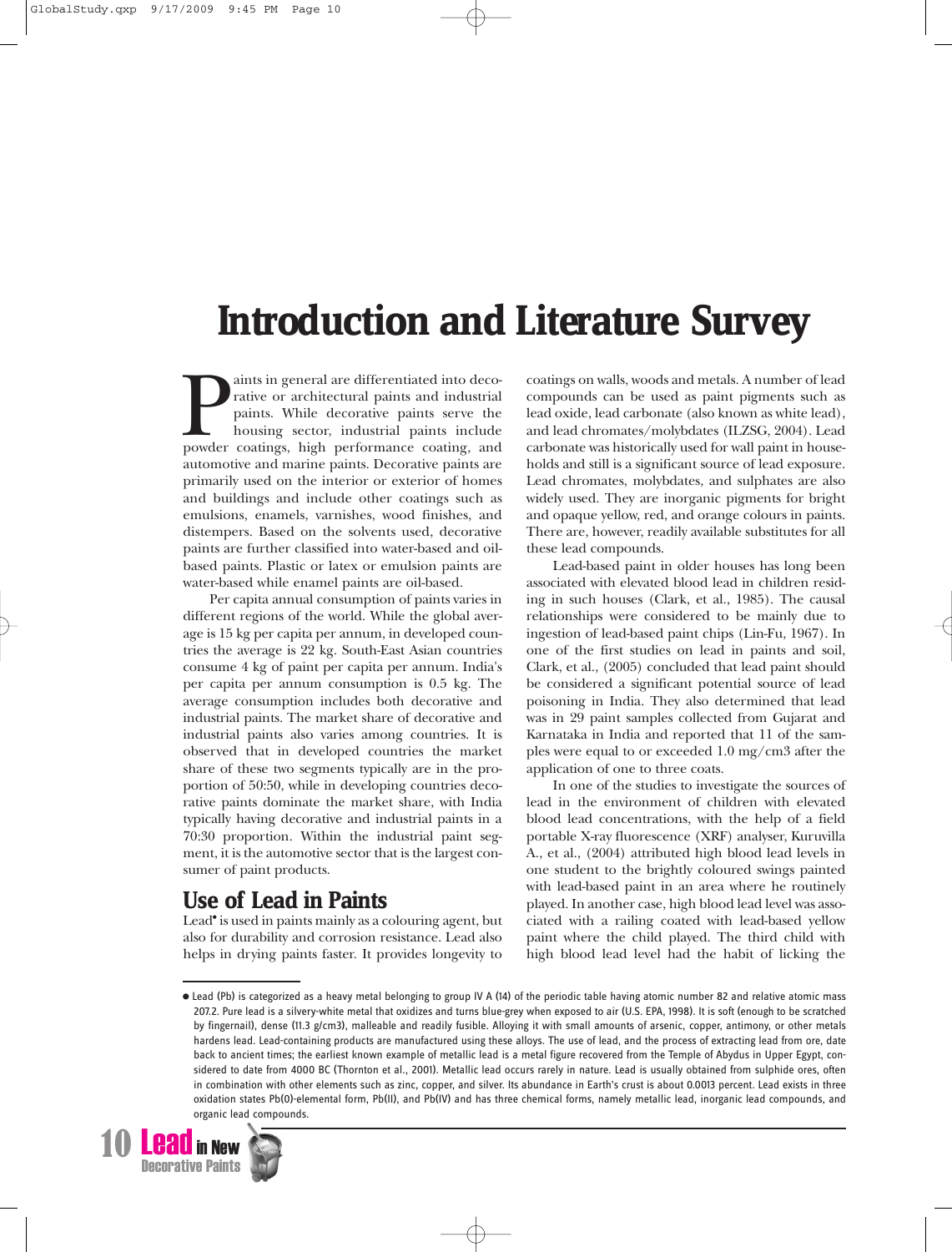# Introduction and Literature Survey

Paints in general are differentiated into decorative or architectural paints and industrial paints. While decorative paints serve the housing sector, industrial paints include powder coatings, high performance coating, and automotive and marine paints. Decorative paints are primarily used on the interior or exterior of homes and buildings and include other coatings such as emulsions, enamels, varnishes, wood finishes, and distempers. Based on the solvents used, decorative paints are further classified into water-based and oil-based paints. Plastic or latex or emulsion paints are water-based while enamel paints are oil-based.

Per capita annual consumption of paints varies in different regions of the world. While the global average is 15 kg per capita per annum, in developed countries the average is 22 kg. South-East Asian countries consume 4 kg of paint per capita per annum. India's per capita per annum consumption is 0.5 kg. The average consumption includes both decorative and industrial paints. The market share of decorative and industrial paints also varies among countries. It is observed that in developed countries the market share of these two segments typically are in the proportion of 50:50, while in developing countries decorative paints dominate the market share, with India typically having decorative and industrial paints in a 70:30 proportion. Within the industrial paint segment, it is the automotive sector that is the largest consumer of paint products.

## Use of Lead in Paints

Lead• is used in paints mainly as a colouring agent, but also for durability and corrosion resistance. Lead also helps in drying paints faster. It provides longevity to coatings on walls, woods and metals. A number of lead compounds can be used as paint pigments such as lead oxide, lead carbonate (also known as white lead), and lead chromates/molybdates (ILZSG, 2004). Lead carbonate was historically used for wall paint in households and still is a significant source of lead exposure. Lead chromates, molybdates, and sulphates are also widely used. They are inorganic pigments for bright and opaque yellow, red, and orange colours in paints. There are, however, readily available substitutes for all these lead compounds.

Lead-based paint in older houses has long been associated with elevated blood lead in children residing in such houses (Clark, et al., 1985). The causal relationships were considered to be mainly due to ingestion of lead-based paint chips (Lin-Fu, 1967). In one of the first studies on lead in paints and soil, Clark, et al., (2005) concluded that lead paint should be considered a significant potential source of lead poisoning in India. They also determined that lead was in 29 paint samples collected from Gujarat and Karnataka in India and reported that 11 of the samples were equal to or exceeded 1.0 mg/cm3 after the application of one to three coats.

In one of the studies to investigate the sources of lead in the environment of children with elevated blood lead concentrations, with the help of a field portable X-ray fluorescence (XRF) analyser, Kuruvilla A., et al., (2004) attributed high blood lead levels in one student to the brightly coloured swings painted with lead-based paint in an area where he routinely played. In another case, high blood lead level was associated with a railing coated with lead-based yellow paint where the child played. The third child with high blood lead level had the habit of licking the

---

• Lead (Pb) is categorized as a heavy metal belonging to group IV A (14) of the periodic table having atomic number 82 and relative atomic mass 207.2. Pure lead is a silvery-white metal that oxidizes and turns blue-grey when exposed to air (U.S. EPA, 1998). It is soft (enough to be scratched by fingernail), dense (11.3 g/cm3), malleable and readily fusible. Alloying it with small amounts of arsenic, copper, antimony, or other metals hardens lead. Lead-containing products are manufactured using these alloys. The use of lead, and the process of extracting lead from ore, date back to ancient times; the earliest known example of metallic lead is a metal figure recovered from the Temple of Abydus in Upper Egypt, considered to date from 4000 BC (Thornton et al., 2001). Metallic lead occurs rarely in nature. Lead is usually obtained from sulphide ores, often in combination with other elements such as zinc, copper, and silver. Its abundance in Earth's crust is about 0.0013 percent. Lead exists in three oxidation states Pb(0)-elemental form, Pb(II), and Pb(IV) and has three chemical forms, namely metallic lead, inorganic lead compounds, and organic lead compounds.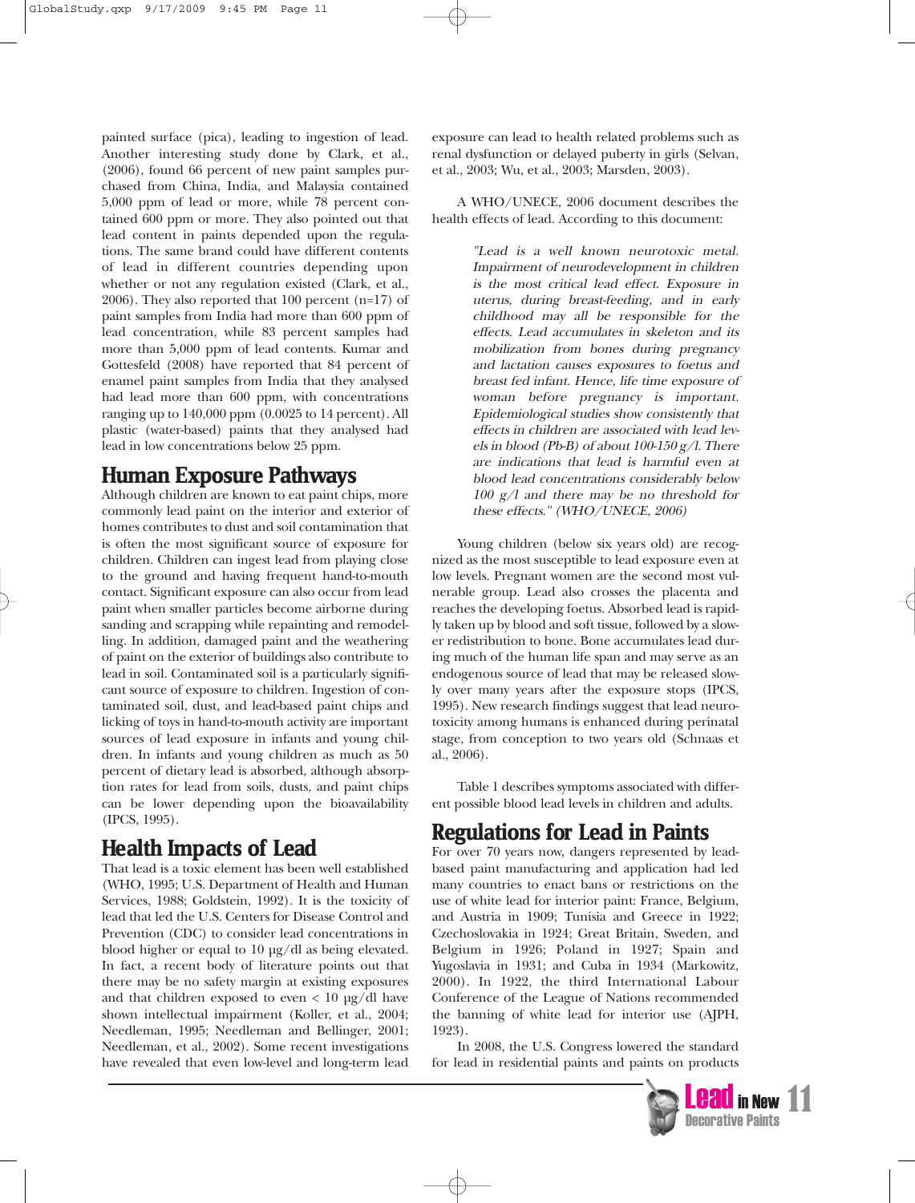painted surface (pica), leading to ingestion of lead. Another interesting study done by Clark, et al., (2006), found 66 percent of new paint samples purchased from China, India, and Malaysia contained 5,000 ppm of lead or more, while 78 percent contained 600 ppm or more. They also pointed out that lead content in paints depended upon the regulations. The same brand could have different contents of lead in different countries depending upon whether or not any regulation existed (Clark, et al., 2006). They also reported that 100 percent (n=17) of paint samples from India had more than 600 ppm of lead concentration, while 83 percent samples had more than 5,000 ppm of lead contents. Kumar and Gottesfeld (2008) have reported that 84 percent of enamel paint samples from India that they analysed had lead more than 600 ppm, with concentrations ranging up to 140,000 ppm (0.0025 to 14 percent). All plastic (water-based) paints that they analysed had lead in low concentrations below 25 ppm.

## Human Exposure Pathways

Although children are known to eat paint chips, more commonly lead paint on the interior and exterior of homes contributes to dust and soil contamination that is often the most significant source of exposure for children. Children can ingest lead from playing close to the ground and having frequent hand-to-mouth contact. Significant exposure can also occur from lead paint when smaller particles become airborne during sanding and scrapping while repainting and remodelling. In addition, damaged paint and the weathering of paint on the exterior of buildings also contribute to lead in soil. Contaminated soil is a particularly significant source of exposure to children. Ingestion of contaminated soil, dust, and lead-based paint chips and licking of toys in hand-to-mouth activity are important sources of lead exposure in infants and young children. In infants and young children as much as 50 percent of dietary lead is absorbed, although absorption rates for lead from soils, dusts, and paint chips can be lower depending upon the bioavailability (IPCS, 1995).

## Health Impacts of Lead

That lead is a toxic element has been well established (WHO, 1995; U.S. Department of Health and Human Services, 1988; Goldstein, 1992). It is the toxicity of lead that led the U.S. Centers for Disease Control and Prevention (CDC) to consider lead concentrations in blood higher or equal to 10 µg/dl as being elevated. In fact, a recent body of literature points out that there may be no safety margin at existing exposures and that children exposed to even < 10 µg/dl have shown intellectual impairment (Koller, et al., 2004; Needleman, 1995; Needleman and Bellinger, 2001; Needleman, et al., 2002). Some recent investigations have revealed that even low-level and long-term lead exposure can lead to health related problems such as renal dysfunction or delayed puberty in girls (Selvan, et al., 2003; Wu, et al., 2003; Marsden, 2003).

A WHO/UNECE, 2006 document describes the health effects of lead. According to this document:

> *"Lead is a well known neurotoxic metal. Impairment of neurodevelopment in children is the most critical lead effect. Exposure in uterus, during breast-feeding, and in early childhood may all be responsible for the effects. Lead accumulates in skeleton and its mobilization from bones during pregnancy and lactation causes exposures to foetus and breast fed infant. Hence, life time exposure of woman before pregnancy is important. Epidemiological studies show consistently that effects in children are associated with lead levels in blood (Pb-B) of about 100-150 g/l. There are indications that lead is harmful even at blood lead concentrations considerably below 100 g/l and there may be no threshold for these effects." (WHO/UNECE, 2006)*

Young children (below six years old) are recognized as the most susceptible to lead exposure even at low levels. Pregnant women are the second most vulnerable group. Lead also crosses the placenta and reaches the developing foetus. Absorbed lead is rapidly taken up by blood and soft tissue, followed by a slower redistribution to bone. Bone accumulates lead during much of the human life span and may serve as an endogenous source of lead that may be released slowly over many years after the exposure stops (IPCS, 1995). New research findings suggest that lead neurotoxicity among humans is enhanced during perinatal stage, from conception to two years old (Schnaas et al., 2006).

Table 1 describes symptoms associated with different possible blood lead levels in children and adults.

## Regulations for Lead in Paints

For over 70 years now, dangers represented by lead-based paint manufacturing and application had led many countries to enact bans or restrictions on the use of white lead for interior paint: France, Belgium, and Austria in 1909; Tunisia and Greece in 1922; Czechoslovakia in 1924; Great Britain, Sweden, and Belgium in 1926; Poland in 1927; Spain and Yugoslavia in 1931; and Cuba in 1934 (Markowitz, 2000). In 1922, the third International Labour Conference of the League of Nations recommended the banning of white lead for interior use (AJPH, 1923).

In 2008, the U.S. Congress lowered the standard for lead in residential paints and paints on products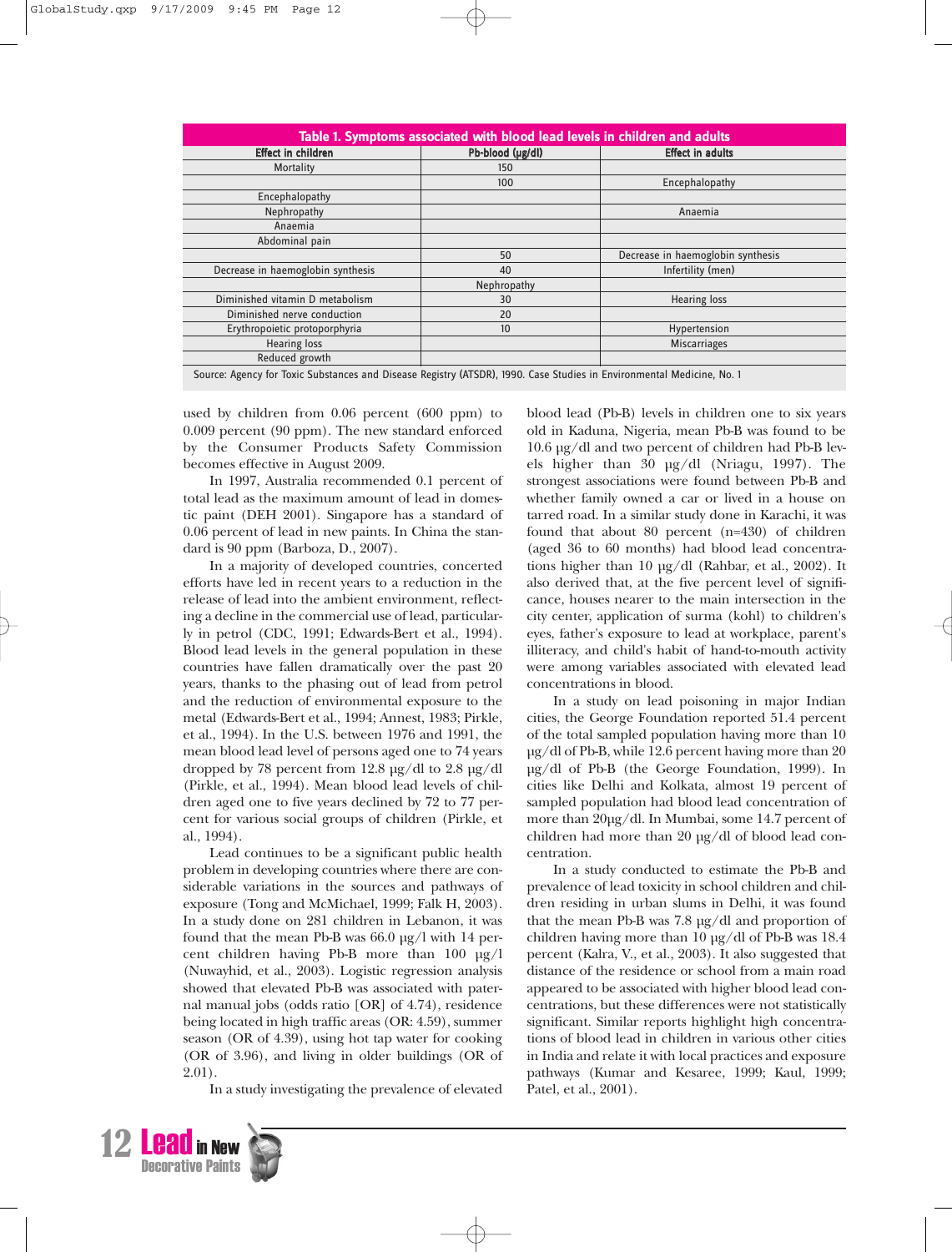**Table 1. Symptoms associated with blood lead levels in children and adults**

| Effect in children | Pb-blood (µg/dl) | Effect in adults |
|---|---|---|
| Mortality | 150 | |
| | 100 | Encephalopathy |
| Encephalopathy | | |
| Nephropathy | | Anaemia |
| Anaemia | | |
| Abdominal pain | | |
| | 50 | Decrease in haemoglobin synthesis |
| Decrease in haemoglobin synthesis | 40 | Infertility (men) |
| | Nephropathy | |
| Diminished vitamin D metabolism | 30 | Hearing loss |
| Diminished nerve conduction | 20 | |
| Erythropoietic protoporphyria | 10 | Hypertension |
| Hearing loss | | Miscarriages |
| Reduced growth | | |

Source: Agency for Toxic Substances and Disease Registry (ATSDR), 1990. Case Studies in Environmental Medicine, No. 1

used by children from 0.06 percent (600 ppm) to 0.009 percent (90 ppm). The new standard enforced by the Consumer Products Safety Commission becomes effective in August 2009.

In 1997, Australia recommended 0.1 percent of total lead as the maximum amount of lead in domestic paint (DEH 2001). Singapore has a standard of 0.06 percent of lead in new paints. In China the standard is 90 ppm (Barboza, D., 2007).

In a majority of developed countries, concerted efforts have led in recent years to a reduction in the release of lead into the ambient environment, reflecting a decline in the commercial use of lead, particularly in petrol (CDC, 1991; Edwards-Bert et al., 1994). Blood lead levels in the general population in these countries have fallen dramatically over the past 20 years, thanks to the phasing out of lead from petrol and the reduction of environmental exposure to the metal (Edwards-Bert et al., 1994; Annest, 1983; Pirkle, et al., 1994). In the U.S. between 1976 and 1991, the mean blood lead level of persons aged one to 74 years dropped by 78 percent from 12.8 µg/dl to 2.8 µg/dl (Pirkle, et al., 1994). Mean blood lead levels of children aged one to five years declined by 72 to 77 percent for various social groups of children (Pirkle, et al., 1994).

Lead continues to be a significant public health problem in developing countries where there are considerable variations in the sources and pathways of exposure (Tong and McMichael, 1999; Falk H, 2003). In a study done on 281 children in Lebanon, it was found that the mean Pb-B was 66.0 µg/l with 14 percent children having Pb-B more than 100 µg/l (Nuwayhid, et al., 2003). Logistic regression analysis showed that elevated Pb-B was associated with paternal manual jobs (odds ratio [OR] of 4.74), residence being located in high traffic areas (OR: 4.59), summer season (OR of 4.39), using hot tap water for cooking (OR of 3.96), and living in older buildings (OR of 2.01).

In a study investigating the prevalence of elevated blood lead (Pb-B) levels in children one to six years old in Kaduna, Nigeria, mean Pb-B was found to be 10.6 µg/dl and two percent of children had Pb-B levels higher than 30 µg/dl (Nriagu, 1997). The strongest associations were found between Pb-B and whether family owned a car or lived in a house on tarred road. In a similar study done in Karachi, it was found that about 80 percent (n=430) of children (aged 36 to 60 months) had blood lead concentrations higher than 10 µg/dl (Rahbar, et al., 2002). It also derived that, at the five percent level of significance, houses nearer to the main intersection in the city center, application of surma (kohl) to children's eyes, father's exposure to lead at workplace, parent's illiteracy, and child's habit of hand-to-mouth activity were among variables associated with elevated lead concentrations in blood.

In a study on lead poisoning in major Indian cities, the George Foundation reported 51.4 percent of the total sampled population having more than 10 µg/dl of Pb-B, while 12.6 percent having more than 20 µg/dl of Pb-B (the George Foundation, 1999). In cities like Delhi and Kolkata, almost 19 percent of sampled population had blood lead concentration of more than 20µg/dl. In Mumbai, some 14.7 percent of children had more than 20 µg/dl of blood lead concentration.

In a study conducted to estimate the Pb-B and prevalence of lead toxicity in school children and children residing in urban slums in Delhi, it was found that the mean Pb-B was 7.8 µg/dl and proportion of children having more than 10 µg/dl of Pb-B was 18.4 percent (Kalra, V., et al., 2003). It also suggested that distance of the residence or school from a main road appeared to be associated with higher blood lead concentrations, but these differences were not statistically significant. Similar reports highlight high concentrations of blood lead in children in various other cities in India and relate it with local practices and exposure pathways (Kumar and Kesaree, 1999; Kaul, 1999; Patel, et al., 2001).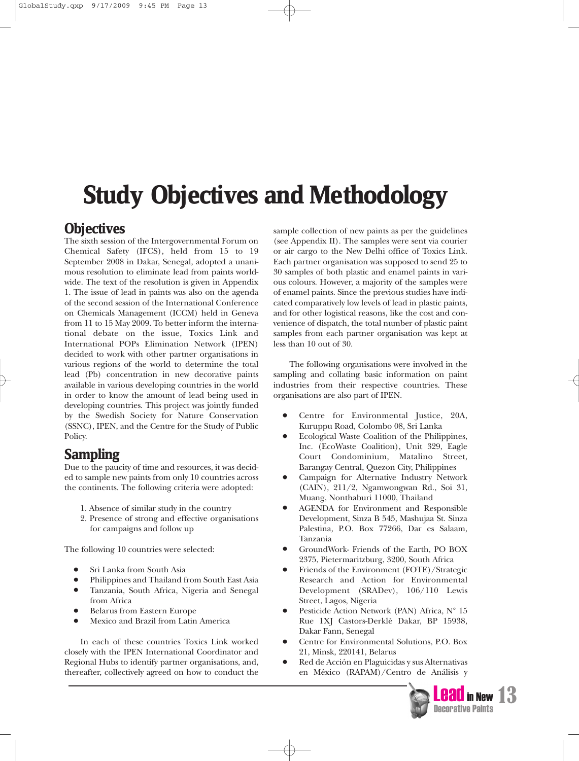# Study Objectives and Methodology

## Objectives

The sixth session of the Intergovernmental Forum on Chemical Safety (IFCS), held from 15 to 19 September 2008 in Dakar, Senegal, adopted a unanimous resolution to eliminate lead from paints worldwide. The text of the resolution is given in Appendix 1. The issue of lead in paints was also on the agenda of the second session of the International Conference on Chemicals Management (ICCM) held in Geneva from 11 to 15 May 2009. To better inform the international debate on the issue, Toxics Link and International POPs Elimination Network (IPEN) decided to work with other partner organisations in various regions of the world to determine the total lead (Pb) concentration in new decorative paints available in various developing countries in the world in order to know the amount of lead being used in developing countries. This project was jointly funded by the Swedish Society for Nature Conservation (SSNC), IPEN, and the Centre for the Study of Public Policy.

## Sampling

Due to the paucity of time and resources, it was decided to sample new paints from only 10 countries across the continents. The following criteria were adopted:

1. Absence of similar study in the country
2. Presence of strong and effective organisations for campaigns and follow up

The following 10 countries were selected:

- Sri Lanka from South Asia
- Philippines and Thailand from South East Asia
- Tanzania, South Africa, Nigeria and Senegal from Africa
- Belarus from Eastern Europe
- Mexico and Brazil from Latin America

In each of these countries Toxics Link worked closely with the IPEN International Coordinator and Regional Hubs to identify partner organisations, and, thereafter, collectively agreed on how to conduct the sample collection of new paints as per the guidelines (see Appendix II). The samples were sent via courier or air cargo to the New Delhi office of Toxics Link. Each partner organisation was supposed to send 25 to 30 samples of both plastic and enamel paints in various colours. However, a majority of the samples were of enamel paints. Since the previous studies have indicated comparatively low levels of lead in plastic paints, and for other logistical reasons, like the cost and convenience of dispatch, the total number of plastic paint samples from each partner organisation was kept at less than 10 out of 30.

The following organisations were involved in the sampling and collating basic information on paint industries from their respective countries. These organisations are also part of IPEN.

- Centre for Environmental Justice, 20A, Kuruppu Road, Colombo 08, Sri Lanka
- Ecological Waste Coalition of the Philippines, Inc. (EcoWaste Coalition), Unit 329, Eagle Court Condominium, Matalino Street, Barangay Central, Quezon City, Philippines
- Campaign for Alternative Industry Network (CAIN), 211/2, Ngamwongwan Rd., Soi 31, Muang, Nonthaburi 11000, Thailand
- AGENDA for Environment and Responsible Development, Sinza B 545, Mashujaa St. Sinza Palestina, P.O. Box 77266, Dar es Salaam, Tanzania
- GroundWork- Friends of the Earth, PO BOX 2375, Pietermaritzburg, 3200, South Africa
- Friends of the Environment (FOTE)/Strategic Research and Action for Environmental Development (SRADev), 106/110 Lewis Street, Lagos, Nigeria
- Pesticide Action Network (PAN) Africa, N° 15 Rue 1XJ Castors-Derklé Dakar, BP 15938, Dakar Fann, Senegal
- Centre for Environmental Solutions, P.O. Box 21, Minsk, 220141, Belarus
- Red de Acción en Plaguicidas y sus Alternativas en México (RAPAM)/Centro de Análisis y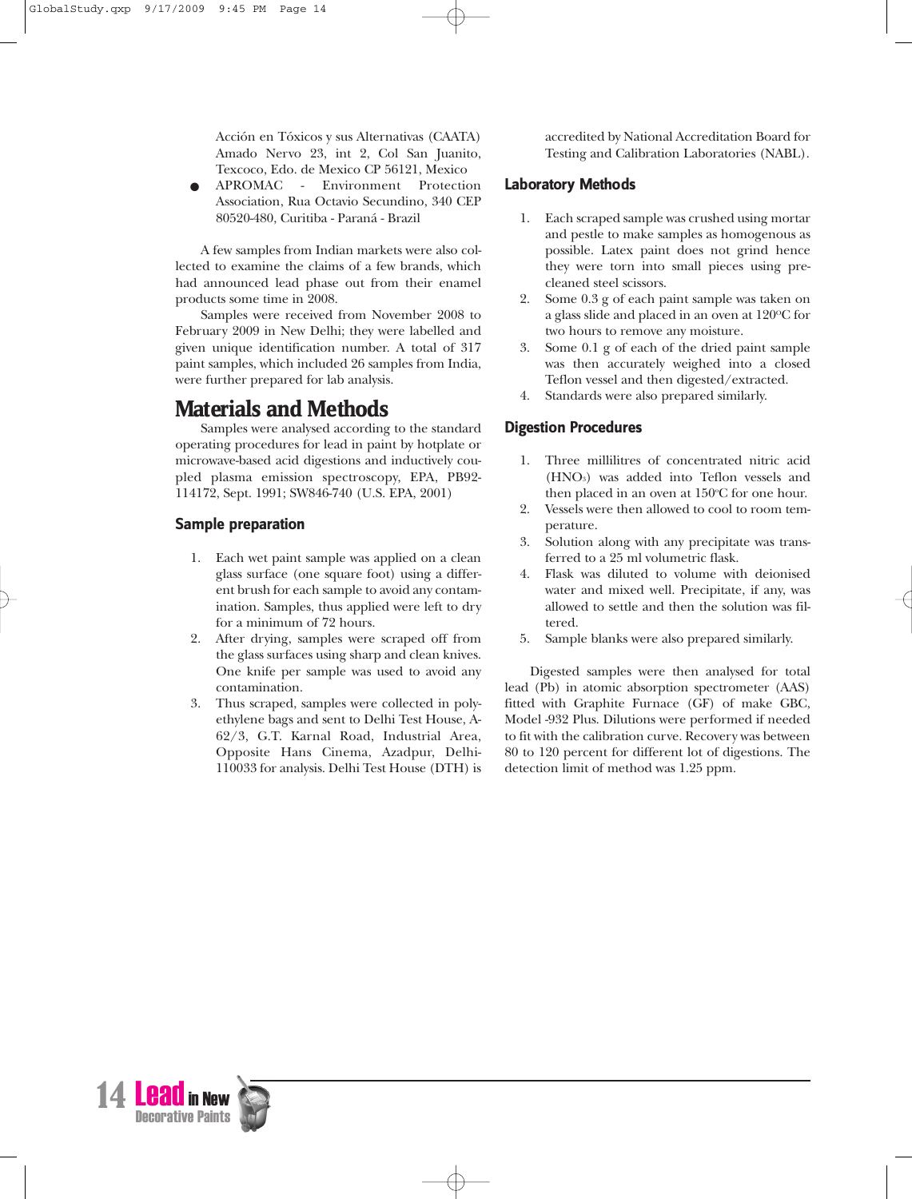Acción en Tóxicos y sus Alternativas (CAATA) Amado Nervo 23, int 2, Col San Juanito, Texcoco, Edo. de Mexico CP 56121, Mexico

- APROMAC - Environment Protection Association, Rua Octavio Secundino, 340 CEP 80520-480, Curitiba - Paraná - Brazil

A few samples from Indian markets were also collected to examine the claims of a few brands, which had announced lead phase out from their enamel products some time in 2008.

Samples were received from November 2008 to February 2009 in New Delhi; they were labelled and given unique identification number. A total of 317 paint samples, which included 26 samples from India, were further prepared for lab analysis.

# Materials and Methods

Samples were analysed according to the standard operating procedures for lead in paint by hotplate or microwave-based acid digestions and inductively coupled plasma emission spectroscopy, EPA, PB92-114172, Sept. 1991; SW846-740 (U.S. EPA, 2001)

### Sample preparation

1. Each wet paint sample was applied on a clean glass surface (one square foot) using a different brush for each sample to avoid any contamination. Samples, thus applied were left to dry for a minimum of 72 hours.
2. After drying, samples were scraped off from the glass surfaces using sharp and clean knives. One knife per sample was used to avoid any contamination.
3. Thus scraped, samples were collected in polyethylene bags and sent to Delhi Test House, A-62/3, G.T. Karnal Road, Industrial Area, Opposite Hans Cinema, Azadpur, Delhi-110033 for analysis. Delhi Test House (DTH) is accredited by National Accreditation Board for Testing and Calibration Laboratories (NABL).

### Laboratory Methods

1. Each scraped sample was crushed using mortar and pestle to make samples as homogenous as possible. Latex paint does not grind hence they were torn into small pieces using pre-cleaned steel scissors.
2. Some 0.3 g of each paint sample was taken on a glass slide and placed in an oven at 120°C for two hours to remove any moisture.
3. Some 0.1 g of each of the dried paint sample was then accurately weighed into a closed Teflon vessel and then digested/extracted.
4. Standards were also prepared similarly.

### Digestion Procedures

1. Three millilitres of concentrated nitric acid ($HNO_3$) was added into Teflon vessels and then placed in an oven at 150°C for one hour.
2. Vessels were then allowed to cool to room temperature.
3. Solution along with any precipitate was transferred to a 25 ml volumetric flask.
4. Flask was diluted to volume with deionised water and mixed well. Precipitate, if any, was allowed to settle and then the solution was filtered.
5. Sample blanks were also prepared similarly.

Digested samples were then analysed for total lead (Pb) in atomic absorption spectrometer (AAS) fitted with Graphite Furnace (GF) of make GBC, Model -932 Plus. Dilutions were performed if needed to fit with the calibration curve. Recovery was between 80 to 120 percent for different lot of digestions. The detection limit of method was 1.25 ppm.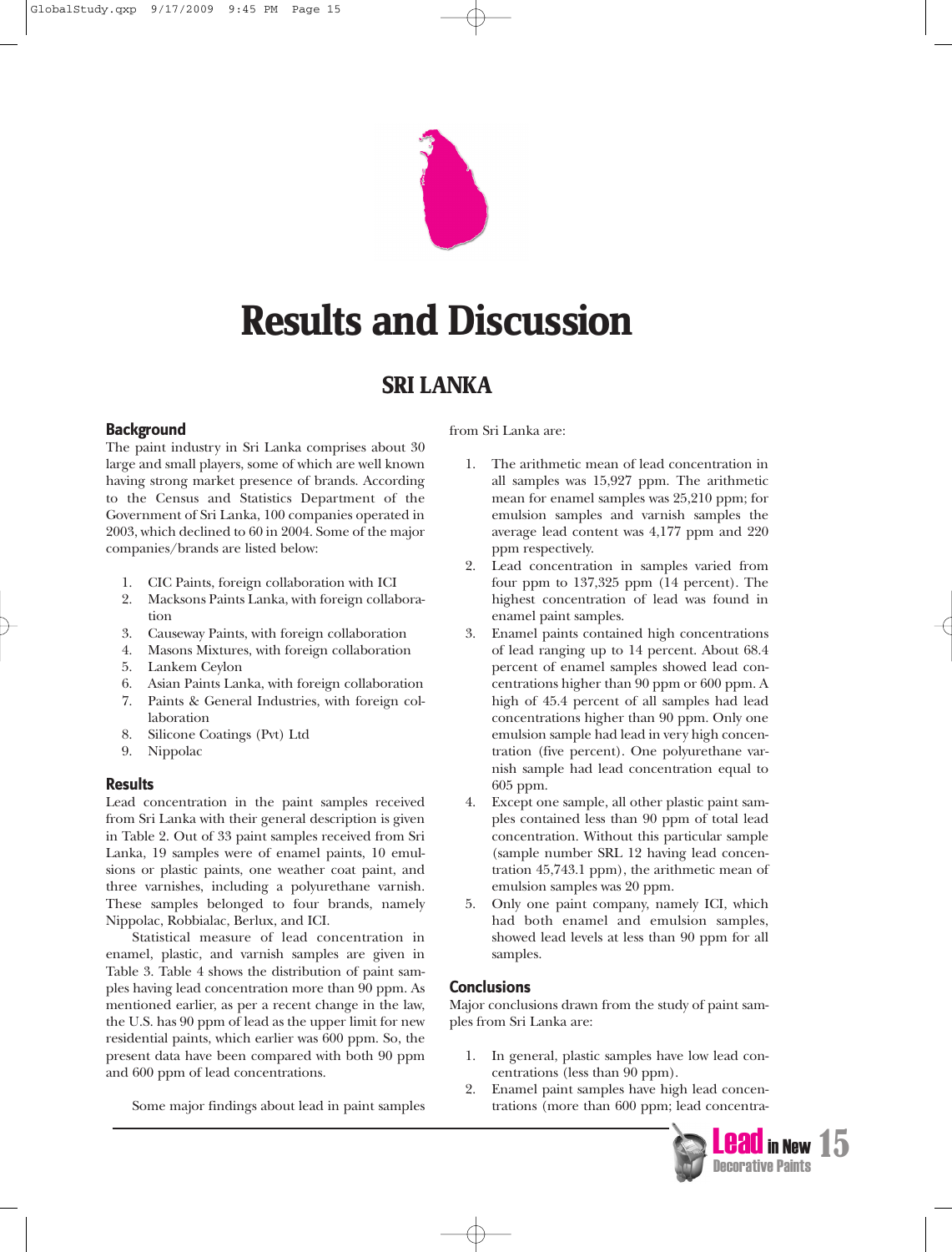# Results and Discussion

## SRI LANKA

### Background

The paint industry in Sri Lanka comprises about 30 large and small players, some of which are well known having strong market presence of brands. According to the Census and Statistics Department of the Government of Sri Lanka, 100 companies operated in 2003, which declined to 60 in 2004. Some of the major companies/brands are listed below:

1. CIC Paints, foreign collaboration with ICI
2. Macksons Paints Lanka, with foreign collaboration
3. Causeway Paints, with foreign collaboration
4. Masons Mixtures, with foreign collaboration
5. Lankem Ceylon
6. Asian Paints Lanka, with foreign collaboration
7. Paints & General Industries, with foreign collaboration
8. Silicone Coatings (Pvt) Ltd
9. Nippolac

### Results

Lead concentration in the paint samples received from Sri Lanka with their general description is given in Table 2. Out of 33 paint samples received from Sri Lanka, 19 samples were of enamel paints, 10 emulsions or plastic paints, one weather coat paint, and three varnishes, including a polyurethane varnish. These samples belonged to four brands, namely Nippolac, Robbialac, Berlux, and ICI.

Statistical measure of lead concentration in enamel, plastic, and varnish samples are given in Table 3. Table 4 shows the distribution of paint samples having lead concentration more than 90 ppm. As mentioned earlier, as per a recent change in the law, the U.S. has 90 ppm of lead as the upper limit for new residential paints, which earlier was 600 ppm. So, the present data have been compared with both 90 ppm and 600 ppm of lead concentrations.

Some major findings about lead in paint samples from Sri Lanka are:

1. The arithmetic mean of lead concentration in all samples was 15,927 ppm. The arithmetic mean for enamel samples was 25,210 ppm; for emulsion samples and varnish samples the average lead content was 4,177 ppm and 220 ppm respectively.
2. Lead concentration in samples varied from four ppm to 137,325 ppm (14 percent). The highest concentration of lead was found in enamel paint samples.
3. Enamel paints contained high concentrations of lead ranging up to 14 percent. About 68.4 percent of enamel samples showed lead concentrations higher than 90 ppm or 600 ppm. A high of 45.4 percent of all samples had lead concentrations higher than 90 ppm. Only one emulsion sample had lead in very high concentration (five percent). One polyurethane varnish sample had lead concentration equal to 605 ppm.
4. Except one sample, all other plastic paint samples contained less than 90 ppm of total lead concentration. Without this particular sample (sample number SRL 12 having lead concentration 45,743.1 ppm), the arithmetic mean of emulsion samples was 20 ppm.
5. Only one paint company, namely ICI, which had both enamel and emulsion samples, showed lead levels at less than 90 ppm for all samples.

### Conclusions

Major conclusions drawn from the study of paint samples from Sri Lanka are:

1. In general, plastic samples have low lead concentrations (less than 90 ppm).
2. Enamel paint samples have high lead concentrations (more than 600 ppm; lead concentra-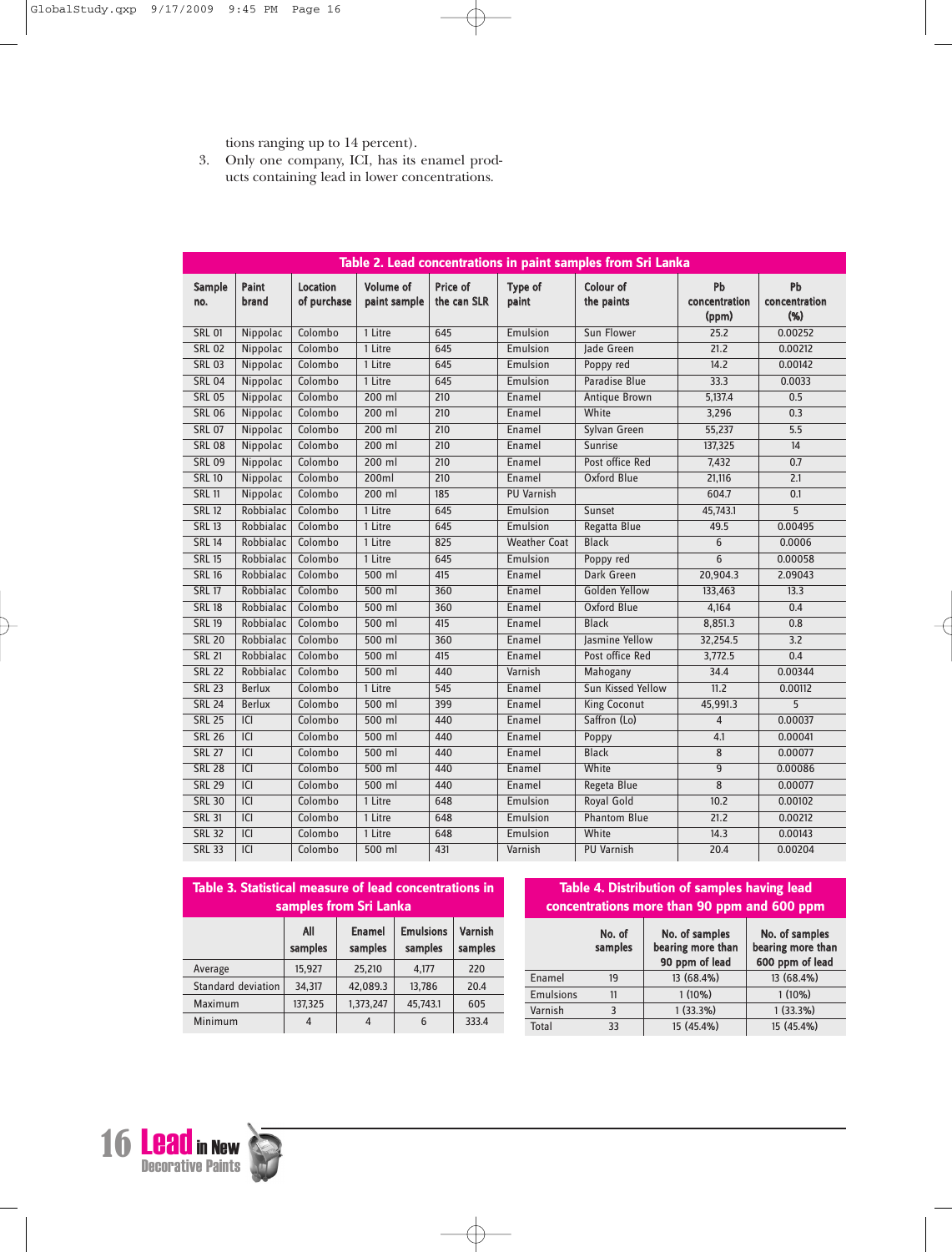tions ranging up to 14 percent).

3. Only one company, ICI, has its enamel products containing lead in lower concentrations.

**Table 2. Lead concentrations in paint samples from Sri Lanka**

| Sample no. | Paint brand | Location of purchase | Volume of paint sample | Price of the can SLR | Type of paint | Colour of the paints | Pb concentration (ppm) | Pb concentration (%) |
|---|---|---|---|---|---|---|---|---|
| SRL 01 | Nippolac | Colombo | 1 Litre | 645 | Emulsion | Sun Flower | 25.2 | 0.00252 |
| SRL 02 | Nippolac | Colombo | 1 Litre | 645 | Emulsion | Jade Green | 21.2 | 0.00212 |
| SRL 03 | Nippolac | Colombo | 1 Litre | 645 | Emulsion | Poppy red | 14.2 | 0.00142 |
| SRL 04 | Nippolac | Colombo | 1 Litre | 645 | Emulsion | Paradise Blue | 33.3 | 0.0033 |
| SRL 05 | Nippolac | Colombo | 200 ml | 210 | Enamel | Antique Brown | 5,137.4 | 0.5 |
| SRL 06 | Nippolac | Colombo | 200 ml | 210 | Enamel | White | 3,296 | 0.3 |
| SRL 07 | Nippolac | Colombo | 200 ml | 210 | Enamel | Sylvan Green | 55,237 | 5.5 |
| SRL 08 | Nippolac | Colombo | 200 ml | 210 | Enamel | Sunrise | 137,325 | 14 |
| SRL 09 | Nippolac | Colombo | 200 ml | 210 | Enamel | Post office Red | 7,432 | 0.7 |
| SRL 10 | Nippolac | Colombo | 200ml | 210 | Enamel | Oxford Blue | 21,116 | 2.1 |
| SRL 11 | Nippolac | Colombo | 200 ml | 185 | PU Varnish | | 604.7 | 0.1 |
| SRL 12 | Robbialac | Colombo | 1 Litre | 645 | Emulsion | Sunset | 45,743.1 | 5 |
| SRL 13 | Robbialac | Colombo | 1 Litre | 645 | Emulsion | Regatta Blue | 49.5 | 0.00495 |
| SRL 14 | Robbialac | Colombo | 1 Litre | 825 | Weather Coat | Black | 6 | 0.0006 |
| SRL 15 | Robbialac | Colombo | 1 Litre | 645 | Emulsion | Poppy red | 6 | 0.00058 |
| SRL 16 | Robbialac | Colombo | 500 ml | 415 | Enamel | Dark Green | 20,904.3 | 2.09043 |
| SRL 17 | Robbialac | Colombo | 500 ml | 360 | Enamel | Golden Yellow | 133,463 | 13.3 |
| SRL 18 | Robbialac | Colombo | 500 ml | 360 | Enamel | Oxford Blue | 4,164 | 0.4 |
| SRL 19 | Robbialac | Colombo | 500 ml | 415 | Enamel | Black | 8,851.3 | 0.8 |
| SRL 20 | Robbialac | Colombo | 500 ml | 360 | Enamel | Jasmine Yellow | 32,254.5 | 3.2 |
| SRL 21 | Robbialac | Colombo | 500 ml | 415 | Enamel | Post office Red | 3,772.5 | 0.4 |
| SRL 22 | Robbialac | Colombo | 500 ml | 440 | Varnish | Mahogany | 34.4 | 0.00344 |
| SRL 23 | Berlux | Colombo | 1 Litre | 545 | Enamel | Sun Kissed Yellow | 11.2 | 0.00112 |
| SRL 24 | Berlux | Colombo | 500 ml | 399 | Enamel | King Coconut | 45,991.3 | 5 |
| SRL 25 | ICI | Colombo | 500 ml | 440 | Enamel | Saffron (Lo) | 4 | 0.00037 |
| SRL 26 | ICI | Colombo | 500 ml | 440 | Enamel | Poppy | 4.1 | 0.00041 |
| SRL 27 | ICI | Colombo | 500 ml | 440 | Enamel | Black | 8 | 0.00077 |
| SRL 28 | ICI | Colombo | 500 ml | 440 | Enamel | White | 9 | 0.00086 |
| SRL 29 | ICI | Colombo | 500 ml | 440 | Enamel | Regeta Blue | 8 | 0.00077 |
| SRL 30 | ICI | Colombo | 1 Litre | 648 | Emulsion | Royal Gold | 10.2 | 0.00102 |
| SRL 31 | ICI | Colombo | 1 Litre | 648 | Emulsion | Phantom Blue | 21.2 | 0.00212 |
| SRL 32 | ICI | Colombo | 1 Litre | 648 | Emulsion | White | 14.3 | 0.00143 |
| SRL 33 | ICI | Colombo | 500 ml | 431 | Varnish | PU Varnish | 20.4 | 0.00204 |

**Table 3. Statistical measure of lead concentrations in samples from Sri Lanka**

| | All samples | Enamel samples | Emulsions samples | Varnish samples |
|---|---|---|---|---|
| Average | 15,927 | 25,210 | 4,177 | 220 |
| Standard deviation | 34,317 | 42,089.3 | 13,786 | 20.4 |
| Maximum | 137,325 | 1,373,247 | 45,743.1 | 605 |
| Minimum | 4 | 4 | 6 | 333.4 |

**Table 4. Distribution of samples having lead concentrations more than 90 ppm and 600 ppm**

| | No. of samples | No. of samples bearing more than 90 ppm of lead | No. of samples bearing more than 600 ppm of lead |
|---|---|---|---|
| Enamel | 19 | 13 (68.4%) | 13 (68.4%) |
| Emulsions | 11 | 1 (10%) | 1 (10%) |
| Varnish | 3 | 1 (33.3%) | 1 (33.3%) |
| Total | 33 | 15 (45.4%) | 15 (45.4%) |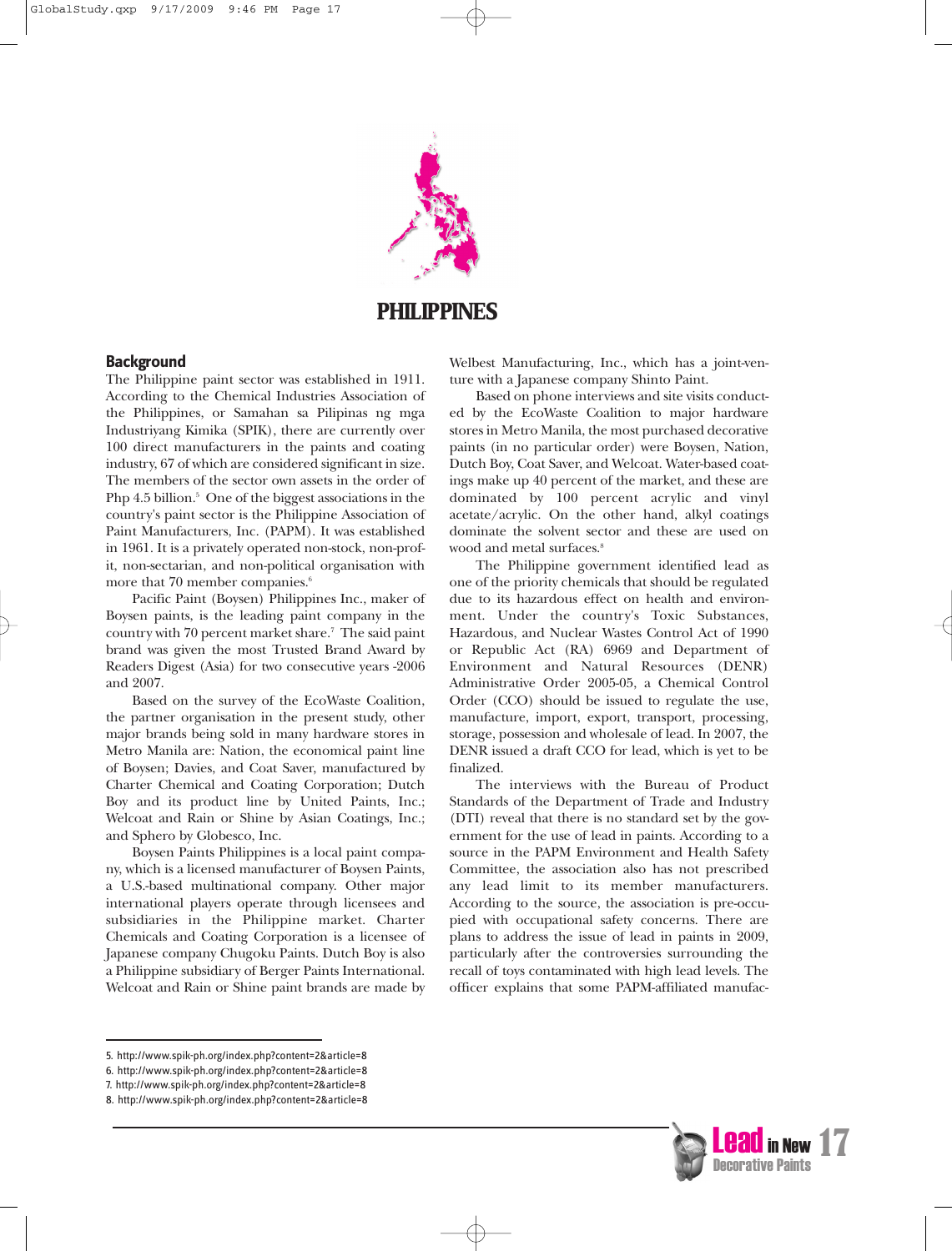# PHILIPPINES

## Background

The Philippine paint sector was established in 1911. According to the Chemical Industries Association of the Philippines, or Samahan sa Pilipinas ng mga Industriyang Kimika (SPIK), there are currently over 100 direct manufacturers in the paints and coating industry, 67 of which are considered significant in size. The members of the sector own assets in the order of Php 4.5 billion.[5] One of the biggest associations in the country's paint sector is the Philippine Association of Paint Manufacturers, Inc. (PAPM). It was established in 1961. It is a privately operated non-stock, non-profit, non-sectarian, and non-political organisation with more that 70 member companies.[6]

Pacific Paint (Boysen) Philippines Inc., maker of Boysen paints, is the leading paint company in the country with 70 percent market share.[7] The said paint brand was given the most Trusted Brand Award by Readers Digest (Asia) for two consecutive years -2006 and 2007.

Based on the survey of the EcoWaste Coalition, the partner organisation in the present study, other major brands being sold in many hardware stores in Metro Manila are: Nation, the economical paint line of Boysen; Davies, and Coat Saver, manufactured by Charter Chemical and Coating Corporation; Dutch Boy and its product line by United Paints, Inc.; Welcoat and Rain or Shine by Asian Coatings, Inc.; and Sphero by Globesco, Inc.

Boysen Paints Philippines is a local paint company, which is a licensed manufacturer of Boysen Paints, a U.S.-based multinational company. Other major international players operate through licensees and subsidiaries in the Philippine market. Charter Chemicals and Coating Corporation is a licensee of Japanese company Chugoku Paints. Dutch Boy is also a Philippine subsidiary of Berger Paints International. Welcoat and Rain or Shine paint brands are made by Welbest Manufacturing, Inc., which has a joint-venture with a Japanese company Shinto Paint.

Based on phone interviews and site visits conducted by the EcoWaste Coalition to major hardware stores in Metro Manila, the most purchased decorative paints (in no particular order) were Boysen, Nation, Dutch Boy, Coat Saver, and Welcoat. Water-based coatings make up 40 percent of the market, and these are dominated by 100 percent acrylic and vinyl acetate/acrylic. On the other hand, alkyl coatings dominate the solvent sector and these are used on wood and metal surfaces.[8]

The Philippine government identified lead as one of the priority chemicals that should be regulated due to its hazardous effect on health and environment. Under the country's Toxic Substances, Hazardous, and Nuclear Wastes Control Act of 1990 or Republic Act (RA) 6969 and Department of Environment and Natural Resources (DENR) Administrative Order 2005-05, a Chemical Control Order (CCO) should be issued to regulate the use, manufacture, import, export, transport, processing, storage, possession and wholesale of lead. In 2007, the DENR issued a draft CCO for lead, which is yet to be finalized.

The interviews with the Bureau of Product Standards of the Department of Trade and Industry (DTI) reveal that there is no standard set by the government for the use of lead in paints. According to a source in the PAPM Environment and Health Safety Committee, the association also has not prescribed any lead limit to its member manufacturers. According to the source, the association is pre-occupied with occupational safety concerns. There are plans to address the issue of lead in paints in 2009, particularly after the controversies surrounding the recall of toys contaminated with high lead levels. The officer explains that some PAPM-affiliated manufac-

5. http://www.spik-ph.org/index.php?content=2&article=8
6. http://www.spik-ph.org/index.php?content=2&article=8
7. http://www.spik-ph.org/index.php?content=2&article=8
8. http://www.spik-ph.org/index.php?content=2&article=8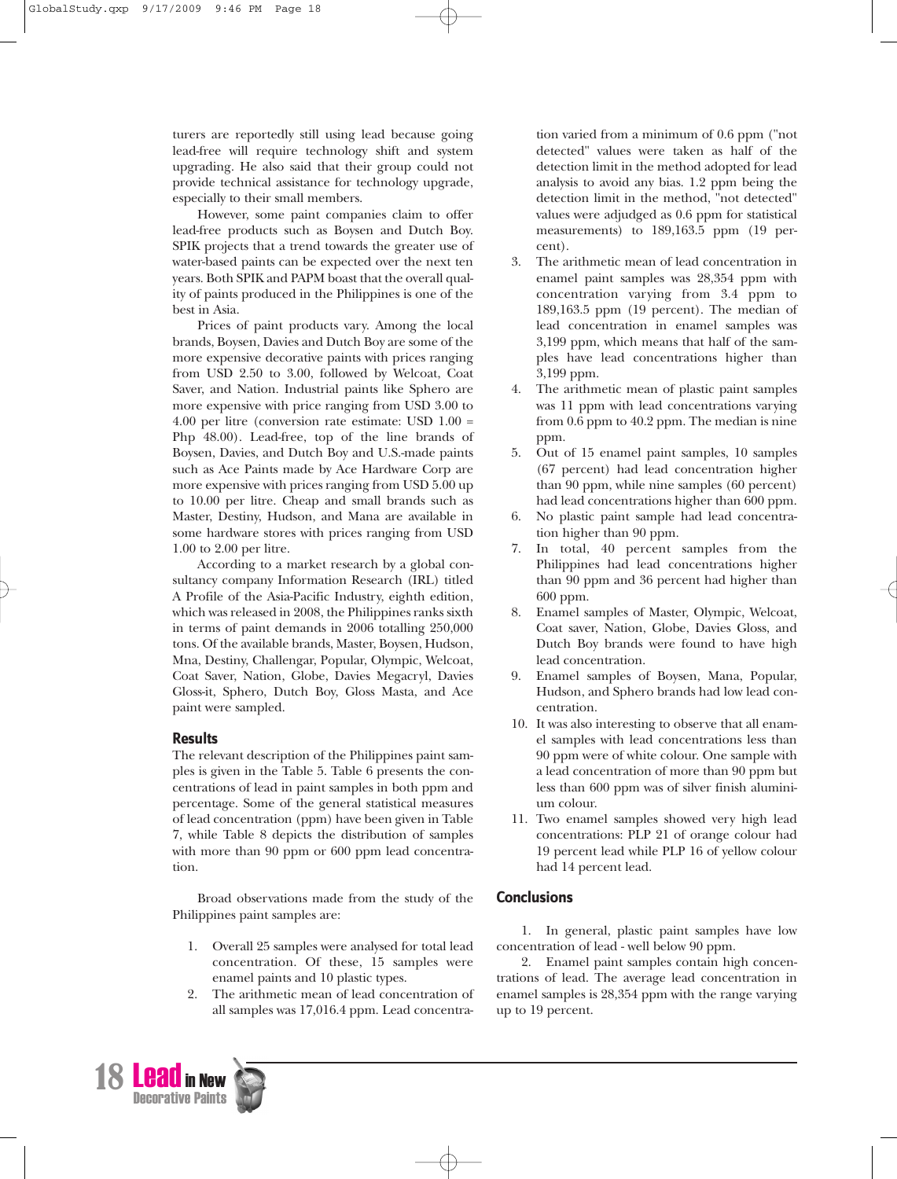turers are reportedly still using lead because going lead-free will require technology shift and system upgrading. He also said that their group could not provide technical assistance for technology upgrade, especially to their small members.

However, some paint companies claim to offer lead-free products such as Boysen and Dutch Boy. SPIK projects that a trend towards the greater use of water-based paints can be expected over the next ten years. Both SPIK and PAPM boast that the overall quality of paints produced in the Philippines is one of the best in Asia.

Prices of paint products vary. Among the local brands, Boysen, Davies and Dutch Boy are some of the more expensive decorative paints with prices ranging from USD 2.50 to 3.00, followed by Welcoat, Coat Saver, and Nation. Industrial paints like Sphero are more expensive with price ranging from USD 3.00 to 4.00 per litre (conversion rate estimate: USD 1.00 = Php 48.00). Lead-free, top of the line brands of Boysen, Davies, and Dutch Boy and U.S.-made paints such as Ace Paints made by Ace Hardware Corp are more expensive with prices ranging from USD 5.00 up to 10.00 per litre. Cheap and small brands such as Master, Destiny, Hudson, and Mana are available in some hardware stores with prices ranging from USD 1.00 to 2.00 per litre.

According to a market research by a global consultancy company Information Research (IRL) titled A Profile of the Asia-Pacific Industry, eighth edition, which was released in 2008, the Philippines ranks sixth in terms of paint demands in 2006 totalling 250,000 tons. Of the available brands, Master, Boysen, Hudson, Mna, Destiny, Challengar, Popular, Olympic, Welcoat, Coat Saver, Nation, Globe, Davies Megacryl, Davies Gloss-it, Sphero, Dutch Boy, Gloss Masta, and Ace paint were sampled.

## Results

The relevant description of the Philippines paint samples is given in the Table 5. Table 6 presents the concentrations of lead in paint samples in both ppm and percentage. Some of the general statistical measures of lead concentration (ppm) have been given in Table 7, while Table 8 depicts the distribution of samples with more than 90 ppm or 600 ppm lead concentration.

Broad observations made from the study of the Philippines paint samples are:

1. Overall 25 samples were analysed for total lead concentration. Of these, 15 samples were enamel paints and 10 plastic types.
2. The arithmetic mean of lead concentration of all samples was 17,016.4 ppm. Lead concentration varied from a minimum of 0.6 ppm ("not detected" values were taken as half of the detection limit in the method adopted for lead analysis to avoid any bias. 1.2 ppm being the detection limit in the method, "not detected" values were adjudged as 0.6 ppm for statistical measurements) to 189,163.5 ppm (19 percent).
3. The arithmetic mean of lead concentration in enamel paint samples was 28,354 ppm with concentration varying from 3.4 ppm to 189,163.5 ppm (19 percent). The median of lead concentration in enamel samples was 3,199 ppm, which means that half of the samples have lead concentrations higher than 3,199 ppm.
4. The arithmetic mean of plastic paint samples was 11 ppm with lead concentrations varying from 0.6 ppm to 40.2 ppm. The median is nine ppm.
5. Out of 15 enamel paint samples, 10 samples (67 percent) had lead concentration higher than 90 ppm, while nine samples (60 percent) had lead concentrations higher than 600 ppm.
6. No plastic paint sample had lead concentration higher than 90 ppm.
7. In total, 40 percent samples from the Philippines had lead concentrations higher than 90 ppm and 36 percent had higher than 600 ppm.
8. Enamel samples of Master, Olympic, Welcoat, Coat saver, Nation, Globe, Davies Gloss, and Dutch Boy brands were found to have high lead concentration.
9. Enamel samples of Boysen, Mana, Popular, Hudson, and Sphero brands had low lead concentration.
10. It was also interesting to observe that all enamel samples with lead concentrations less than 90 ppm were of white colour. One sample with a lead concentration of more than 90 ppm but less than 600 ppm was of silver finish aluminium colour.
11. Two enamel samples showed very high lead concentrations: PLP 21 of orange colour had 19 percent lead while PLP 16 of yellow colour had 14 percent lead.

## Conclusions

1. In general, plastic paint samples have low concentration of lead - well below 90 ppm.

2. Enamel paint samples contain high concentrations of lead. The average lead concentration in enamel samples is 28,354 ppm with the range varying up to 19 percent.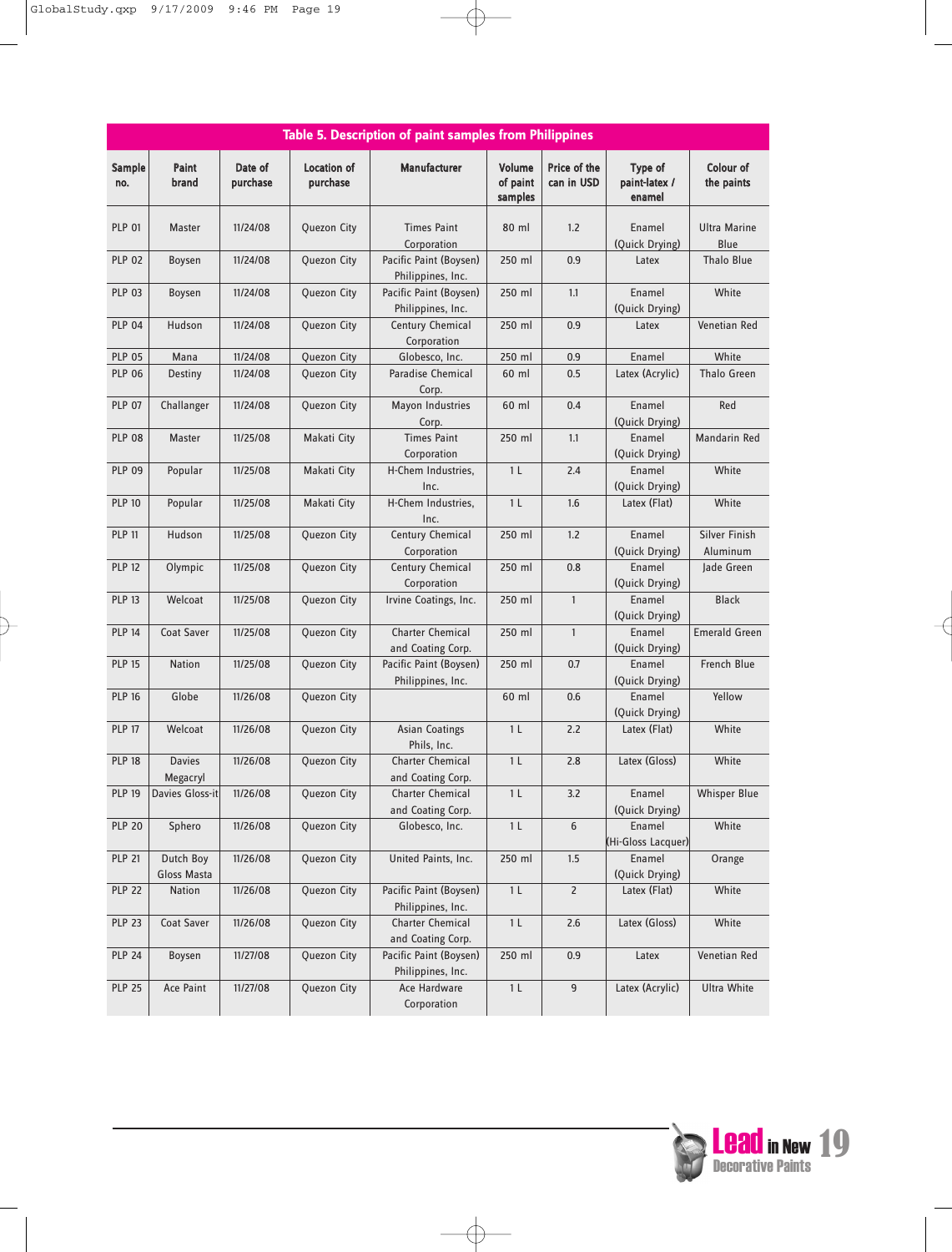## Table 5. Description of paint samples from Philippines

| Sample no. | Paint brand | Date of purchase | Location of purchase | Manufacturer | Volume of paint samples | Price of the can in USD | Type of paint-latex / enamel | Colour of the paints |
|---|---|---|---|---|---|---|---|---|
| PLP 01 | Master | 11/24/08 | Quezon City | Times Paint Corporation | 80 ml | 1.2 | Enamel (Quick Drying) | Ultra Marine Blue |
| PLP 02 | Boysen | 11/24/08 | Quezon City | Pacific Paint (Boysen) Philippines, Inc. | 250 ml | 0.9 | Latex | Thalo Blue |
| PLP 03 | Boysen | 11/24/08 | Quezon City | Pacific Paint (Boysen) Philippines, Inc. | 250 ml | 1.1 | Enamel (Quick Drying) | White |
| PLP 04 | Hudson | 11/24/08 | Quezon City | Century Chemical Corporation | 250 ml | 0.9 | Latex | Venetian Red |
| PLP 05 | Mana | 11/24/08 | Quezon City | Globesco, Inc. | 250 ml | 0.9 | Enamel | White |
| PLP 06 | Destiny | 11/24/08 | Quezon City | Paradise Chemical Corp. | 60 ml | 0.5 | Latex (Acrylic) | Thalo Green |
| PLP 07 | Challanger | 11/24/08 | Quezon City | Mayon Industries Corp. | 60 ml | 0.4 | Enamel (Quick Drying) | Red |
| PLP 08 | Master | 11/25/08 | Makati City | Times Paint Corporation | 250 ml | 1.1 | Enamel (Quick Drying) | Mandarin Red |
| PLP 09 | Popular | 11/25/08 | Makati City | H-Chem Industries, Inc. | 1 L | 2.4 | Enamel (Quick Drying) | White |
| PLP 10 | Popular | 11/25/08 | Makati City | H-Chem Industries, Inc. | 1 L | 1.6 | Latex (Flat) | White |
| PLP 11 | Hudson | 11/25/08 | Quezon City | Century Chemical Corporation | 250 ml | 1.2 | Enamel (Quick Drying) | Silver Finish Aluminum |
| PLP 12 | Olympic | 11/25/08 | Quezon City | Century Chemical Corporation | 250 ml | 0.8 | Enamel (Quick Drying) | Jade Green |
| PLP 13 | Welcoat | 11/25/08 | Quezon City | Irvine Coatings, Inc. | 250 ml | 1 | Enamel (Quick Drying) | Black |
| PLP 14 | Coat Saver | 11/25/08 | Quezon City | Charter Chemical and Coating Corp. | 250 ml | 1 | Enamel (Quick Drying) | Emerald Green |
| PLP 15 | Nation | 11/25/08 | Quezon City | Pacific Paint (Boysen) Philippines, Inc. | 250 ml | 0.7 | Enamel (Quick Drying) | French Blue |
| PLP 16 | Globe | 11/26/08 | Quezon City | | 60 ml | 0.6 | Enamel (Quick Drying) | Yellow |
| PLP 17 | Welcoat | 11/26/08 | Quezon City | Asian Coatings Phils, Inc. | 1 L | 2.2 | Latex (Flat) | White |
| PLP 18 | Davies Megacryl | 11/26/08 | Quezon City | Charter Chemical and Coating Corp. | 1 L | 2.8 | Latex (Gloss) | White |
| PLP 19 | Davies Gloss-it | 11/26/08 | Quezon City | Charter Chemical and Coating Corp. | 1 L | 3.2 | Enamel (Quick Drying) | Whisper Blue |
| PLP 20 | Sphero | 11/26/08 | Quezon City | Globesco, Inc. | 1 L | 6 | Enamel (Hi-Gloss Lacquer) | White |
| PLP 21 | Dutch Boy Gloss Masta | 11/26/08 | Quezon City | United Paints, Inc. | 250 ml | 1.5 | Enamel (Quick Drying) | Orange |
| PLP 22 | Nation | 11/26/08 | Quezon City | Pacific Paint (Boysen) Philippines, Inc. | 1 L | 2 | Latex (Flat) | White |
| PLP 23 | Coat Saver | 11/26/08 | Quezon City | Charter Chemical and Coating Corp. | 1 L | 2.6 | Latex (Gloss) | White |
| PLP 24 | Boysen | 11/27/08 | Quezon City | Pacific Paint (Boysen) Philippines, Inc. | 250 ml | 0.9 | Latex | Venetian Red |
| PLP 25 | Ace Paint | 11/27/08 | Quezon City | Ace Hardware Corporation | 1 L | 9 | Latex (Acrylic) | Ultra White |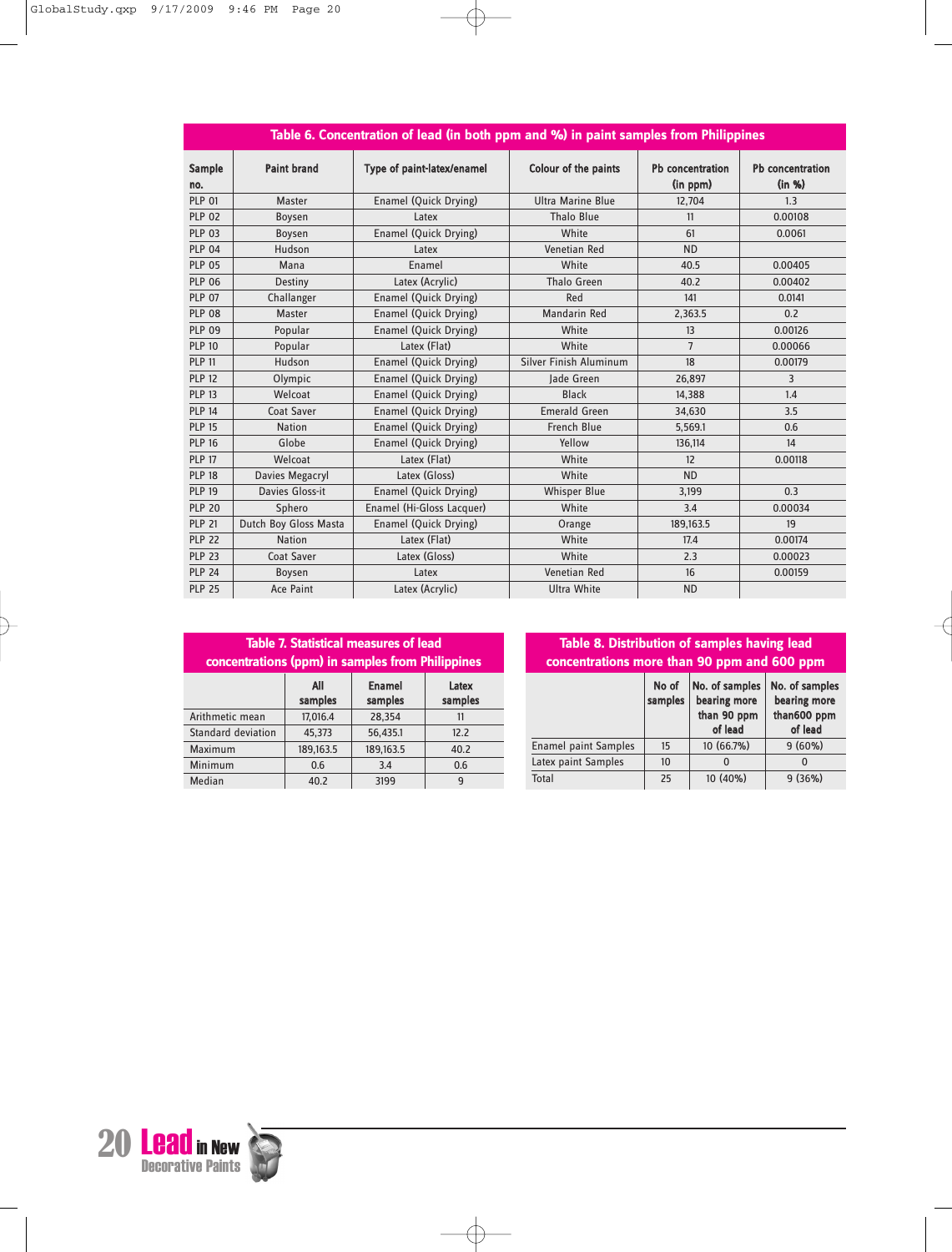**Table 6. Concentration of lead (in both ppm and %) in paint samples from Philippines**

| Sample no. | Paint brand | Type of paint-latex/enamel | Colour of the paints | Pb concentration (in ppm) | Pb concentration (in %) |
|---|---|---|---|---|---|
| PLP 01 | Master | Enamel (Quick Drying) | Ultra Marine Blue | 12,704 | 1.3 |
| PLP 02 | Boysen | Latex | Thalo Blue | 11 | 0.00108 |
| PLP 03 | Boysen | Enamel (Quick Drying) | White | 61 | 0.0061 |
| PLP 04 | Hudson | Latex | Venetian Red | ND | |
| PLP 05 | Mana | Enamel | White | 40.5 | 0.00405 |
| PLP 06 | Destiny | Latex (Acrylic) | Thalo Green | 40.2 | 0.00402 |
| PLP 07 | Challanger | Enamel (Quick Drying) | Red | 141 | 0.0141 |
| PLP 08 | Master | Enamel (Quick Drying) | Mandarin Red | 2,363.5 | 0.2 |
| PLP 09 | Popular | Enamel (Quick Drying) | White | 13 | 0.00126 |
| PLP 10 | Popular | Latex (Flat) | White | 7 | 0.00066 |
| PLP 11 | Hudson | Enamel (Quick Drying) | Silver Finish Aluminum | 18 | 0.00179 |
| PLP 12 | Olympic | Enamel (Quick Drying) | Jade Green | 26,897 | 3 |
| PLP 13 | Welcoat | Enamel (Quick Drying) | Black | 14,388 | 1.4 |
| PLP 14 | Coat Saver | Enamel (Quick Drying) | Emerald Green | 34,630 | 3.5 |
| PLP 15 | Nation | Enamel (Quick Drying) | French Blue | 5,569.1 | 0.6 |
| PLP 16 | Globe | Enamel (Quick Drying) | Yellow | 136,114 | 14 |
| PLP 17 | Welcoat | Latex (Flat) | White | 12 | 0.00118 |
| PLP 18 | Davies Megacryl | Latex (Gloss) | White | ND | |
| PLP 19 | Davies Gloss-it | Enamel (Quick Drying) | Whisper Blue | 3,199 | 0.3 |
| PLP 20 | Sphero | Enamel (Hi-Gloss Lacquer) | White | 3.4 | 0.00034 |
| PLP 21 | Dutch Boy Gloss Masta | Enamel (Quick Drying) | Orange | 189,163.5 | 19 |
| PLP 22 | Nation | Latex (Flat) | White | 17.4 | 0.00174 |
| PLP 23 | Coat Saver | Latex (Gloss) | White | 2.3 | 0.00023 |
| PLP 24 | Boysen | Latex | Venetian Red | 16 | 0.00159 |
| PLP 25 | Ace Paint | Latex (Acrylic) | Ultra White | ND | |

**Table 7. Statistical measures of lead concentrations (ppm) in samples from Philippines**

| | All samples | Enamel samples | Latex samples |
|---|---|---|---|
| Arithmetic mean | 17,016.4 | 28,354 | 11 |
| Standard deviation | 45,373 | 56,435.1 | 12.2 |
| Maximum | 189,163.5 | 189,163.5 | 40.2 |
| Minimum | 0.6 | 3.4 | 0.6 |
| Median | 40.2 | 3199 | 9 |

**Table 8. Distribution of samples having lead concentrations more than 90 ppm and 600 ppm**

| | No of samples | No. of samples bearing more than 90 ppm of lead | No. of samples bearing more than600 ppm of lead |
|---|---|---|---|
| Enamel paint Samples | 15 | 10 (66.7%) | 9 (60%) |
| Latex paint Samples | 10 | 0 | 0 |
| Total | 25 | 10 (40%) | 9 (36%) |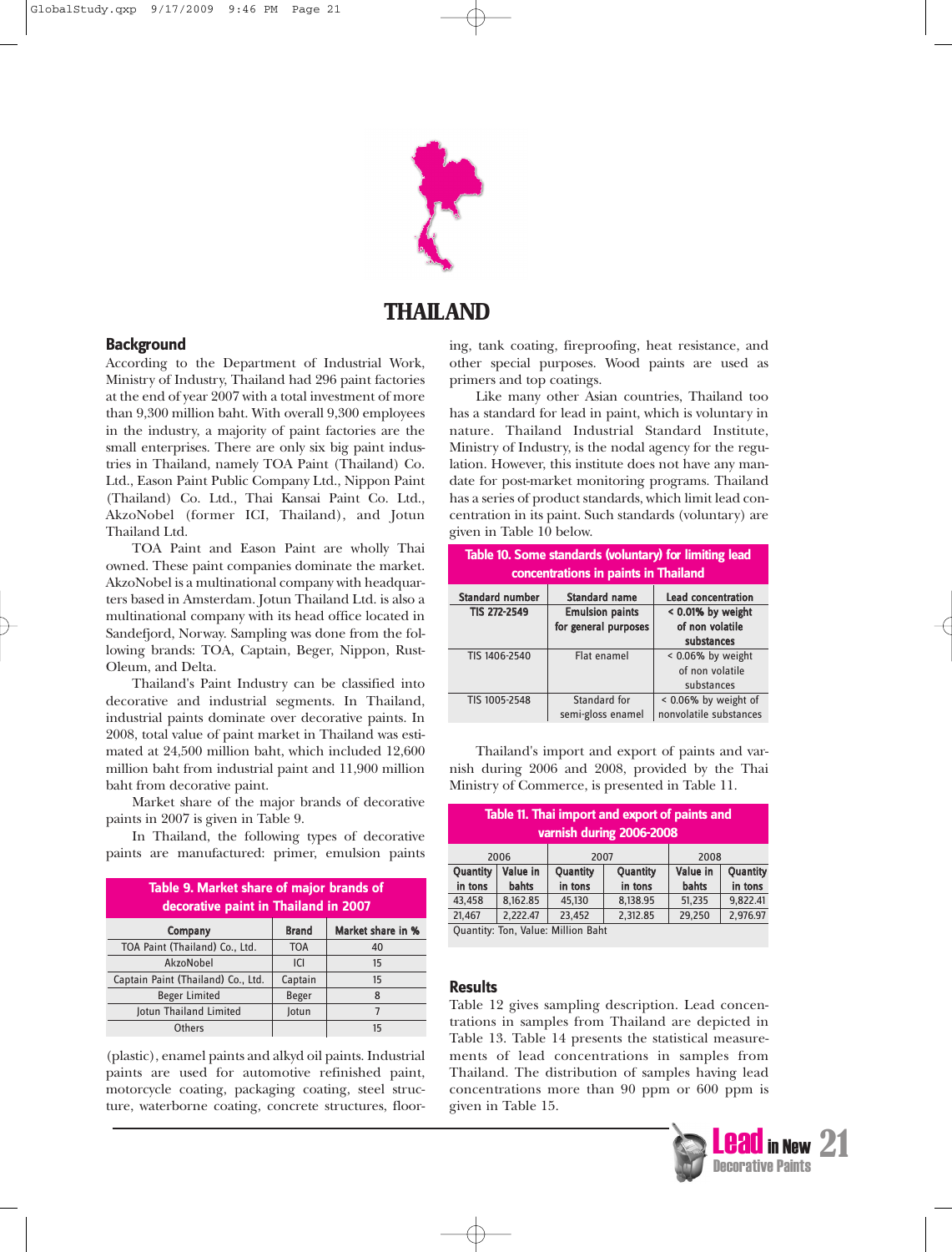# THAILAND

## Background

According to the Department of Industrial Work, Ministry of Industry, Thailand had 296 paint factories at the end of year 2007 with a total investment of more than 9,300 million baht. With overall 9,300 employees in the industry, a majority of paint factories are the small enterprises. There are only six big paint industries in Thailand, namely TOA Paint (Thailand) Co. Ltd., Eason Paint Public Company Ltd., Nippon Paint (Thailand) Co. Ltd., Thai Kansai Paint Co. Ltd., AkzoNobel (former ICI, Thailand), and Jotun Thailand Ltd.

TOA Paint and Eason Paint are wholly Thai owned. These paint companies dominate the market. AkzoNobel is a multinational company with headquarters based in Amsterdam. Jotun Thailand Ltd. is also a multinational company with its head office located in Sandefjord, Norway. Sampling was done from the following brands: TOA, Captain, Beger, Nippon, Rust-Oleum, and Delta.

Thailand's Paint Industry can be classified into decorative and industrial segments. In Thailand, industrial paints dominate over decorative paints. In 2008, total value of paint market in Thailand was estimated at 24,500 million baht, which included 12,600 million baht from industrial paint and 11,900 million baht from decorative paint.

Market share of the major brands of decorative paints in 2007 is given in Table 9.

In Thailand, the following types of decorative paints are manufactured: primer, emulsion paints (plastic), enamel paints and alkyd oil paints. Industrial paints are used for automotive refinished paint, motorcycle coating, packaging coating, steel structure, waterborne coating, concrete structures, flooring, tank coating, fireproofing, heat resistance, and other special purposes. Wood paints are used as primers and top coatings.

**Table 9. Market share of major brands of decorative paint in Thailand in 2007**

| Company | Brand | Market share in % |
|---|---|---|
| TOA Paint (Thailand) Co., Ltd. | TOA | 40 |
| AkzoNobel | ICI | 15 |
| Captain Paint (Thailand) Co., Ltd. | Captain | 15 |
| Beger Limited | Beger | 8 |
| Jotun Thailand Limited | Jotun | 7 |
| Others | | 15 |

Like many other Asian countries, Thailand too has a standard for lead in paint, which is voluntary in nature. Thailand Industrial Standard Institute, Ministry of Industry, is the nodal agency for the regulation. However, this institute does not have any mandate for post-market monitoring programs. Thailand has a series of product standards, which limit lead concentration in its paint. Such standards (voluntary) are given in Table 10 below.

**Table 10. Some standards (voluntary) for limiting lead concentrations in paints in Thailand**

| Standard number | Standard name | Lead concentration |
|---|---|---|
| **TIS 272-2549** | **Emulsion paints for general purposes** | **< 0.01% by weight of non volatile substances** |
| TIS 1406-2540 | Flat enamel | < 0.06% by weight of non volatile substances |
| TIS 1005-2548 | Standard for semi-gloss enamel | < 0.06% by weight of nonvolatile substances |

Thailand's import and export of paints and varnish during 2006 and 2008, provided by the Thai Ministry of Commerce, is presented in Table 11.

**Table 11. Thai import and export of paints and varnish during 2006-2008**

| 2006 | | 2007 | | 2008 | |
|---|---|---|---|---|---|
| Quantity in tons | Value in bahts | Quantity in tons | Quantity in tons | Value in bahts | Quantity in tons |
| 43,458 | 8,162.85 | 45,130 | 8,138.95 | 51,235 | 9,822.41 |
| 21,467 | 2,222.47 | 23,452 | 2,312.85 | 29,250 | 2,976.97 |

Quantity: Ton, Value: Million Baht

## Results

Table 12 gives sampling description. Lead concentrations in samples from Thailand are depicted in Table 13. Table 14 presents the statistical measurements of lead concentrations in samples from Thailand. The distribution of samples having lead concentrations more than 90 ppm or 600 ppm is given in Table 15.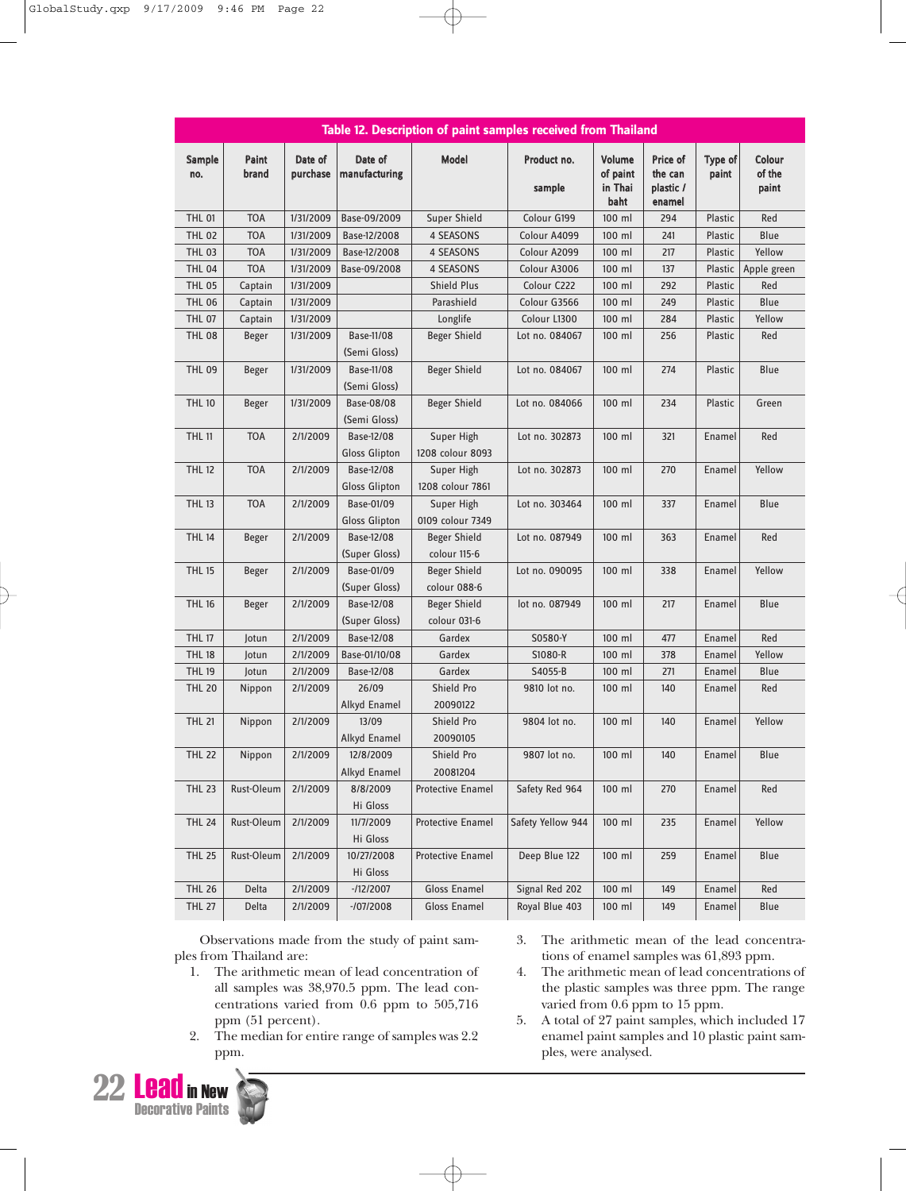Table 12. Description of paint samples received from Thailand

| Sample no. | Paint brand | Date of purchase | Date of manufacturing | Model | Product no. sample | Volume of paint in Thai baht | Price of the can plastic / enamel | Type of paint | Colour of the paint |
|---|---|---|---|---|---|---|---|---|---|
| THL 01 | TOA | 1/31/2009 | Base-09/2009 | Super Shield | Colour G199 | 100 ml | 294 | Plastic | Red |
| THL 02 | TOA | 1/31/2009 | Base-12/2008 | 4 SEASONS | Colour A4099 | 100 ml | 241 | Plastic | Blue |
| THL 03 | TOA | 1/31/2009 | Base-12/2008 | 4 SEASONS | Colour A2099 | 100 ml | 217 | Plastic | Yellow |
| THL 04 | TOA | 1/31/2009 | Base-09/2008 | 4 SEASONS | Colour A3006 | 100 ml | 137 | Plastic | Apple green |
| THL 05 | Captain | 1/31/2009 | | Shield Plus | Colour C222 | 100 ml | 292 | Plastic | Red |
| THL 06 | Captain | 1/31/2009 | | Parashield | Colour G3566 | 100 ml | 249 | Plastic | Blue |
| THL 07 | Captain | 1/31/2009 | | Longlife | Colour L1300 | 100 ml | 284 | Plastic | Yellow |
| THL 08 | Beger | 1/31/2009 | Base-11/08 (Semi Gloss) | Beger Shield | Lot no. 084067 | 100 ml | 256 | Plastic | Red |
| THL 09 | Beger | 1/31/2009 | Base-11/08 (Semi Gloss) | Beger Shield | Lot no. 084067 | 100 ml | 274 | Plastic | Blue |
| THL 10 | Beger | 1/31/2009 | Base-08/08 (Semi Gloss) | Beger Shield | Lot no. 084066 | 100 ml | 234 | Plastic | Green |
| THL 11 | TOA | 2/1/2009 | Base-12/08 Gloss Glipton | Super High 1208 colour 8093 | Lot no. 302873 | 100 ml | 321 | Enamel | Red |
| THL 12 | TOA | 2/1/2009 | Base-12/08 Gloss Glipton | Super High 1208 colour 7861 | Lot no. 302873 | 100 ml | 270 | Enamel | Yellow |
| THL 13 | TOA | 2/1/2009 | Base-01/09 Gloss Glipton | Super High 0109 colour 7349 | Lot no. 303464 | 100 ml | 337 | Enamel | Blue |
| THL 14 | Beger | 2/1/2009 | Base-12/08 (Super Gloss) | Beger Shield colour 115-6 | Lot no. 087949 | 100 ml | 363 | Enamel | Red |
| THL 15 | Beger | 2/1/2009 | Base-01/09 (Super Gloss) | Beger Shield colour 088-6 | Lot no. 090095 | 100 ml | 338 | Enamel | Yellow |
| THL 16 | Beger | 2/1/2009 | Base-12/08 (Super Gloss) | Beger Shield colour 031-6 | lot no. 087949 | 100 ml | 217 | Enamel | Blue |
| THL 17 | Jotun | 2/1/2009 | Base-12/08 | Gardex | S0580-Y | 100 ml | 477 | Enamel | Red |
| THL 18 | Jotun | 2/1/2009 | Base-01/10/08 | Gardex | S1080-R | 100 ml | 378 | Enamel | Yellow |
| THL 19 | Jotun | 2/1/2009 | Base-12/08 | Gardex | S4055-B | 100 ml | 271 | Enamel | Blue |
| THL 20 | Nippon | 2/1/2009 | 26/09 Alkyd Enamel | Shield Pro 20090122 | 9810 lot no. | 100 ml | 140 | Enamel | Red |
| THL 21 | Nippon | 2/1/2009 | 13/09 Alkyd Enamel | Shield Pro 20090105 | 9804 lot no. | 100 ml | 140 | Enamel | Yellow |
| THL 22 | Nippon | 2/1/2009 | 12/8/2009 Alkyd Enamel | Shield Pro 20081204 | 9807 lot no. | 100 ml | 140 | Enamel | Blue |
| THL 23 | Rust-Oleum | 2/1/2009 | 8/8/2009 Hi Gloss | Protective Enamel | Safety Red 964 | 100 ml | 270 | Enamel | Red |
| THL 24 | Rust-Oleum | 2/1/2009 | 11/7/2009 Hi Gloss | Protective Enamel | Safety Yellow 944 | 100 ml | 235 | Enamel | Yellow |
| THL 25 | Rust-Oleum | 2/1/2009 | 10/27/2008 Hi Gloss | Protective Enamel | Deep Blue 122 | 100 ml | 259 | Enamel | Blue |
| THL 26 | Delta | 2/1/2009 | -/12/2007 | Gloss Enamel | Signal Red 202 | 100 ml | 149 | Enamel | Red |
| THL 27 | Delta | 2/1/2009 | -/07/2008 | Gloss Enamel | Royal Blue 403 | 100 ml | 149 | Enamel | Blue |

Observations made from the study of paint samples from Thailand are:

1. The arithmetic mean of lead concentration of all samples was 38,970.5 ppm. The lead concentrations varied from 0.6 ppm to 505,716 ppm (51 percent).
2. The median for entire range of samples was 2.2 ppm.
3. The arithmetic mean of the lead concentrations of enamel samples was 61,893 ppm.
4. The arithmetic mean of lead concentrations of the plastic samples was three ppm. The range varied from 0.6 ppm to 15 ppm.
5. A total of 27 paint samples, which included 17 enamel paint samples and 10 plastic paint samples, were analysed.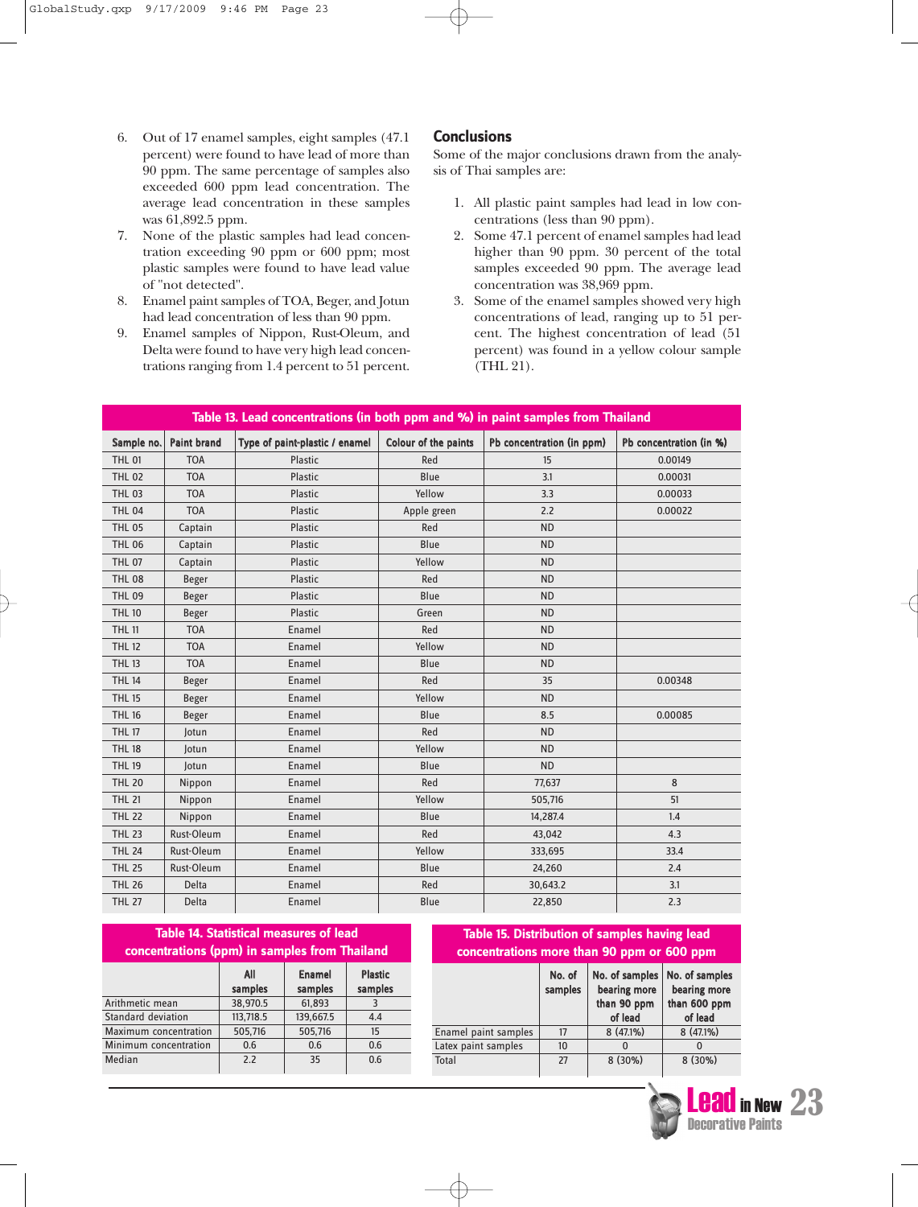6. Out of 17 enamel samples, eight samples (47.1 percent) were found to have lead of more than 90 ppm. The same percentage of samples also exceeded 600 ppm lead concentration. The average lead concentration in these samples was 61,892.5 ppm.
7. None of the plastic samples had lead concentration exceeding 90 ppm or 600 ppm; most plastic samples were found to have lead value of "not detected".
8. Enamel paint samples of TOA, Beger, and Jotun had lead concentration of less than 90 ppm.
9. Enamel samples of Nippon, Rust-Oleum, and Delta were found to have very high lead concentrations ranging from 1.4 percent to 51 percent.

## Conclusions

Some of the major conclusions drawn from the analysis of Thai samples are:

1. All plastic paint samples had lead in low concentrations (less than 90 ppm).
2. Some 47.1 percent of enamel samples had lead higher than 90 ppm. 30 percent of the total samples exceeded 90 ppm. The average lead concentration was 38,969 ppm.
3. Some of the enamel samples showed very high concentrations of lead, ranging up to 51 percent. The highest concentration of lead (51 percent) was found in a yellow colour sample (THL 21).

**Table 13. Lead concentrations (in both ppm and %) in paint samples from Thailand**

| Sample no. | Paint brand | Type of paint-plastic / enamel | Colour of the paints | Pb concentration (in ppm) | Pb concentration (in %) |
|---|---|---|---|---|---|
| THL 01 | TOA | Plastic | Red | 15 | 0.00149 |
| THL 02 | TOA | Plastic | Blue | 3.1 | 0.00031 |
| THL 03 | TOA | Plastic | Yellow | 3.3 | 0.00033 |
| THL 04 | TOA | Plastic | Apple green | 2.2 | 0.00022 |
| THL 05 | Captain | Plastic | Red | ND | |
| THL 06 | Captain | Plastic | Blue | ND | |
| THL 07 | Captain | Plastic | Yellow | ND | |
| THL 08 | Beger | Plastic | Red | ND | |
| THL 09 | Beger | Plastic | Blue | ND | |
| THL 10 | Beger | Plastic | Green | ND | |
| THL 11 | TOA | Enamel | Red | ND | |
| THL 12 | TOA | Enamel | Yellow | ND | |
| THL 13 | TOA | Enamel | Blue | ND | |
| THL 14 | Beger | Enamel | Red | 35 | 0.00348 |
| THL 15 | Beger | Enamel | Yellow | ND | |
| THL 16 | Beger | Enamel | Blue | 8.5 | 0.00085 |
| THL 17 | Jotun | Enamel | Red | ND | |
| THL 18 | Jotun | Enamel | Yellow | ND | |
| THL 19 | Jotun | Enamel | Blue | ND | |
| THL 20 | Nippon | Enamel | Red | 77,637 | 8 |
| THL 21 | Nippon | Enamel | Yellow | 505,716 | 51 |
| THL 22 | Nippon | Enamel | Blue | 14,287.4 | 1.4 |
| THL 23 | Rust-Oleum | Enamel | Red | 43,042 | 4.3 |
| THL 24 | Rust-Oleum | Enamel | Yellow | 333,695 | 33.4 |
| THL 25 | Rust-Oleum | Enamel | Blue | 24,260 | 2.4 |
| THL 26 | Delta | Enamel | Red | 30,643.2 | 3.1 |
| THL 27 | Delta | Enamel | Blue | 22,850 | 2.3 |

**Table 14. Statistical measures of lead concentrations (ppm) in samples from Thailand**

| | All samples | Enamel samples | Plastic samples |
|---|---|---|---|
| Arithmetic mean | 38,970.5 | 61,893 | 3 |
| Standard deviation | 113,718.5 | 139,667.5 | 4.4 |
| Maximum concentration | 505,716 | 505,716 | 15 |
| Minimum concentration | 0.6 | 0.6 | 0.6 |
| Median | 2.2 | 35 | 0.6 |

**Table 15. Distribution of samples having lead concentrations more than 90 ppm or 600 ppm**

| | No. of samples | No. of samples bearing more than 90 ppm of lead | No. of samples bearing more than 600 ppm of lead |
|---|---|---|---|
| Enamel paint samples | 17 | 8 (47.1%) | 8 (47.1%) |
| Latex paint samples | 10 | 0 | 0 |
| Total | 27 | 8 (30%) | 8 (30%) |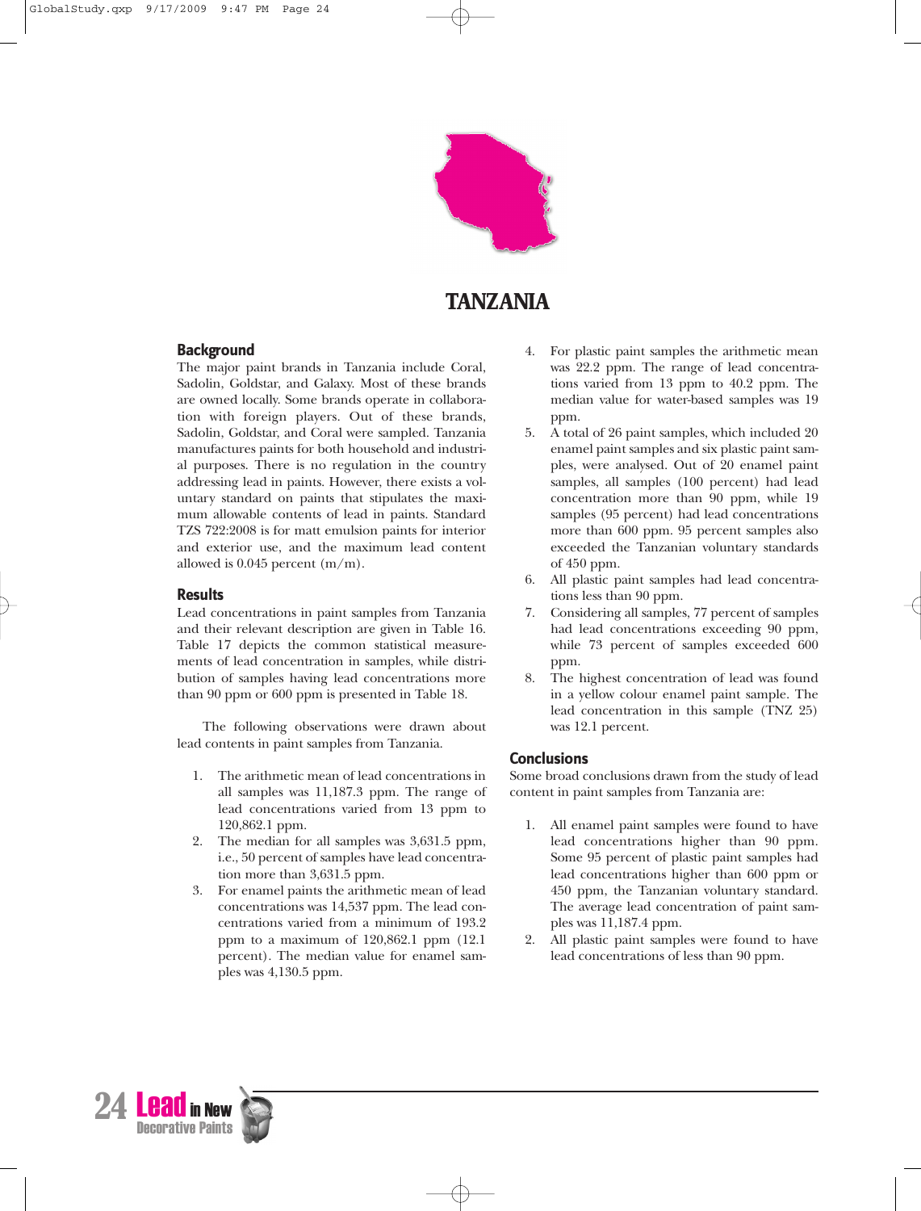# TANZANIA

## Background

The major paint brands in Tanzania include Coral, Sadolin, Goldstar, and Galaxy. Most of these brands are owned locally. Some brands operate in collaboration with foreign players. Out of these brands, Sadolin, Goldstar, and Coral were sampled. Tanzania manufactures paints for both household and industrial purposes. There is no regulation in the country addressing lead in paints. However, there exists a voluntary standard on paints that stipulates the maximum allowable contents of lead in paints. Standard TZS 722:2008 is for matt emulsion paints for interior and exterior use, and the maximum lead content allowed is 0.045 percent (m/m).

## Results

Lead concentrations in paint samples from Tanzania and their relevant description are given in Table 16. Table 17 depicts the common statistical measurements of lead concentration in samples, while distribution of samples having lead concentrations more than 90 ppm or 600 ppm is presented in Table 18.

The following observations were drawn about lead contents in paint samples from Tanzania.

1. The arithmetic mean of lead concentrations in all samples was 11,187.3 ppm. The range of lead concentrations varied from 13 ppm to 120,862.1 ppm.
2. The median for all samples was 3,631.5 ppm, i.e., 50 percent of samples have lead concentration more than 3,631.5 ppm.
3. For enamel paints the arithmetic mean of lead concentrations was 14,537 ppm. The lead concentrations varied from a minimum of 193.2 ppm to a maximum of 120,862.1 ppm (12.1 percent). The median value for enamel samples was 4,130.5 ppm.
4. For plastic paint samples the arithmetic mean was 22.2 ppm. The range of lead concentrations varied from 13 ppm to 40.2 ppm. The median value for water-based samples was 19 ppm.
5. A total of 26 paint samples, which included 20 enamel paint samples and six plastic paint samples, were analysed. Out of 20 enamel paint samples, all samples (100 percent) had lead concentration more than 90 ppm, while 19 samples (95 percent) had lead concentrations more than 600 ppm. 95 percent samples also exceeded the Tanzanian voluntary standards of 450 ppm.
6. All plastic paint samples had lead concentrations less than 90 ppm.
7. Considering all samples, 77 percent of samples had lead concentrations exceeding 90 ppm, while 73 percent of samples exceeded 600 ppm.
8. The highest concentration of lead was found in a yellow colour enamel paint sample. The lead concentration in this sample (TNZ 25) was 12.1 percent.

## Conclusions

Some broad conclusions drawn from the study of lead content in paint samples from Tanzania are:

1. All enamel paint samples were found to have lead concentrations higher than 90 ppm. Some 95 percent of plastic paint samples had lead concentrations higher than 600 ppm or 450 ppm, the Tanzanian voluntary standard. The average lead concentration of paint samples was 11,187.4 ppm.
2. All plastic paint samples were found to have lead concentrations of less than 90 ppm.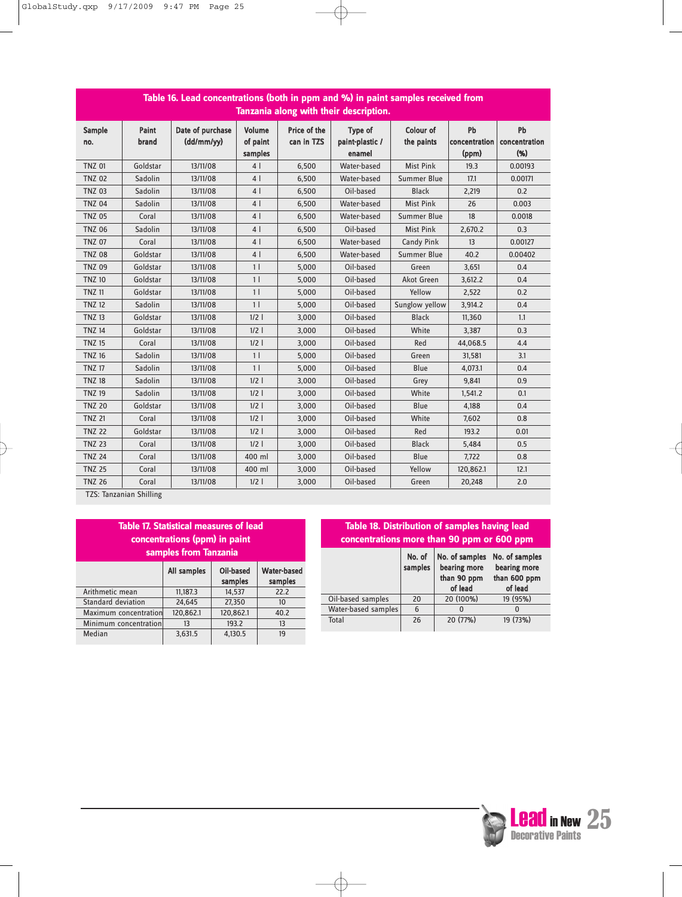**Table 16. Lead concentrations (both in ppm and %) in paint samples received from Tanzania along with their description.**

| Sample no. | Paint brand | Date of purchase (dd/mm/yy) | Volume of paint samples | Price of the can in TZS | Type of paint-plastic / enamel | Colour of the paints | Pb concentration (ppm) | Pb concentration (%) |
|---|---|---|---|---|---|---|---|---|
| TNZ 01 | Goldstar | 13/11/08 | 4 l | 6,500 | Water-based | Mist Pink | 19.3 | 0.00193 |
| TNZ 02 | Sadolin | 13/11/08 | 4 l | 6,500 | Water-based | Summer Blue | 17.1 | 0.00171 |
| TNZ 03 | Sadolin | 13/11/08 | 4 l | 6,500 | Oil-based | Black | 2,219 | 0.2 |
| TNZ 04 | Sadolin | 13/11/08 | 4 l | 6,500 | Water-based | Mist Pink | 26 | 0.003 |
| TNZ 05 | Coral | 13/11/08 | 4 l | 6,500 | Water-based | Summer Blue | 18 | 0.0018 |
| TNZ 06 | Sadolin | 13/11/08 | 4 l | 6,500 | Oil-based | Mist Pink | 2,670.2 | 0.3 |
| TNZ 07 | Coral | 13/11/08 | 4 l | 6,500 | Water-based | Candy Pink | 13 | 0.00127 |
| TNZ 08 | Goldstar | 13/11/08 | 4 l | 6,500 | Water-based | Summer Blue | 40.2 | 0.00402 |
| TNZ 09 | Goldstar | 13/11/08 | 1 l | 5,000 | Oil-based | Green | 3,651 | 0.4 |
| TNZ 10 | Goldstar | 13/11/08 | 1 l | 5,000 | Oil-based | Akot Green | 3,612.2 | 0.4 |
| TNZ 11 | Goldstar | 13/11/08 | 1 l | 5,000 | Oil-based | Yellow | 2,522 | 0.2 |
| TNZ 12 | Sadolin | 13/11/08 | 1 l | 5,000 | Oil-based | Sunglow yellow | 3,914.2 | 0.4 |
| TNZ 13 | Goldstar | 13/11/08 | 1/2 l | 3,000 | Oil-based | Black | 11,360 | 1.1 |
| TNZ 14 | Goldstar | 13/11/08 | 1/2 l | 3,000 | Oil-based | White | 3,387 | 0.3 |
| TNZ 15 | Coral | 13/11/08 | 1/2 l | 3,000 | Oil-based | Red | 44,068.5 | 4.4 |
| TNZ 16 | Sadolin | 13/11/08 | 1 l | 5,000 | Oil-based | Green | 31,581 | 3.1 |
| TNZ 17 | Sadolin | 13/11/08 | 1 l | 5,000 | Oil-based | Blue | 4,073.1 | 0.4 |
| TNZ 18 | Sadolin | 13/11/08 | 1/2 l | 3,000 | Oil-based | Grey | 9,841 | 0.9 |
| TNZ 19 | Sadolin | 13/11/08 | 1/2 l | 3,000 | Oil-based | White | 1,541.2 | 0.1 |
| TNZ 20 | Goldstar | 13/11/08 | 1/2 l | 3,000 | Oil-based | Blue | 4,188 | 0.4 |
| TNZ 21 | Coral | 13/11/08 | 1/2 l | 3,000 | Oil-based | White | 7,602 | 0.8 |
| TNZ 22 | Goldstar | 13/11/08 | 1/2 l | 3,000 | Oil-based | Red | 193.2 | 0.01 |
| TNZ 23 | Coral | 13/11/08 | 1/2 l | 3,000 | Oil-based | Black | 5,484 | 0.5 |
| TNZ 24 | Coral | 13/11/08 | 400 ml | 3,000 | Oil-based | Blue | 7,722 | 0.8 |
| TNZ 25 | Coral | 13/11/08 | 400 ml | 3,000 | Oil-based | Yellow | 120,862.1 | 12.1 |
| TNZ 26 | Coral | 13/11/08 | 1/2 l | 3,000 | Oil-based | Green | 20,248 | 2.0 |

TZS: Tanzanian Shilling

**Table 17. Statistical measures of lead concentrations (ppm) in paint samples from Tanzania**

| | All samples | Oil-based samples | Water-based samples |
|---|---|---|---|
| Arithmetic mean | 11,187.3 | 14,537 | 22.2 |
| Standard deviation | 24,645 | 27,350 | 10 |
| Maximum concentration | 120,862.1 | 120,862.1 | 40.2 |
| Minimum concentration | 13 | 193.2 | 13 |
| Median | 3,631.5 | 4,130.5 | 19 |

**Table 18. Distribution of samples having lead concentrations more than 90 ppm or 600 ppm**

| | No. of samples | No. of samples bearing more than 90 ppm of lead | No. of samples bearing more than 600 ppm of lead |
|---|---|---|---|
| Oil-based samples | 20 | 20 (100%) | 19 (95%) |
| Water-based samples | 6 | 0 | 0 |
| Total | 26 | 20 (77%) | 19 (73%) |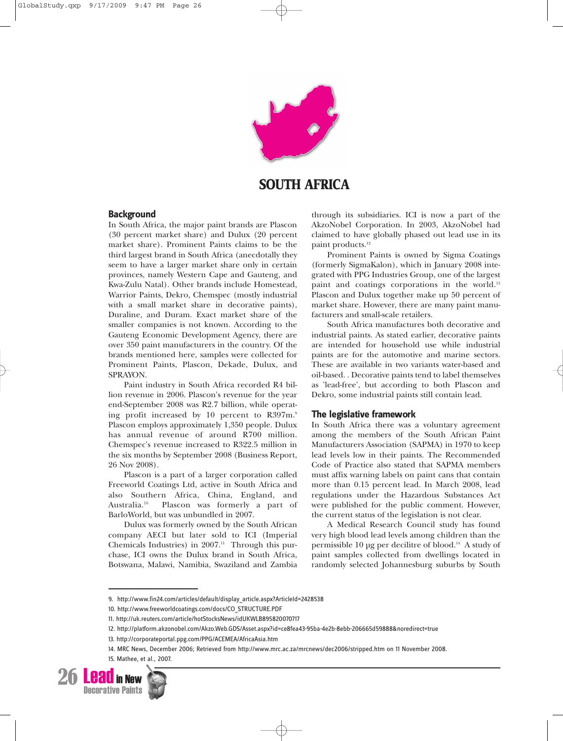# SOUTH AFRICA

## Background

In South Africa, the major paint brands are Plascon (30 percent market share) and Dulux (20 percent market share). Prominent Paints claims to be the third largest brand in South Africa (anecdotally they seem to have a larger market share only in certain provinces, namely Western Cape and Gauteng, and Kwa-Zulu Natal). Other brands include Homestead, Warrior Paints, Dekro, Chemspec (mostly industrial with a small market share in decorative paints), Duraline, and Duram. Exact market share of the smaller companies is not known. According to the Gauteng Economic Development Agency, there are over 350 paint manufacturers in the country. Of the brands mentioned here, samples were collected for Prominent Paints, Plascon, Dekade, Dulux, and SPRAYON.

Paint industry in South Africa recorded R4 billion revenue in 2006. Plascon's revenue for the year end-September 2008 was R2.7 billion, while operating profit increased by 10 percent to R397m.[9] Plascon employs approximately 1,350 people. Dulux has annual revenue of around R700 million. Chemspec's revenue increased to R322.5 million in the six months by September 2008 (Business Report, 26 Nov 2008).

Plascon is a part of a larger corporation called Freeworld Coatings Ltd, active in South Africa and also Southern Africa, China, England, and Australia.[10] Plascon was formerly a part of BarloWorld, but was unbundled in 2007.

Dulux was formerly owned by the South African company AECI but later sold to ICI (Imperial Chemicals Industries) in 2007.[11] Through this purchase, ICI owns the Dulux brand in South Africa, Botswana, Malawi, Namibia, Swaziland and Zambia through its subsidiaries. ICI is now a part of the AkzoNobel Corporation. In 2003, AkzoNobel had claimed to have globally phased out lead use in its paint products.[12]

Prominent Paints is owned by Sigma Coatings (formerly SigmaKalon), which in January 2008 integrated with PPG Industries Group, one of the largest paint and coatings corporations in the world.[13] Plascon and Dulux together make up 50 percent of market share. However, there are many paint manufacturers and small-scale retailers.

South Africa manufactures both decorative and industrial paints. As stated earlier, decorative paints are intended for household use while industrial paints are for the automotive and marine sectors. These are available in two variants water-based and oil-based. . Decorative paints tend to label themselves as 'lead-free', but according to both Plascon and Dekro, some industrial paints still contain lead.

## The legislative framework

In South Africa there was a voluntary agreement among the members of the South African Paint Manufacturers Association (SAPMA) in 1970 to keep lead levels low in their paints. The Recommended Code of Practice also stated that SAPMA members must affix warning labels on paint cans that contain more than 0.15 percent lead. In March 2008, lead regulations under the Hazardous Substances Act were published for the public comment. However, the current status of the legislation is not clear.

A Medical Research Council study has found very high blood lead levels among children than the permissible 10 µg per decilitre of blood.[14] A study of paint samples collected from dwellings located in randomly selected Johannesburg suburbs by South

---

9. http://www.fin24.com/articles/default/display_article.aspx?ArticleId=2428538

10. http://www.freeworldcoatings.com/docs/CO_STRUCTURE.PDF

11. http://uk.reuters.com/article/hotStocksNews/idUKWLB895820070717

12. http://platform.akzonobel.com/Akzo.Web.GDS/Asset.aspx?id=ce8fea43-95ba-4e2b-8ebb-206665d59888&noredirect=true

13. http://corporateportal.ppg.com/PPG/ACEMEA/AfricaAsia.htm

14. MRC News, December 2006; Retrieved from http://www.mrc.ac.za/mrcnews/dec2006/stripped.htm on 11 November 2008.

15. Mathee, et al., 2007.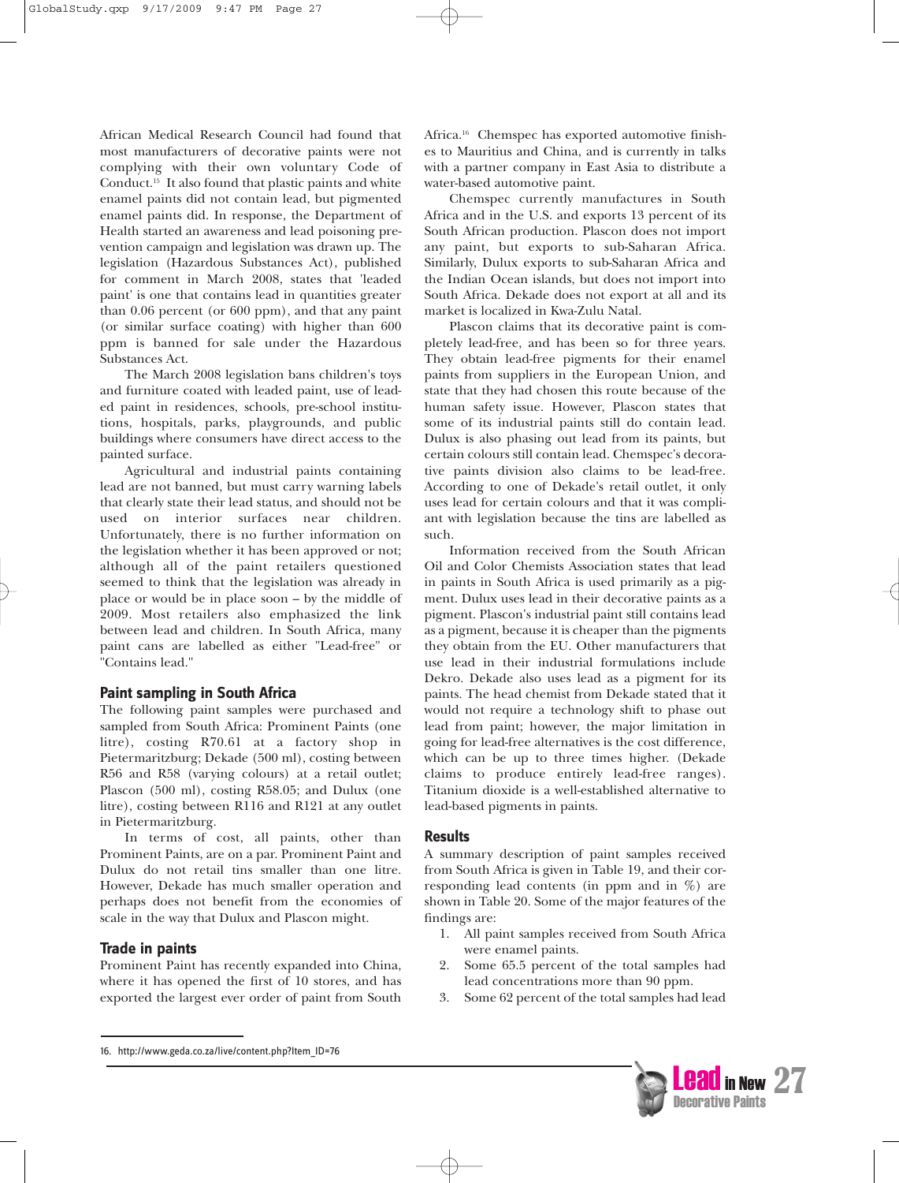African Medical Research Council had found that most manufacturers of decorative paints were not complying with their own voluntary Code of Conduct.[15] It also found that plastic paints and white enamel paints did not contain lead, but pigmented enamel paints did. In response, the Department of Health started an awareness and lead poisoning prevention campaign and legislation was drawn up. The legislation (Hazardous Substances Act), published for comment in March 2008, states that 'leaded paint' is one that contains lead in quantities greater than 0.06 percent (or 600 ppm), and that any paint (or similar surface coating) with higher than 600 ppm is banned for sale under the Hazardous Substances Act.

The March 2008 legislation bans children's toys and furniture coated with leaded paint, use of leaded paint in residences, schools, pre-school institutions, hospitals, parks, playgrounds, and public buildings where consumers have direct access to the painted surface.

Agricultural and industrial paints containing lead are not banned, but must carry warning labels that clearly state their lead status, and should not be used on interior surfaces near children. Unfortunately, there is no further information on the legislation whether it has been approved or not; although all of the paint retailers questioned seemed to think that the legislation was already in place or would be in place soon – by the middle of 2009. Most retailers also emphasized the link between lead and children. In South Africa, many paint cans are labelled as either "Lead-free" or "Contains lead."

## Paint sampling in South Africa

The following paint samples were purchased and sampled from South Africa: Prominent Paints (one litre), costing R70.61 at a factory shop in Pietermaritzburg; Dekade (500 ml), costing between R56 and R58 (varying colours) at a retail outlet; Plascon (500 ml), costing R58.05; and Dulux (one litre), costing between R116 and R121 at any outlet in Pietermaritzburg.

In terms of cost, all paints, other than Prominent Paints, are on a par. Prominent Paint and Dulux do not retail tins smaller than one litre. However, Dekade has much smaller operation and perhaps does not benefit from the economies of scale in the way that Dulux and Plascon might.

## Trade in paints

Prominent Paint has recently expanded into China, where it has opened the first of 10 stores, and has exported the largest ever order of paint from South Africa.[16] Chemspec has exported automotive finishes to Mauritius and China, and is currently in talks with a partner company in East Asia to distribute a water-based automotive paint.

Chemspec currently manufactures in South Africa and in the U.S. and exports 13 percent of its South African production. Plascon does not import any paint, but exports to sub-Saharan Africa. Similarly, Dulux exports to sub-Saharan Africa and the Indian Ocean islands, but does not import into South Africa. Dekade does not export at all and its market is localized in Kwa-Zulu Natal.

Plascon claims that its decorative paint is completely lead-free, and has been so for three years. They obtain lead-free pigments for their enamel paints from suppliers in the European Union, and state that they had chosen this route because of the human safety issue. However, Plascon states that some of its industrial paints still do contain lead. Dulux is also phasing out lead from its paints, but certain colours still contain lead. Chemspec's decorative paints division also claims to be lead-free. According to one of Dekade's retail outlet, it only uses lead for certain colours and that it was compliant with legislation because the tins are labelled as such.

Information received from the South African Oil and Color Chemists Association states that lead in paints in South Africa is used primarily as a pigment. Dulux uses lead in their decorative paints as a pigment. Plascon's industrial paint still contains lead as a pigment, because it is cheaper than the pigments they obtain from the EU. Other manufacturers that use lead in their industrial formulations include Dekro. Dekade also uses lead as a pigment for its paints. The head chemist from Dekade stated that it would not require a technology shift to phase out lead from paint; however, the major limitation in going for lead-free alternatives is the cost difference, which can be up to three times higher. (Dekade claims to produce entirely lead-free ranges). Titanium dioxide is a well-established alternative to lead-based pigments in paints.

## Results

A summary description of paint samples received from South Africa is given in Table 19, and their corresponding lead contents (in ppm and in %) are shown in Table 20. Some of the major features of the findings are:

1. All paint samples received from South Africa were enamel paints.
2. Some 65.5 percent of the total samples had lead concentrations more than 90 ppm.
3. Some 62 percent of the total samples had lead

16. http://www.geda.co.za/live/content.php?Item_ID=76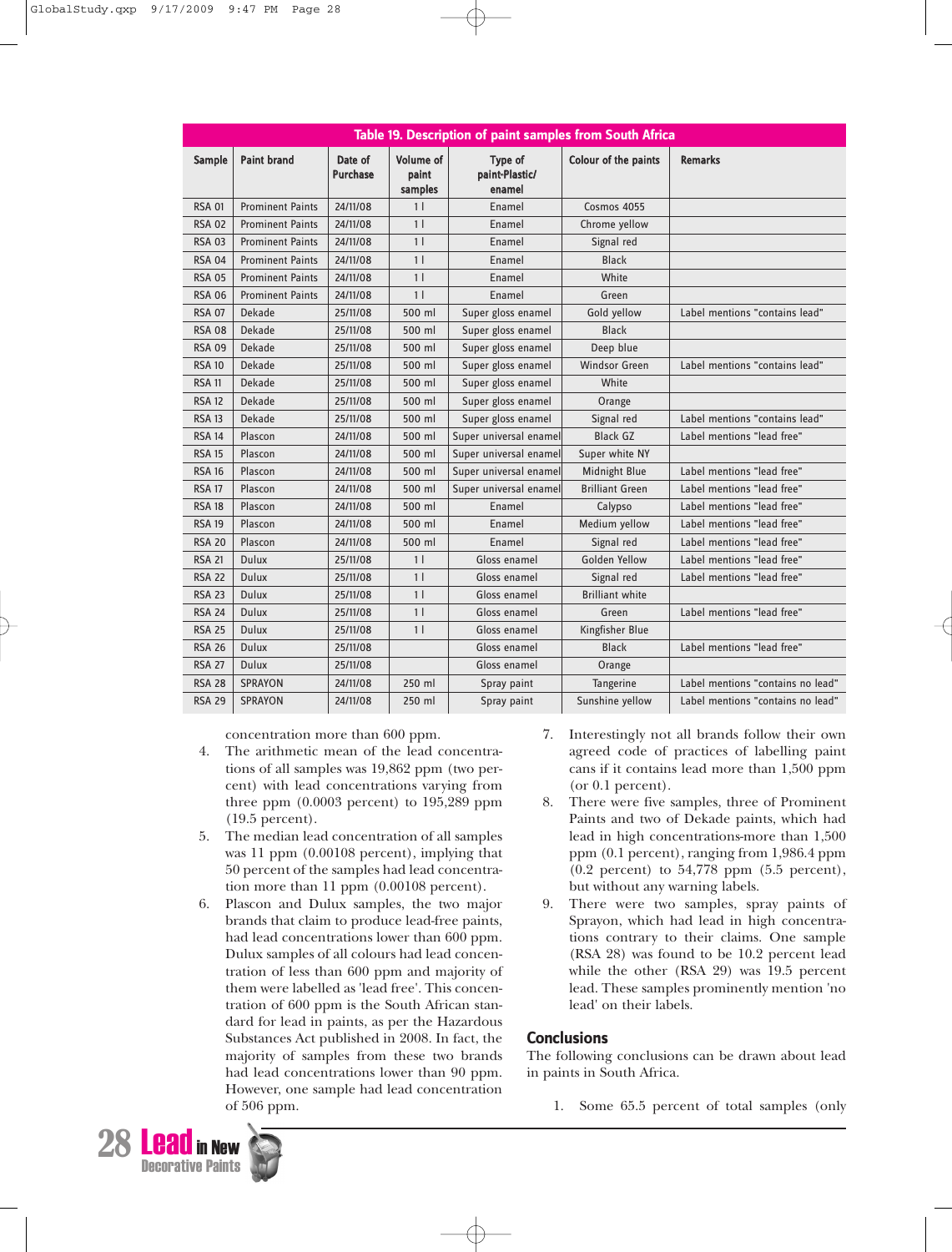**Table 19. Description of paint samples from South Africa**

| Sample | Paint brand | Date of Purchase | Volume of paint samples | Type of paint-Plastic/ enamel | Colour of the paints | Remarks |
|---|---|---|---|---|---|---|
| RSA 01 | Prominent Paints | 24/11/08 | 1 l | Enamel | Cosmos 4055 | |
| RSA 02 | Prominent Paints | 24/11/08 | 1 l | Enamel | Chrome yellow | |
| RSA 03 | Prominent Paints | 24/11/08 | 1 l | Enamel | Signal red | |
| RSA 04 | Prominent Paints | 24/11/08 | 1 l | Enamel | Black | |
| RSA 05 | Prominent Paints | 24/11/08 | 1 l | Enamel | White | |
| RSA 06 | Prominent Paints | 24/11/08 | 1 l | Enamel | Green | |
| RSA 07 | Dekade | 25/11/08 | 500 ml | Super gloss enamel | Gold yellow | Label mentions "contains lead" |
| RSA 08 | Dekade | 25/11/08 | 500 ml | Super gloss enamel | Black | |
| RSA 09 | Dekade | 25/11/08 | 500 ml | Super gloss enamel | Deep blue | |
| RSA 10 | Dekade | 25/11/08 | 500 ml | Super gloss enamel | Windsor Green | Label mentions "contains lead" |
| RSA 11 | Dekade | 25/11/08 | 500 ml | Super gloss enamel | White | |
| RSA 12 | Dekade | 25/11/08 | 500 ml | Super gloss enamel | Orange | |
| RSA 13 | Dekade | 25/11/08 | 500 ml | Super gloss enamel | Signal red | Label mentions "contains lead" |
| RSA 14 | Plascon | 24/11/08 | 500 ml | Super universal enamel | Black GZ | Label mentions "lead free" |
| RSA 15 | Plascon | 24/11/08 | 500 ml | Super universal enamel | Super white NY | |
| RSA 16 | Plascon | 24/11/08 | 500 ml | Super universal enamel | Midnight Blue | Label mentions "lead free" |
| RSA 17 | Plascon | 24/11/08 | 500 ml | Super universal enamel | Brilliant Green | Label mentions "lead free" |
| RSA 18 | Plascon | 24/11/08 | 500 ml | Enamel | Calypso | Label mentions "lead free" |
| RSA 19 | Plascon | 24/11/08 | 500 ml | Enamel | Medium yellow | Label mentions "lead free" |
| RSA 20 | Plascon | 24/11/08 | 500 ml | Enamel | Signal red | Label mentions "lead free" |
| RSA 21 | Dulux | 25/11/08 | 1 l | Gloss enamel | Golden Yellow | Label mentions "lead free" |
| RSA 22 | Dulux | 25/11/08 | 1 l | Gloss enamel | Signal red | Label mentions "lead free" |
| RSA 23 | Dulux | 25/11/08 | 1 l | Gloss enamel | Brilliant white | |
| RSA 24 | Dulux | 25/11/08 | 1 l | Gloss enamel | Green | Label mentions "lead free" |
| RSA 25 | Dulux | 25/11/08 | 1 l | Gloss enamel | Kingfisher Blue | |
| RSA 26 | Dulux | 25/11/08 | | Gloss enamel | Black | Label mentions "lead free" |
| RSA 27 | Dulux | 25/11/08 | | Gloss enamel | Orange | |
| RSA 28 | SPRAYON | 24/11/08 | 250 ml | Spray paint | Tangerine | Label mentions "contains no lead" |
| RSA 29 | SPRAYON | 24/11/08 | 250 ml | Spray paint | Sunshine yellow | Label mentions "contains no lead" |

concentration more than 600 ppm.

4. The arithmetic mean of the lead concentrations of all samples was 19,862 ppm (two percent) with lead concentrations varying from three ppm (0.0003 percent) to 195,289 ppm (19.5 percent).
5. The median lead concentration of all samples was 11 ppm (0.00108 percent), implying that 50 percent of the samples had lead concentration more than 11 ppm (0.00108 percent).
6. Plascon and Dulux samples, the two major brands that claim to produce lead-free paints, had lead concentrations lower than 600 ppm. Dulux samples of all colours had lead concentration of less than 600 ppm and majority of them were labelled as 'lead free'. This concentration of 600 ppm is the South African standard for lead in paints, as per the Hazardous Substances Act published in 2008. In fact, the majority of samples from these two brands had lead concentrations lower than 90 ppm. However, one sample had lead concentration of 506 ppm.
7. Interestingly not all brands follow their own agreed code of practices of labelling paint cans if it contains lead more than 1,500 ppm (or 0.1 percent).
8. There were five samples, three of Prominent Paints and two of Dekade paints, which had lead in high concentrations-more than 1,500 ppm (0.1 percent), ranging from 1,986.4 ppm (0.2 percent) to 54,778 ppm (5.5 percent), but without any warning labels.
9. There were two samples, spray paints of Sprayon, which had lead in high concentrations contrary to their claims. One sample (RSA 28) was found to be 10.2 percent lead while the other (RSA 29) was 19.5 percent lead. These samples prominently mention 'no lead' on their labels.

## Conclusions

The following conclusions can be drawn about lead in paints in South Africa.

1. Some 65.5 percent of total samples (only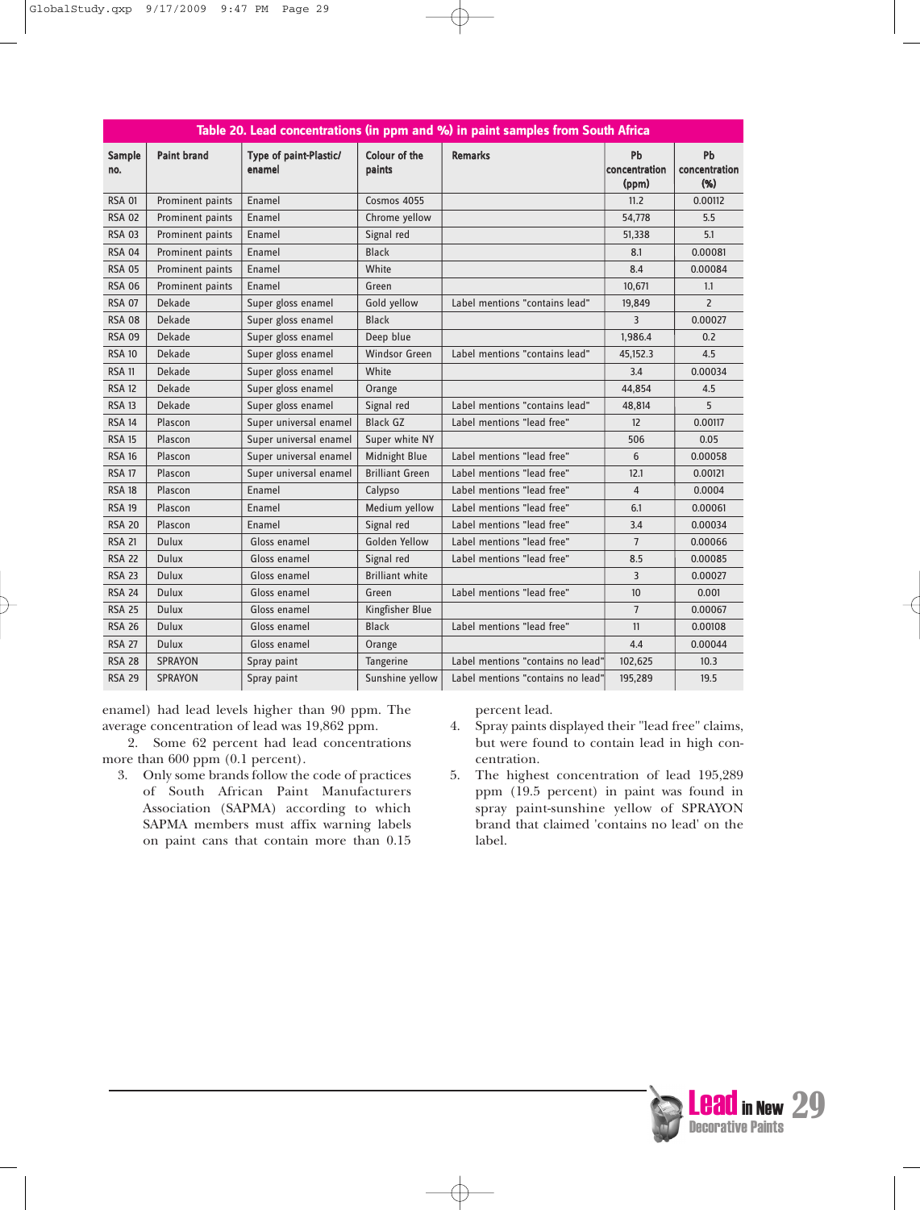**Table 20. Lead concentrations (in ppm and %) in paint samples from South Africa**

| Sample no. | Paint brand | Type of paint-Plastic/ enamel | Colour of the paints | Remarks | Pb concentration (ppm) | Pb concentration (%) |
|---|---|---|---|---|---|---|
| RSA 01 | Prominent paints | Enamel | Cosmos 4055 | | 11.2 | 0.00112 |
| RSA 02 | Prominent paints | Enamel | Chrome yellow | | 54,778 | 5.5 |
| RSA 03 | Prominent paints | Enamel | Signal red | | 51,338 | 5.1 |
| RSA 04 | Prominent paints | Enamel | Black | | 8.1 | 0.00081 |
| RSA 05 | Prominent paints | Enamel | White | | 8.4 | 0.00084 |
| RSA 06 | Prominent paints | Enamel | Green | | 10,671 | 1.1 |
| RSA 07 | Dekade | Super gloss enamel | Gold yellow | Label mentions "contains lead" | 19,849 | 2 |
| RSA 08 | Dekade | Super gloss enamel | Black | | 3 | 0.00027 |
| RSA 09 | Dekade | Super gloss enamel | Deep blue | | 1,986.4 | 0.2 |
| RSA 10 | Dekade | Super gloss enamel | Windsor Green | Label mentions "contains lead" | 45,152.3 | 4.5 |
| RSA 11 | Dekade | Super gloss enamel | White | | 3.4 | 0.00034 |
| RSA 12 | Dekade | Super gloss enamel | Orange | | 44,854 | 4.5 |
| RSA 13 | Dekade | Super gloss enamel | Signal red | Label mentions "contains lead" | 48,814 | 5 |
| RSA 14 | Plascon | Super universal enamel | Black GZ | Label mentions "lead free" | 12 | 0.00117 |
| RSA 15 | Plascon | Super universal enamel | Super white NY | | 506 | 0.05 |
| RSA 16 | Plascon | Super universal enamel | Midnight Blue | Label mentions "lead free" | 6 | 0.00058 |
| RSA 17 | Plascon | Super universal enamel | Brilliant Green | Label mentions "lead free" | 12.1 | 0.00121 |
| RSA 18 | Plascon | Enamel | Calypso | Label mentions "lead free" | 4 | 0.0004 |
| RSA 19 | Plascon | Enamel | Medium yellow | Label mentions "lead free" | 6.1 | 0.00061 |
| RSA 20 | Plascon | Enamel | Signal red | Label mentions "lead free" | 3.4 | 0.00034 |
| RSA 21 | Dulux | Gloss enamel | Golden Yellow | Label mentions "lead free" | 7 | 0.00066 |
| RSA 22 | Dulux | Gloss enamel | Signal red | Label mentions "lead free" | 8.5 | 0.00085 |
| RSA 23 | Dulux | Gloss enamel | Brilliant white | | 3 | 0.00027 |
| RSA 24 | Dulux | Gloss enamel | Green | Label mentions "lead free" | 10 | 0.001 |
| RSA 25 | Dulux | Gloss enamel | Kingfisher Blue | | 7 | 0.00067 |
| RSA 26 | Dulux | Gloss enamel | Black | Label mentions "lead free" | 11 | 0.00108 |
| RSA 27 | Dulux | Gloss enamel | Orange | | 4.4 | 0.00044 |
| RSA 28 | SPRAYON | Spray paint | Tangerine | Label mentions "contains no lead" | 102,625 | 10.3 |
| RSA 29 | SPRAYON | Spray paint | Sunshine yellow | Label mentions "contains no lead" | 195,289 | 19.5 |

enamel) had lead levels higher than 90 ppm. The average concentration of lead was 19,862 ppm.

2. Some 62 percent had lead concentrations more than 600 ppm (0.1 percent).

3. Only some brands follow the code of practices of South African Paint Manufacturers Association (SAPMA) according to which SAPMA members must affix warning labels on paint cans that contain more than 0.15 percent lead.

4. Spray paints displayed their "lead free" claims, but were found to contain lead in high concentration.

5. The highest concentration of lead 195,289 ppm (19.5 percent) in paint was found in spray paint-sunshine yellow of SPRAYON brand that claimed 'contains no lead' on the label.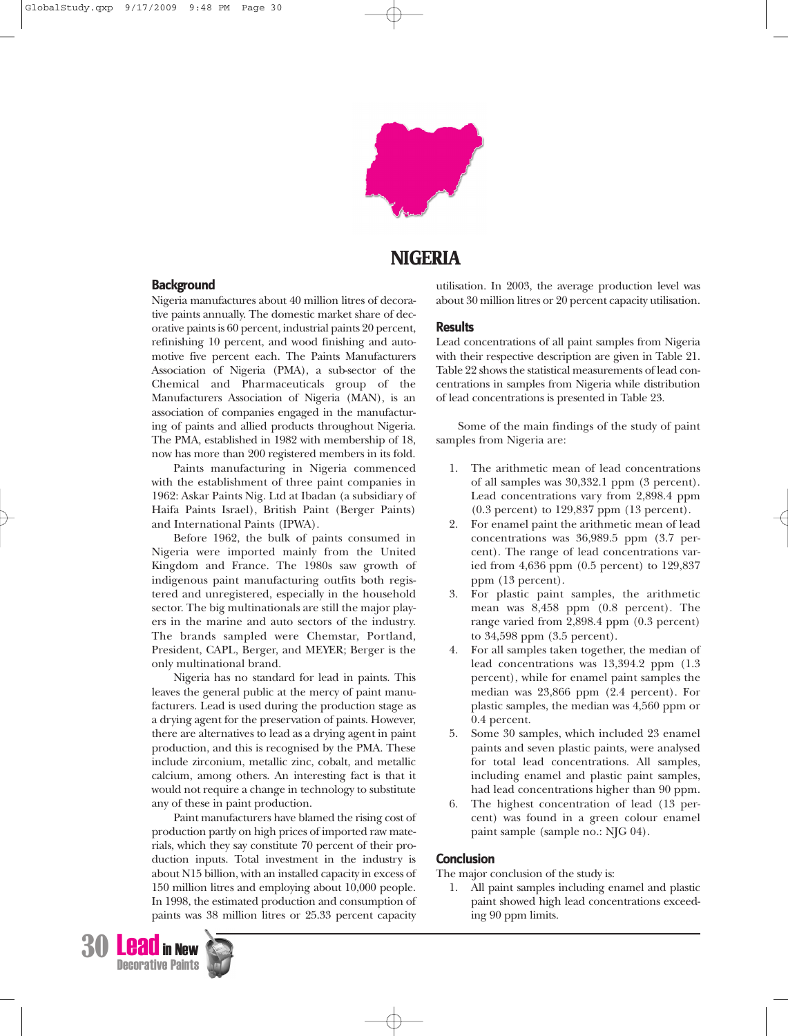# NIGERIA

## Background

Nigeria manufactures about 40 million litres of decorative paints annually. The domestic market share of decorative paints is 60 percent, industrial paints 20 percent, refinishing 10 percent, and wood finishing and automotive five percent each. The Paints Manufacturers Association of Nigeria (PMA), a sub-sector of the Chemical and Pharmaceuticals group of the Manufacturers Association of Nigeria (MAN), is an association of companies engaged in the manufacturing of paints and allied products throughout Nigeria. The PMA, established in 1982 with membership of 18, now has more than 200 registered members in its fold.

Paints manufacturing in Nigeria commenced with the establishment of three paint companies in 1962: Askar Paints Nig. Ltd at Ibadan (a subsidiary of Haifa Paints Israel), British Paint (Berger Paints) and International Paints (IPWA).

Before 1962, the bulk of paints consumed in Nigeria were imported mainly from the United Kingdom and France. The 1980s saw growth of indigenous paint manufacturing outfits both registered and unregistered, especially in the household sector. The big multinationals are still the major players in the marine and auto sectors of the industry. The brands sampled were Chemstar, Portland, President, CAPL, Berger, and MEYER; Berger is the only multinational brand.

Nigeria has no standard for lead in paints. This leaves the general public at the mercy of paint manufacturers. Lead is used during the production stage as a drying agent for the preservation of paints. However, there are alternatives to lead as a drying agent in paint production, and this is recognised by the PMA. These include zirconium, metallic zinc, cobalt, and metallic calcium, among others. An interesting fact is that it would not require a change in technology to substitute any of these in paint production.

Paint manufacturers have blamed the rising cost of production partly on high prices of imported raw materials, which they say constitute 70 percent of their production inputs. Total investment in the industry is about N15 billion, with an installed capacity in excess of 150 million litres and employing about 10,000 people. In 1998, the estimated production and consumption of paints was 38 million litres or 25.33 percent capacity utilisation. In 2003, the average production level was about 30 million litres or 20 percent capacity utilisation.

## Results

Lead concentrations of all paint samples from Nigeria with their respective description are given in Table 21. Table 22 shows the statistical measurements of lead concentrations in samples from Nigeria while distribution of lead concentrations is presented in Table 23.

Some of the main findings of the study of paint samples from Nigeria are:

1. The arithmetic mean of lead concentrations of all samples was 30,332.1 ppm (3 percent). Lead concentrations vary from 2,898.4 ppm (0.3 percent) to 129,837 ppm (13 percent).
2. For enamel paint the arithmetic mean of lead concentrations was 36,989.5 ppm (3.7 percent). The range of lead concentrations varied from 4,636 ppm (0.5 percent) to 129,837 ppm (13 percent).
3. For plastic paint samples, the arithmetic mean was 8,458 ppm (0.8 percent). The range varied from 2,898.4 ppm (0.3 percent) to 34,598 ppm (3.5 percent).
4. For all samples taken together, the median of lead concentrations was 13,394.2 ppm (1.3 percent), while for enamel paint samples the median was 23,866 ppm (2.4 percent). For plastic samples, the median was 4,560 ppm or 0.4 percent.
5. Some 30 samples, which included 23 enamel paints and seven plastic paints, were analysed for total lead concentrations. All samples, including enamel and plastic paint samples, had lead concentrations higher than 90 ppm.
6. The highest concentration of lead (13 percent) was found in a green colour enamel paint sample (sample no.: NJG 04).

## Conclusion

The major conclusion of the study is:

1. All paint samples including enamel and plastic paint showed high lead concentrations exceeding 90 ppm limits.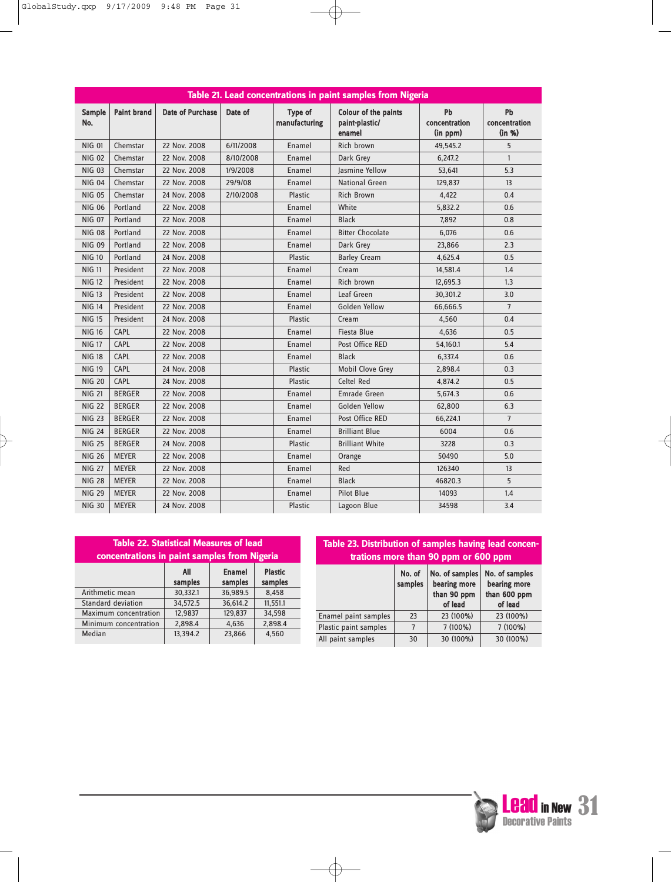**Table 21. Lead concentrations in paint samples from Nigeria**

| Sample No. | Paint brand | Date of Purchase | Date of | Type of manufacturing | Colour of the paints paint-plastic/ enamel | Pb concentration (in ppm) | Pb concentration (in %) |
|---|---|---|---|---|---|---|---|
| NIG 01 | Chemstar | 22 Nov. 2008 | 6/11/2008 | Enamel | Rich brown | 49,545.2 | 5 |
| NIG 02 | Chemstar | 22 Nov. 2008 | 8/10/2008 | Enamel | Dark Grey | 6,247.2 | 1 |
| NIG 03 | Chemstar | 22 Nov. 2008 | 1/9/2008 | Enamel | Jasmine Yellow | 53,641 | 5.3 |
| NIG 04 | Chemstar | 22 Nov. 2008 | 29/9/08 | Enamel | National Green | 129,837 | 13 |
| NIG 05 | Chemstar | 24 Nov. 2008 | 2/10/2008 | Plastic | Rich Brown | 4,422 | 0.4 |
| NIG 06 | Portland | 22 Nov. 2008 | | Enamel | White | 5,832.2 | 0.6 |
| NIG 07 | Portland | 22 Nov. 2008 | | Enamel | Black | 7,892 | 0.8 |
| NIG 08 | Portland | 22 Nov. 2008 | | Enamel | Bitter Chocolate | 6,076 | 0.6 |
| NIG 09 | Portland | 22 Nov. 2008 | | Enamel | Dark Grey | 23,866 | 2.3 |
| NIG 10 | Portland | 24 Nov. 2008 | | Plastic | Barley Cream | 4,625.4 | 0.5 |
| NIG 11 | President | 22 Nov. 2008 | | Enamel | Cream | 14,581.4 | 1.4 |
| NIG 12 | President | 22 Nov. 2008 | | Enamel | Rich brown | 12,695.3 | 1.3 |
| NIG 13 | President | 22 Nov. 2008 | | Enamel | Leaf Green | 30,301.2 | 3.0 |
| NIG 14 | President | 22 Nov. 2008 | | Enamel | Golden Yellow | 66,666.5 | 7 |
| NIG 15 | President | 24 Nov. 2008 | | Plastic | Cream | 4,560 | 0.4 |
| NIG 16 | CAPL | 22 Nov. 2008 | | Enamel | Fiesta Blue | 4,636 | 0.5 |
| NIG 17 | CAPL | 22 Nov. 2008 | | Enamel | Post Office RED | 54,160.1 | 5.4 |
| NIG 18 | CAPL | 22 Nov. 2008 | | Enamel | Black | 6,337.4 | 0.6 |
| NIG 19 | CAPL | 24 Nov. 2008 | | Plastic | Mobil Clove Grey | 2,898.4 | 0.3 |
| NIG 20 | CAPL | 24 Nov. 2008 | | Plastic | Celtel Red | 4,874.2 | 0.5 |
| NIG 21 | BERGER | 22 Nov. 2008 | | Enamel | Emrade Green | 5,674.3 | 0.6 |
| NIG 22 | BERGER | 22 Nov. 2008 | | Enamel | Golden Yellow | 62,800 | 6.3 |
| NIG 23 | BERGER | 22 Nov. 2008 | | Enamel | Post Office RED | 66,224.1 | 7 |
| NIG 24 | BERGER | 22 Nov. 2008 | | Enamel | Brilliant Blue | 6004 | 0.6 |
| NIG 25 | BERGER | 24 Nov. 2008 | | Plastic | Brilliant White | 3228 | 0.3 |
| NIG 26 | MEYER | 22 Nov. 2008 | | Enamel | Orange | 50490 | 5.0 |
| NIG 27 | MEYER | 22 Nov. 2008 | | Enamel | Red | 126340 | 13 |
| NIG 28 | MEYER | 22 Nov. 2008 | | Enamel | Black | 46820.3 | 5 |
| NIG 29 | MEYER | 22 Nov. 2008 | | Enamel | Pilot Blue | 14093 | 1.4 |
| NIG 30 | MEYER | 24 Nov. 2008 | | Plastic | Lagoon Blue | 34598 | 3.4 |

**Table 22. Statistical Measures of lead concentrations in paint samples from Nigeria**

| | All samples | Enamel samples | Plastic samples |
|---|---|---|---|
| Arithmetic mean | 30,332.1 | 36,989.5 | 8,458 |
| Standard deviation | 34,572.5 | 36,614.2 | 11,551.1 |
| Maximum concentration | 12,9837 | 129,837 | 34,598 |
| Minimum concentration | 2,898.4 | 4,636 | 2,898.4 |
| Median | 13,394.2 | 23,866 | 4,560 |

**Table 23. Distribution of samples having lead concentrations more than 90 ppm or 600 ppm**

| | No. of samples | No. of samples bearing more than 90 ppm of lead | No. of samples bearing more than 600 ppm of lead |
|---|---|---|---|
| Enamel paint samples | 23 | 23 (100%) | 23 (100%) |
| Plastic paint samples | 7 | 7 (100%) | 7 (100%) |
| All paint samples | 30 | 30 (100%) | 30 (100%) |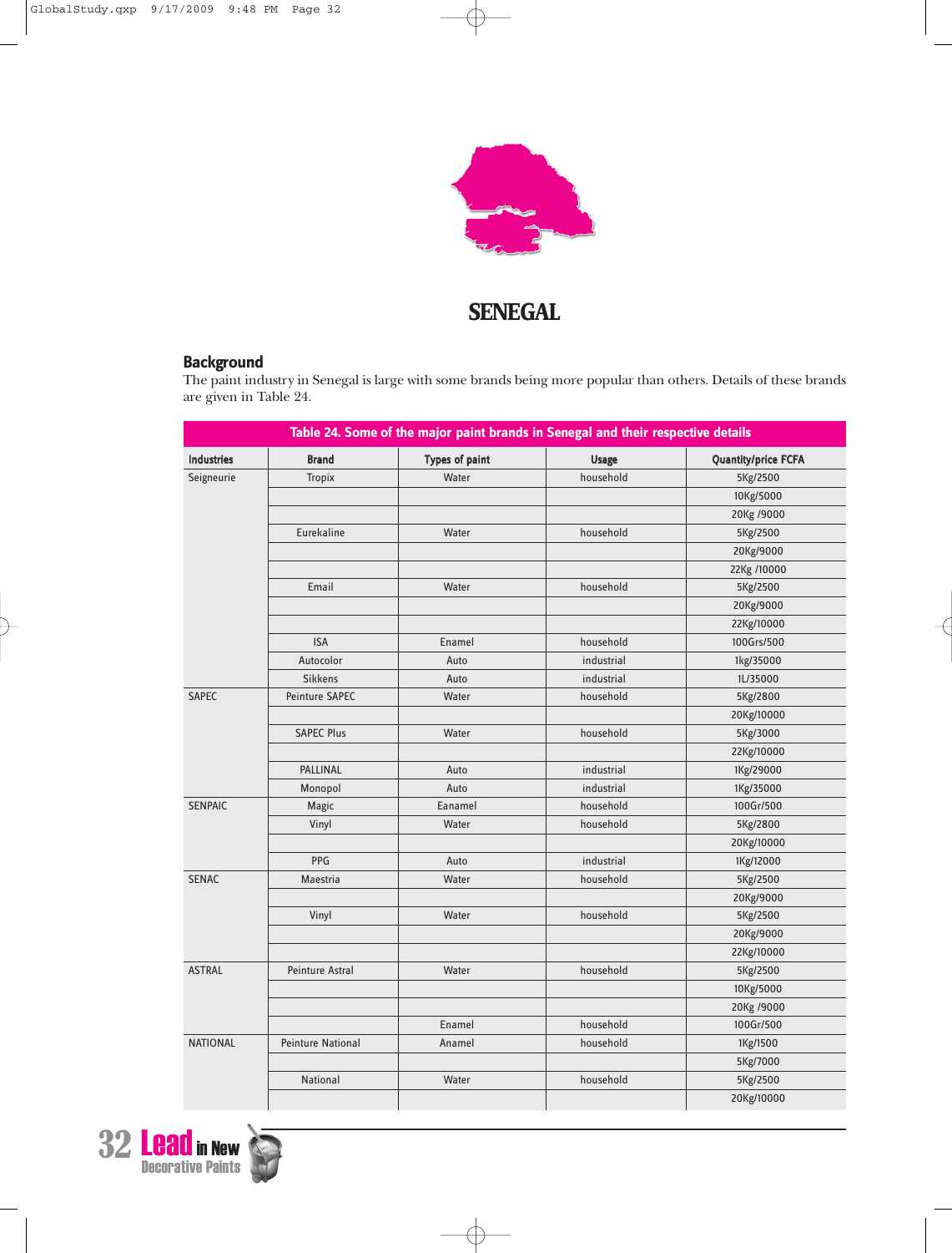# SENEGAL

## Background

The paint industry in Senegal is large with some brands being more popular than others. Details of these brands are given in Table 24.

**Table 24. Some of the major paint brands in Senegal and their respective details**

| Industries | Brand | Types of paint | Usage | Quantity/price FCFA |
|---|---|---|---|---|
| Seigneurie | Tropix | Water | household | 5Kg/2500 |
| | | | | 10Kg/5000 |
| | | | | 20Kg /9000 |
| | Eurekaline | Water | household | 5Kg/2500 |
| | | | | 20Kg/9000 |
| | | | | 22Kg /10000 |
| | Email | Water | household | 5Kg/2500 |
| | | | | 20Kg/9000 |
| | | | | 22Kg/10000 |
| | ISA | Enamel | household | 100Grs/500 |
| | Autocolor | Auto | industrial | 1kg/35000 |
| | Sikkens | Auto | industrial | 1L/35000 |
| SAPEC | Peinture SAPEC | Water | household | 5Kg/2800 |
| | | | | 20Kg/10000 |
| | SAPEC Plus | Water | household | 5Kg/3000 |
| | | | | 22Kg/10000 |
| | PALLINAL | Auto | industrial | 1Kg/29000 |
| | Monopol | Auto | industrial | 1Kg/35000 |
| SENPAIC | Magic | Eanamel | household | 100Gr/500 |
| | Vinyl | Water | household | 5Kg/2800 |
| | | | | 20Kg/10000 |
| | PPG | Auto | industrial | 1Kg/12000 |
| SENAC | Maestria | Water | household | 5Kg/2500 |
| | | | | 20Kg/9000 |
| | Vinyl | Water | household | 5Kg/2500 |
| | | | | 20Kg/9000 |
| | | | | 22Kg/10000 |
| ASTRAL | Peinture Astral | Water | household | 5Kg/2500 |
| | | | | 10Kg/5000 |
| | | | | 20Kg /9000 |
| | | Enamel | household | 100Gr/500 |
| NATIONAL | Peinture National | Anamel | household | 1Kg/1500 |
| | | | | 5Kg/7000 |
| | National | Water | household | 5Kg/2500 |
| | | | | 20Kg/10000 |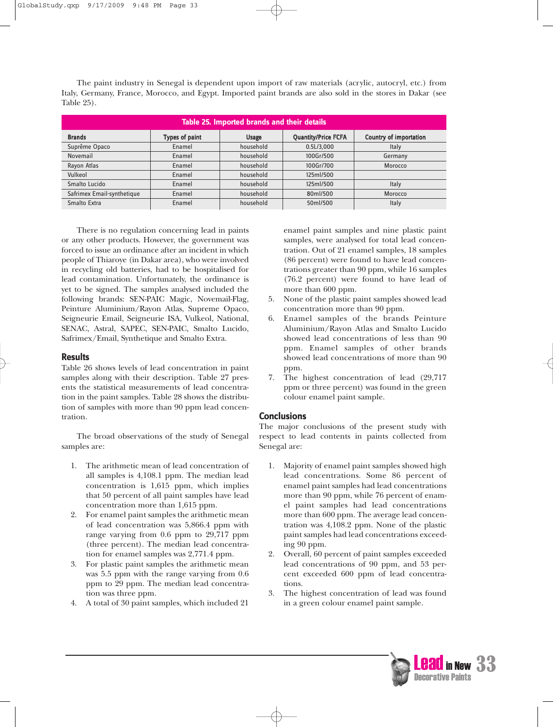The paint industry in Senegal is dependent upon import of raw materials (acrylic, autocryl, etc.) from Italy, Germany, France, Morocco, and Egypt. Imported paint brands are also sold in the stores in Dakar (see Table 25).

**Table 25. Imported brands and their details**

| Brands | Types of paint | Usage | Quantity/Price FCFA | Country of importation |
|---|---|---|---|---|
| Suprême Opaco | Enamel | household | 0.5L/3,000 | Italy |
| Novemail | Enamel | household | 100Gr/500 | Germany |
| Rayon Atlas | Enamel | household | 100Gr/700 | Morocco |
| Vulkeol | Enamel | household | 125ml/500 | |
| Smalto Lucido | Enamel | household | 125ml/500 | Italy |
| Safrimex Email-synthetique | Enamel | household | 80ml/500 | Morocco |
| Smalto Extra | Enamel | household | 50ml/500 | Italy |

There is no regulation concerning lead in paints or any other products. However, the government was forced to issue an ordinance after an incident in which people of Thiaroye (in Dakar area), who were involved in recycling old batteries, had to be hospitalised for lead contamination. Unfortunately, the ordinance is yet to be signed. The samples analysed included the following brands: SEN-PAIC Magic, Novemail-Flag, Peinture Aluminium/Rayon Atlas, Supreme Opaco, Seigneurie Email, Seigneurie ISA, Vulkeol, National, SENAC, Astral, SAPEC, SEN-PAIC, Smalto Lucido, Safrimex/Email, Synthetique and Smalto Extra.

## Results

Table 26 shows levels of lead concentration in paint samples along with their description. Table 27 presents the statistical measurements of lead concentration in the paint samples. Table 28 shows the distribution of samples with more than 90 ppm lead concentration.

The broad observations of the study of Senegal samples are:

1. The arithmetic mean of lead concentration of all samples is 4,108.1 ppm. The median lead concentration is 1,615 ppm, which implies that 50 percent of all paint samples have lead concentration more than 1,615 ppm.
2. For enamel paint samples the arithmetic mean of lead concentration was 5,866.4 ppm with range varying from 0.6 ppm to 29,717 ppm (three percent). The median lead concentration for enamel samples was 2,771.4 ppm.
3. For plastic paint samples the arithmetic mean was 5.5 ppm with the range varying from 0.6 ppm to 29 ppm. The median lead concentration was three ppm.
4. A total of 30 paint samples, which included 21 enamel paint samples and nine plastic paint samples, were analysed for total lead concentration. Out of 21 enamel samples, 18 samples (86 percent) were found to have lead concentrations greater than 90 ppm, while 16 samples (76.2 percent) were found to have lead of more than 600 ppm.
5. None of the plastic paint samples showed lead concentration more than 90 ppm.
6. Enamel samples of the brands Peinture Aluminium/Rayon Atlas and Smalto Lucido showed lead concentrations of less than 90 ppm. Enamel samples of other brands showed lead concentrations of more than 90 ppm.
7. The highest concentration of lead (29,717 ppm or three percent) was found in the green colour enamel paint sample.

## Conclusions

The major conclusions of the present study with respect to lead contents in paints collected from Senegal are:

1. Majority of enamel paint samples showed high lead concentrations. Some 86 percent of enamel paint samples had lead concentrations more than 90 ppm, while 76 percent of enamel paint samples had lead concentrations more than 600 ppm. The average lead concentration was 4,108.2 ppm. None of the plastic paint samples had lead concentrations exceeding 90 ppm.
2. Overall, 60 percent of paint samples exceeded lead concentrations of 90 ppm, and 53 percent exceeded 600 ppm of lead concentrations.
3. The highest concentration of lead was found in a green colour enamel paint sample.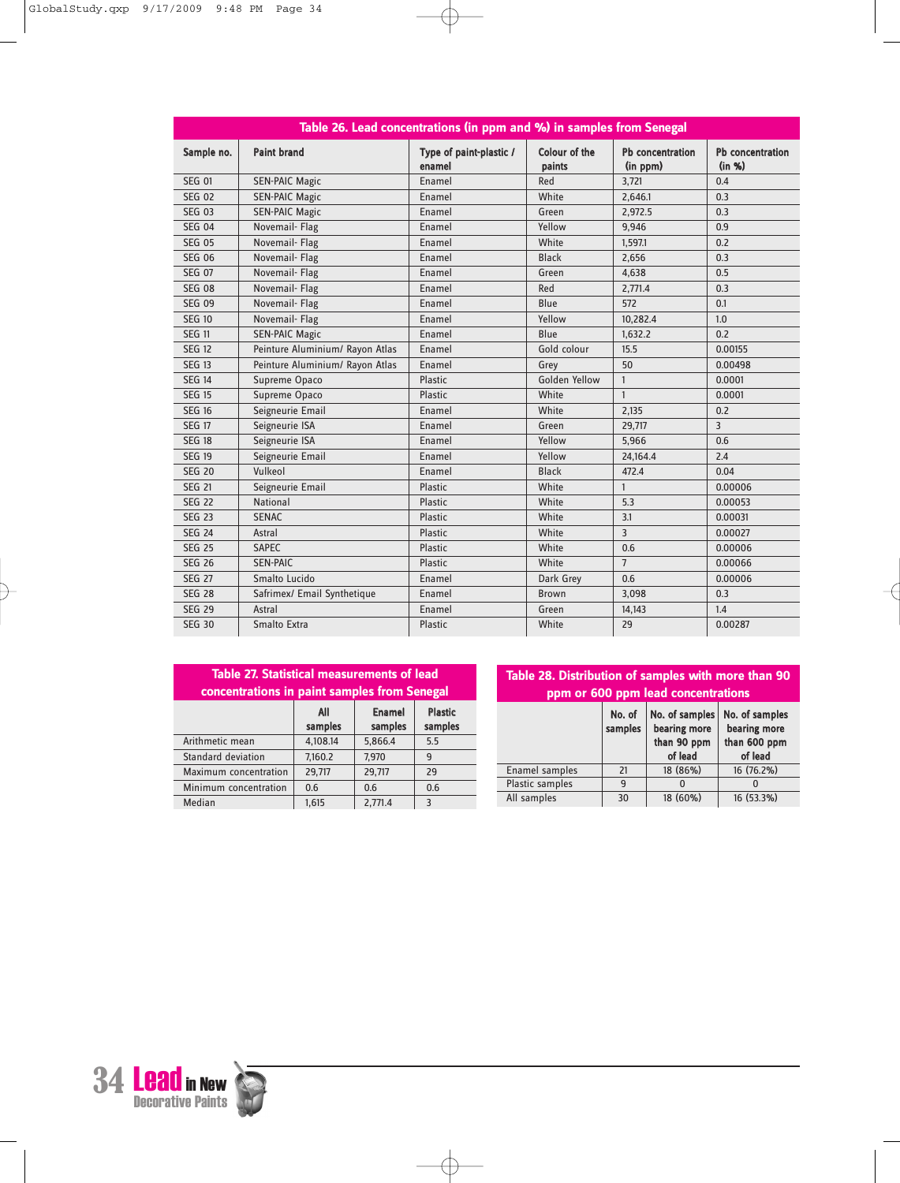**Table 26. Lead concentrations (in ppm and %) in samples from Senegal**

| Sample no. | Paint brand | Type of paint-plastic / enamel | Colour of the paints | Pb concentration (in ppm) | Pb concentration (in %) |
|---|---|---|---|---|---|
| SEG 01 | SEN-PAIC Magic | Enamel | Red | 3,721 | 0.4 |
| SEG 02 | SEN-PAIC Magic | Enamel | White | 2,646.1 | 0.3 |
| SEG 03 | SEN-PAIC Magic | Enamel | Green | 2,972.5 | 0.3 |
| SEG 04 | Novemail- Flag | Enamel | Yellow | 9,946 | 0.9 |
| SEG 05 | Novemail- Flag | Enamel | White | 1,597.1 | 0.2 |
| SEG 06 | Novemail- Flag | Enamel | Black | 2,656 | 0.3 |
| SEG 07 | Novemail- Flag | Enamel | Green | 4,638 | 0.5 |
| SEG 08 | Novemail- Flag | Enamel | Red | 2,771.4 | 0.3 |
| SEG 09 | Novemail- Flag | Enamel | Blue | 572 | 0.1 |
| SEG 10 | Novemail- Flag | Enamel | Yellow | 10,282.4 | 1.0 |
| SEG 11 | SEN-PAIC Magic | Enamel | Blue | 1,632.2 | 0.2 |
| SEG 12 | Peinture Aluminium/ Rayon Atlas | Enamel | Gold colour | 15.5 | 0.00155 |
| SEG 13 | Peinture Aluminium/ Rayon Atlas | Enamel | Grey | 50 | 0.00498 |
| SEG 14 | Supreme Opaco | Plastic | Golden Yellow | 1 | 0.0001 |
| SEG 15 | Supreme Opaco | Plastic | White | 1 | 0.0001 |
| SEG 16 | Seigneurie Email | Enamel | White | 2,135 | 0.2 |
| SEG 17 | Seigneurie ISA | Enamel | Green | 29,717 | 3 |
| SEG 18 | Seigneurie ISA | Enamel | Yellow | 5,966 | 0.6 |
| SEG 19 | Seigneurie Email | Enamel | Yellow | 24,164.4 | 2.4 |
| SEG 20 | Vulkeol | Enamel | Black | 472.4 | 0.04 |
| SEG 21 | Seigneurie Email | Plastic | White | 1 | 0.00006 |
| SEG 22 | National | Plastic | White | 5.3 | 0.00053 |
| SEG 23 | SENAC | Plastic | White | 3.1 | 0.00031 |
| SEG 24 | Astral | Plastic | White | 3 | 0.00027 |
| SEG 25 | SAPEC | Plastic | White | 0.6 | 0.00006 |
| SEG 26 | SEN-PAIC | Plastic | White | 7 | 0.00066 |
| SEG 27 | Smalto Lucido | Enamel | Dark Grey | 0.6 | 0.00006 |
| SEG 28 | Safrimex/ Email Synthetique | Enamel | Brown | 3,098 | 0.3 |
| SEG 29 | Astral | Enamel | Green | 14,143 | 1.4 |
| SEG 30 | Smalto Extra | Plastic | White | 29 | 0.00287 |

**Table 27. Statistical measurements of lead concentrations in paint samples from Senegal**

| | All samples | Enamel samples | Plastic samples |
|---|---|---|---|
| Arithmetic mean | 4,108.14 | 5,866.4 | 5.5 |
| Standard deviation | 7,160.2 | 7,970 | 9 |
| Maximum concentration | 29,717 | 29,717 | 29 |
| Minimum concentration | 0.6 | 0.6 | 0.6 |
| Median | 1,615 | 2,771.4 | 3 |

**Table 28. Distribution of samples with more than 90 ppm or 600 ppm lead concentrations**

| | No. of samples | No. of samples bearing more than 90 ppm of lead | No. of samples bearing more than 600 ppm of lead |
|---|---|---|---|
| Enamel samples | 21 | 18 (86%) | 16 (76.2%) |
| Plastic samples | 9 | 0 | 0 |
| All samples | 30 | 18 (60%) | 16 (53.3%) |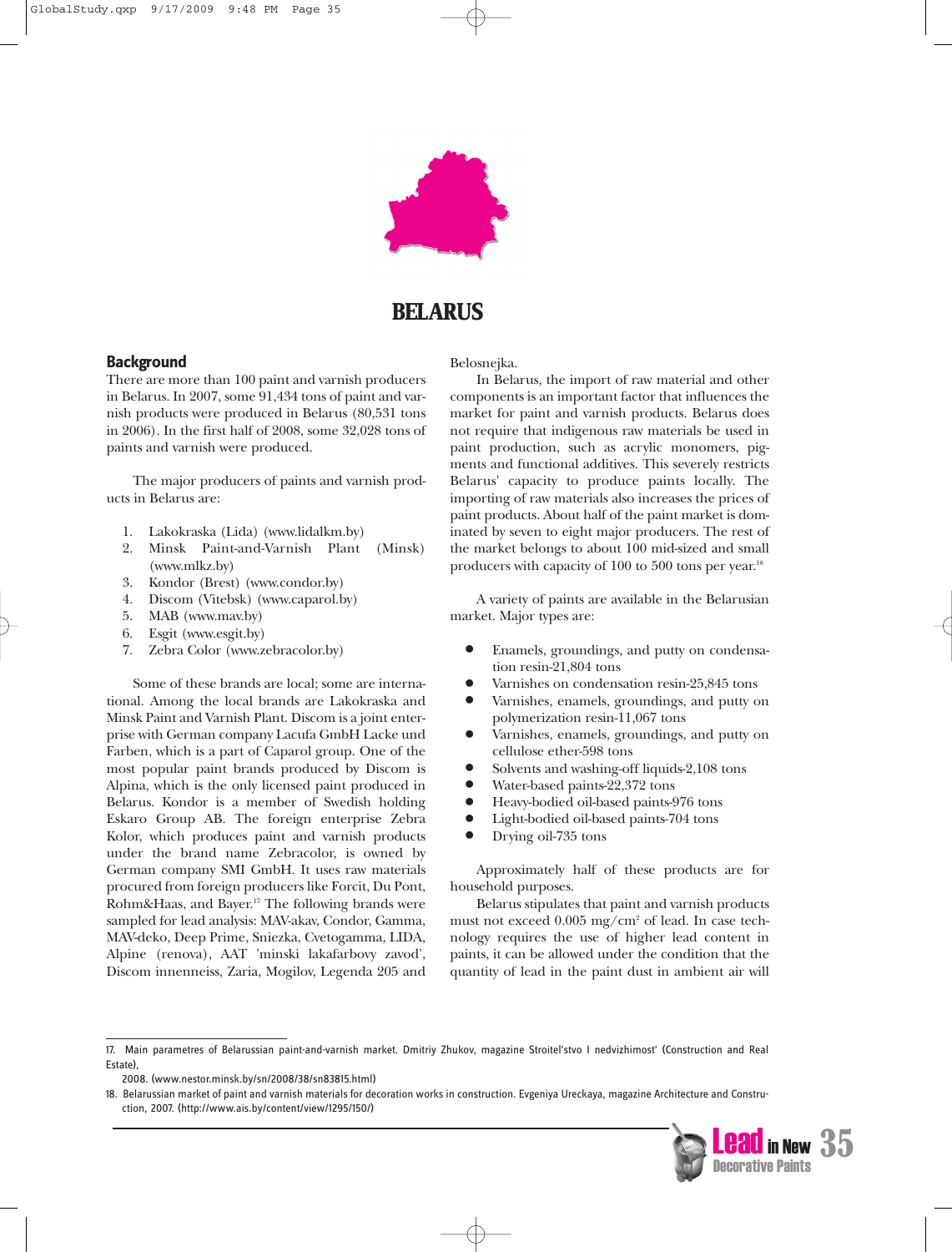# BELARUS

## Background

There are more than 100 paint and varnish producers in Belarus. In 2007, some 91,434 tons of paint and varnish products were produced in Belarus (80,531 tons in 2006). In the first half of 2008, some 32,028 tons of paints and varnish were produced.

The major producers of paints and varnish products in Belarus are:

1. Lakokraska (Lida) (www.lidalkm.by)
2. Minsk Paint-and-Varnish Plant (Minsk) (www.mlkz.by)
3. Kondor (Brest) (www.condor.by)
4. Discom (Vitebsk) (www.caparol.by)
5. MAB (www.mav.by)
6. Esgit (www.esgit.by)
7. Zebra Color (www.zebracolor.by)

Some of these brands are local; some are international. Among the local brands are Lakokraska and Minsk Paint and Varnish Plant. Discom is a joint enterprise with German company Lacufa GmbH Lacke und Farben, which is a part of Caparol group. One of the most popular paint brands produced by Discom is Alpina, which is the only licensed paint produced in Belarus. Kondor is a member of Swedish holding Eskaro Group AB. The foreign enterprise Zebra Kolor, which produces paint and varnish products under the brand name Zebracolor, is owned by German company SMI GmbH. It uses raw materials procured from foreign producers like Forcit, Du Pont, Rohm&Haas, and Bayer.[17] The following brands were sampled for lead analysis: MAV-akav, Condor, Gamma, MAV-deko, Deep Prime, Sniezka, Cvetogamma, LIDA, Alpine (renova), AAT 'minski lakafarbovy zavod', Discom innenneiss, Zaria, Mogilov, Legenda 205 and Belosnejka.

In Belarus, the import of raw material and other components is an important factor that influences the market for paint and varnish products. Belarus does not require that indigenous raw materials be used in paint production, such as acrylic monomers, pigments and functional additives. This severely restricts Belarus' capacity to produce paints locally. The importing of raw materials also increases the prices of paint products. About half of the paint market is dominated by seven to eight major producers. The rest of the market belongs to about 100 mid-sized and small producers with capacity of 100 to 500 tons per year.[18]

A variety of paints are available in the Belarusian market. Major types are:

- Enamels, groundings, and putty on condensation resin-21,804 tons
- Varnishes on condensation resin-25,845 tons
- Varnishes, enamels, groundings, and putty on polymerization resin-11,067 tons
- Varnishes, enamels, groundings, and putty on cellulose ether-598 tons
- Solvents and washing-off liquids-2,108 tons
- Water-based paints-22,372 tons
- Heavy-bodied oil-based paints-976 tons
- Light-bodied oil-based paints-704 tons
- Drying oil-735 tons

Approximately half of these products are for household purposes.

Belarus stipulates that paint and varnish products must not exceed 0.005 mg/cm$^2$ of lead. In case technology requires the use of higher lead content in paints, it can be allowed under the condition that the quantity of lead in the paint dust in ambient air will

---

17. Main parametres of Belarussian paint-and-varnish market. Dmitriy Zhukov, magazine Stroitel'stvo I nedvizhimost' (Construction and Real Estate), 2008. (www.nestor.minsk.by/sn/2008/38/sn83815.html)

18. Belarussian market of paint and varnish materials for decoration works in construction. Evgeniya Ureckaya, magazine Architecture and Construction, 2007. (http://www.ais.by/content/view/1295/150/)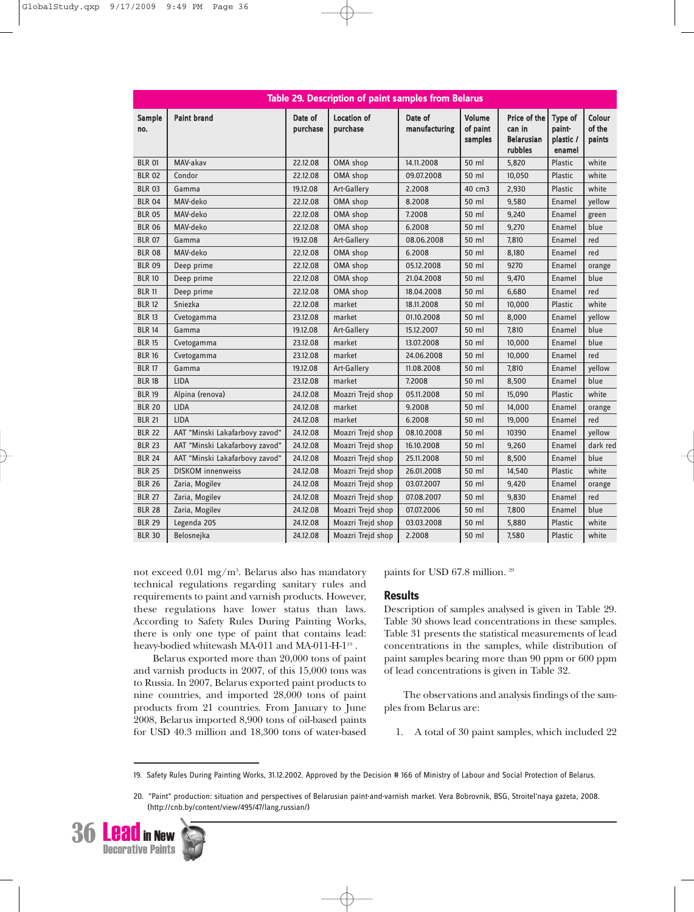**Table 29. Description of paint samples from Belarus**

| Sample no. | Paint brand | Date of purchase | Location of purchase | Date of manufacturing | Volume of paint samples | Price of the can in Belarusian rubbles | Type of paint-plastic / enamel | Colour of the paints |
|---|---|---|---|---|---|---|---|---|
| BLR 01 | MAV-akav | 22.12.08 | OMA shop | 14.11.2008 | 50 ml | 5,820 | Plastic | white |
| BLR 02 | Condor | 22.12.08 | OMA shop | 09.07.2008 | 50 ml | 10,050 | Plastic | white |
| BLR 03 | Gamma | 19.12.08 | Art-Gallery | 2.2008 | 40 cm3 | 2,930 | Plastic | white |
| BLR 04 | MAV-deko | 22.12.08 | OMA shop | 8.2008 | 50 ml | 9,580 | Enamel | yellow |
| BLR 05 | MAV-deko | 22.12.08 | OMA shop | 7.2008 | 50 ml | 9,240 | Enamel | green |
| BLR 06 | MAV-deko | 22.12.08 | OMA shop | 6.2008 | 50 ml | 9,270 | Enamel | blue |
| BLR 07 | Gamma | 19.12.08 | Art-Gallery | 08.06.2008 | 50 ml | 7,810 | Enamel | red |
| BLR 08 | MAV-deko | 22.12.08 | OMA shop | 6.2008 | 50 ml | 8,180 | Enamel | red |
| BLR 09 | Deep prime | 22.12.08 | OMA shop | 05.12.2008 | 50 ml | 9270 | Enamel | orange |
| BLR 10 | Deep prime | 22.12.08 | OMA shop | 21.04.2008 | 50 ml | 9,470 | Enamel | blue |
| BLR 11 | Deep prime | 22.12.08 | OMA shop | 18.04.2008 | 50 ml | 6,680 | Enamel | red |
| BLR 12 | Sniezka | 22.12.08 | market | 18.11.2008 | 50 ml | 10,000 | Plastic | white |
| BLR 13 | Cvetogamma | 23.12.08 | market | 01.10.2008 | 50 ml | 8,000 | Enamel | yellow |
| BLR 14 | Gamma | 19.12.08 | Art-Gallery | 15.12.2007 | 50 ml | 7,810 | Enamel | blue |
| BLR 15 | Cvetogamma | 23.12.08 | market | 13.07.2008 | 50 ml | 10,000 | Enamel | blue |
| BLR 16 | Cvetogamma | 23.12.08 | market | 24.06.2008 | 50 ml | 10,000 | Enamel | red |
| BLR 17 | Gamma | 19.12.08 | Art-Gallery | 11.08.2008 | 50 ml | 7,810 | Enamel | yellow |
| BLR 18 | LIDA | 23.12.08 | market | 7.2008 | 50 ml | 8,500 | Enamel | blue |
| BLR 19 | Alpina (renova) | 24.12.08 | Moazri Trejd shop | 05.11.2008 | 50 ml | 15,090 | Plastic | white |
| BLR 20 | LIDA | 24.12.08 | market | 9.2008 | 50 ml | 14,000 | Enamel | orange |
| BLR 21 | LIDA | 24.12.08 | market | 6.2008 | 50 ml | 19,000 | Enamel | red |
| BLR 22 | AAT "Minski Lakafarbovy zavod" | 24.12.08 | Moazri Trejd shop | 08.10.2008 | 50 ml | 10390 | Enamel | yellow |
| BLR 23 | AAT "Minski Lakafarbovy zavod" | 24.12.08 | Moazri Trejd shop | 16.10.2008 | 50 ml | 9,260 | Enamel | dark red |
| BLR 24 | AAT "Minski Lakafarbovy zavod" | 24.12.08 | Moazri Trejd shop | 25.11.2008 | 50 ml | 8,500 | Enamel | blue |
| BLR 25 | DISKOM innenweiss | 24.12.08 | Moazri Trejd shop | 26.01.2008 | 50 ml | 14,540 | Plastic | white |
| BLR 26 | Zaria, Mogilev | 24.12.08 | Moazri Trejd shop | 03.07.2007 | 50 ml | 9,420 | Enamel | orange |
| BLR 27 | Zaria, Mogilev | 24.12.08 | Moazri Trejd shop | 07.08.2007 | 50 ml | 9,830 | Enamel | red |
| BLR 28 | Zaria, Mogilev | 24.12.08 | Moazri Trejd shop | 07.07.2006 | 50 ml | 7,800 | Enamel | blue |
| BLR 29 | Legenda 205 | 24.12.08 | Moazri Trejd shop | 03.03.2008 | 50 ml | 5,880 | Plastic | white |
| BLR 30 | Belosnejka | 24.12.08 | Moazri Trejd shop | 2.2008 | 50 ml | 7,580 | Plastic | white |

not exceed 0.01 mg/m$^3$. Belarus also has mandatory technical regulations regarding sanitary rules and requirements to paint and varnish products. However, these regulations have lower status than laws. According to Safety Rules During Painting Works, there is only one type of paint that contains lead: heavy-bodied whitewash MA-011 and MA-011-H-1[19] .

Belarus exported more than 20,000 tons of paint and varnish products in 2007, of this 15,000 tons was to Russia. In 2007, Belarus exported paint products to nine countries, and imported 28,000 tons of paint products from 21 countries. From January to June 2008, Belarus imported 8,900 tons of oil-based paints for USD 40.3 million and 18,300 tons of water-based paints for USD 67.8 million. [20]

## Results

Description of samples analysed is given in Table 29. Table 30 shows lead concentrations in these samples. Table 31 presents the statistical measurements of lead concentrations in the samples, while distribution of paint samples bearing more than 90 ppm or 600 ppm of lead concentrations is given in Table 32.

The observations and analysis findings of the samples from Belarus are:

1. A total of 30 paint samples, which included 22

---

19. Safety Rules During Painting Works, 31.12.2002. Approved by the Decision # 166 of Ministry of Labour and Social Protection of Belarus.

20. "Paint" production: situation and perspectives of Belarusian paint-and-varnish market. Vera Bobrovnik, BSG, Stroitel'naya gazeta, 2008. (http://cnb.by/content/view/495/47/lang,russian/)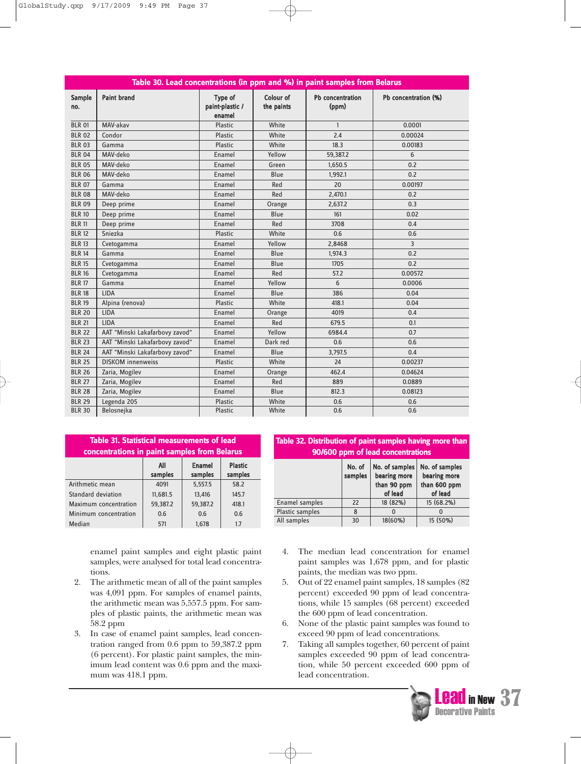**Table 30. Lead concentrations (in ppm and %) in paint samples from Belarus**

| Sample no. | Paint brand | Type of paint-plastic / enamel | Colour of the paints | Pb concentration (ppm) | Pb concentration (%) |
|---|---|---|---|---|---|
| BLR 01 | MAV-akav | Plastic | White | 1 | 0.0001 |
| BLR 02 | Condor | Plastic | White | 2.4 | 0.00024 |
| BLR 03 | Gamma | Plastic | White | 18.3 | 0.00183 |
| BLR 04 | MAV-deko | Enamel | Yellow | 59,387.2 | 6 |
| BLR 05 | MAV-deko | Enamel | Green | 1,650.5 | 0.2 |
| BLR 06 | MAV-deko | Enamel | Blue | 1,992.1 | 0.2 |
| BLR 07 | Gamma | Enamel | Red | 20 | 0.00197 |
| BLR 08 | MAV-deko | Enamel | Red | 2,470.1 | 0.2 |
| BLR 09 | Deep prime | Enamel | Orange | 2,637.2 | 0.3 |
| BLR 10 | Deep prime | Enamel | Blue | 161 | 0.02 |
| BLR 11 | Deep prime | Enamel | Red | 3708 | 0.4 |
| BLR 12 | Sniezka | Plastic | White | 0.6 | 0.6 |
| BLR 13 | Cvetogamma | Enamel | Yellow | 2,8468 | 3 |
| BLR 14 | Gamma | Enamel | Blue | 1,974.3 | 0.2 |
| BLR 15 | Cvetogamma | Enamel | Blue | 1705 | 0.2 |
| BLR 16 | Cvetogamma | Enamel | Red | 57.2 | 0.00572 |
| BLR 17 | Gamma | Enamel | Yellow | 6 | 0.0006 |
| BLR 18 | LIDA | Enamel | Blue | 386 | 0.04 |
| BLR 19 | Alpina (renova) | Plastic | White | 418.1 | 0.04 |
| BLR 20 | LIDA | Enamel | Orange | 4019 | 0.4 |
| BLR 21 | LIDA | Enamel | Red | 679.5 | 0.1 |
| BLR 22 | AAT "Minski Lakafarbovy zavod" | Enamel | Yellow | 6984.4 | 0.7 |
| BLR 23 | AAT "Minski Lakafarbovy zavod" | Enamel | Dark red | 0.6 | 0.6 |
| BLR 24 | AAT "Minski Lakafarbovy zavod" | Enamel | Blue | 3,797.5 | 0.4 |
| BLR 25 | DISKOM innenweiss | Plastic | White | 24 | 0.00237 |
| BLR 26 | Zaria, Mogilev | Enamel | Orange | 462.4 | 0.04624 |
| BLR 27 | Zaria, Mogilev | Enamel | Red | 889 | 0.0889 |
| BLR 28 | Zaria, Mogilev | Enamel | Blue | 812.3 | 0.08123 |
| BLR 29 | Legenda 205 | Plastic | White | 0.6 | 0.6 |
| BLR 30 | Belosnejka | Plastic | White | 0.6 | 0.6 |

**Table 31. Statistical measurements of lead concentrations in paint samples from Belarus**

| | All samples | Enamel samples | Plastic samples |
|---|---|---|---|
| Arithmetic mean | 4091 | 5,557.5 | 58.2 |
| Standard deviation | 11,681.5 | 13,416 | 145.7 |
| Maximum concentration | 59,387.2 | 59,387.2 | 418.1 |
| Minimum concentration | 0.6 | 0.6 | 0.6 |
| Median | 571 | 1,678 | 1.7 |

**Table 32. Distribution of paint samples having more than 90/600 ppm of lead concentrations**

| | No. of samples | No. of samples bearing more than 90 ppm of lead | No. of samples bearing more than 600 ppm of lead |
|---|---|---|---|
| Enamel samples | 22 | 18 (82%) | 15 (68.2%) |
| Plastic samples | 8 | 0 | 0 |
| All samples | 30 | 18(60%) | 15 (50%) |

enamel paint samples and eight plastic paint samples, were analysed for total lead concentrations.

2. The arithmetic mean of all of the paint samples was 4,091 ppm. For samples of enamel paints, the arithmetic mean was 5,557.5 ppm. For samples of plastic paints, the arithmetic mean was 58.2 ppm
3. In case of enamel paint samples, lead concentration ranged from 0.6 ppm to 59,387.2 ppm (6 percent). For plastic paint samples, the minimum lead content was 0.6 ppm and the maximum was 418.1 ppm.
4. The median lead concentration for enamel paint samples was 1,678 ppm, and for plastic paints, the median was two ppm.
5. Out of 22 enamel paint samples, 18 samples (82 percent) exceeded 90 ppm of lead concentrations, while 15 samples (68 percent) exceeded the 600 ppm of lead concentration.
6. None of the plastic paint samples was found to exceed 90 ppm of lead concentrations.
7. Taking all samples together, 60 percent of paint samples exceeded 90 ppm of lead concentration, while 50 percent exceeded 600 ppm of lead concentration.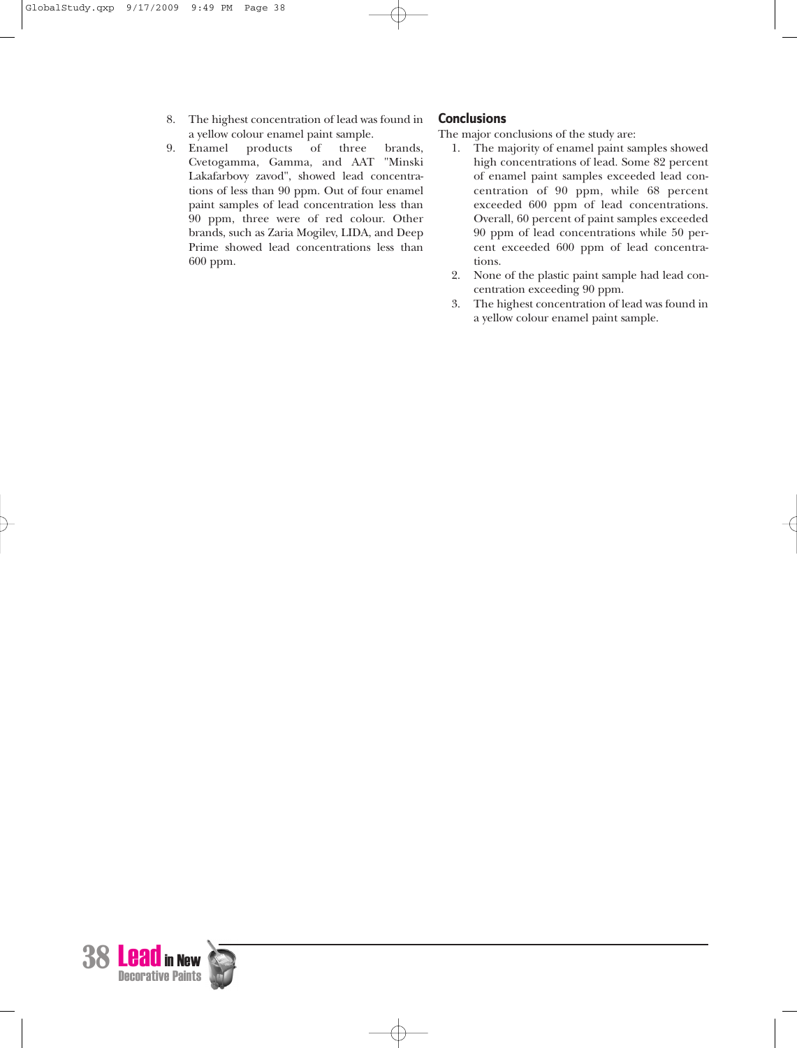8. The highest concentration of lead was found in a yellow colour enamel paint sample.
9. Enamel products of three brands, Cvetogamma, Gamma, and AAT "Minski Lakafarbovy zavod", showed lead concentrations of less than 90 ppm. Out of four enamel paint samples of lead concentration less than 90 ppm, three were of red colour. Other brands, such as Zaria Mogilev, LIDA, and Deep Prime showed lead concentrations less than 600 ppm.

## Conclusions

The major conclusions of the study are:

1. The majority of enamel paint samples showed high concentrations of lead. Some 82 percent of enamel paint samples exceeded lead concentration of 90 ppm, while 68 percent exceeded 600 ppm of lead concentrations. Overall, 60 percent of paint samples exceeded 90 ppm of lead concentrations while 50 percent exceeded 600 ppm of lead concentrations.
2. None of the plastic paint sample had lead concentration exceeding 90 ppm.
3. The highest concentration of lead was found in a yellow colour enamel paint sample.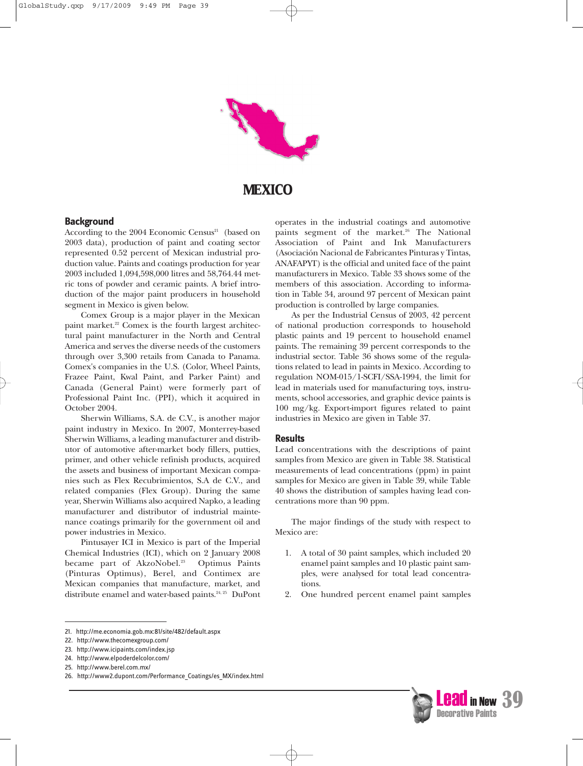# MEXICO

## Background

According to the 2004 Economic Census[21] (based on 2003 data), production of paint and coating sector represented 0.52 percent of Mexican industrial production value. Paints and coatings production for year 2003 included 1,094,598,000 litres and 58,764.44 metric tons of powder and ceramic paints. A brief introduction of the major paint producers in household segment in Mexico is given below.

Comex Group is a major player in the Mexican paint market.[22] Comex is the fourth largest architectural paint manufacturer in the North and Central America and serves the diverse needs of the customers through over 3,300 retails from Canada to Panama. Comex's companies in the U.S. (Color, Wheel Paints, Frazee Paint, Kwal Paint, and Parker Paint) and Canada (General Paint) were formerly part of Professional Paint Inc. (PPI), which it acquired in October 2004.

Sherwin Williams, S.A. de C.V., is another major paint industry in Mexico. In 2007, Monterrey-based Sherwin Williams, a leading manufacturer and distributor of automotive after-market body fillers, putties, primer, and other vehicle refinish products, acquired the assets and business of important Mexican companies such as Flex Recubrimientos, S.A de C.V., and related companies (Flex Group). During the same year, Sherwin Williams also acquired Napko, a leading manufacturer and distributor of industrial maintenance coatings primarily for the government oil and power industries in Mexico.

Pintusayer ICI in Mexico is part of the Imperial Chemical Industries (ICI), which on 2 January 2008 became part of AkzoNobel.[23] Optimus Paints (Pinturas Optimus), Berel, and Contimex are Mexican companies that manufacture, market, and distribute enamel and water-based paints.[24, 25] DuPont operates in the industrial coatings and automotive paints segment of the market.[26] The National Association of Paint and Ink Manufacturers (Asociación Nacional de Fabricantes Pinturas y Tintas, ANAFAPYT) is the official and united face of the paint manufacturers in Mexico. Table 33 shows some of the members of this association. According to information in Table 34, around 97 percent of Mexican paint production is controlled by large companies.

As per the Industrial Census of 2003, 42 percent of national production corresponds to household plastic paints and 19 percent to household enamel paints. The remaining 39 percent corresponds to the industrial sector. Table 36 shows some of the regulations related to lead in paints in Mexico. According to regulation NOM-015/1-SCFI/SSA-1994, the limit for lead in materials used for manufacturing toys, instruments, school accessories, and graphic device paints is 100 mg/kg. Export-import figures related to paint industries in Mexico are given in Table 37.

## Results

Lead concentrations with the descriptions of paint samples from Mexico are given in Table 38. Statistical measurements of lead concentrations (ppm) in paint samples for Mexico are given in Table 39, while Table 40 shows the distribution of samples having lead concentrations more than 90 ppm.

The major findings of the study with respect to Mexico are:

1. A total of 30 paint samples, which included 20 enamel paint samples and 10 plastic paint samples, were analysed for total lead concentrations.
2. One hundred percent enamel paint samples

---

21. http://me.economia.gob.mx:81/site/482/default.aspx
22. http://www.thecomexgroup.com/
23. http://www.icipaints.com/index.jsp
24. http://www.elpoderdelcolor.com/
25. http://www.berel.com.mx/
26. http://www2.dupont.com/Performance_Coatings/es_MX/index.html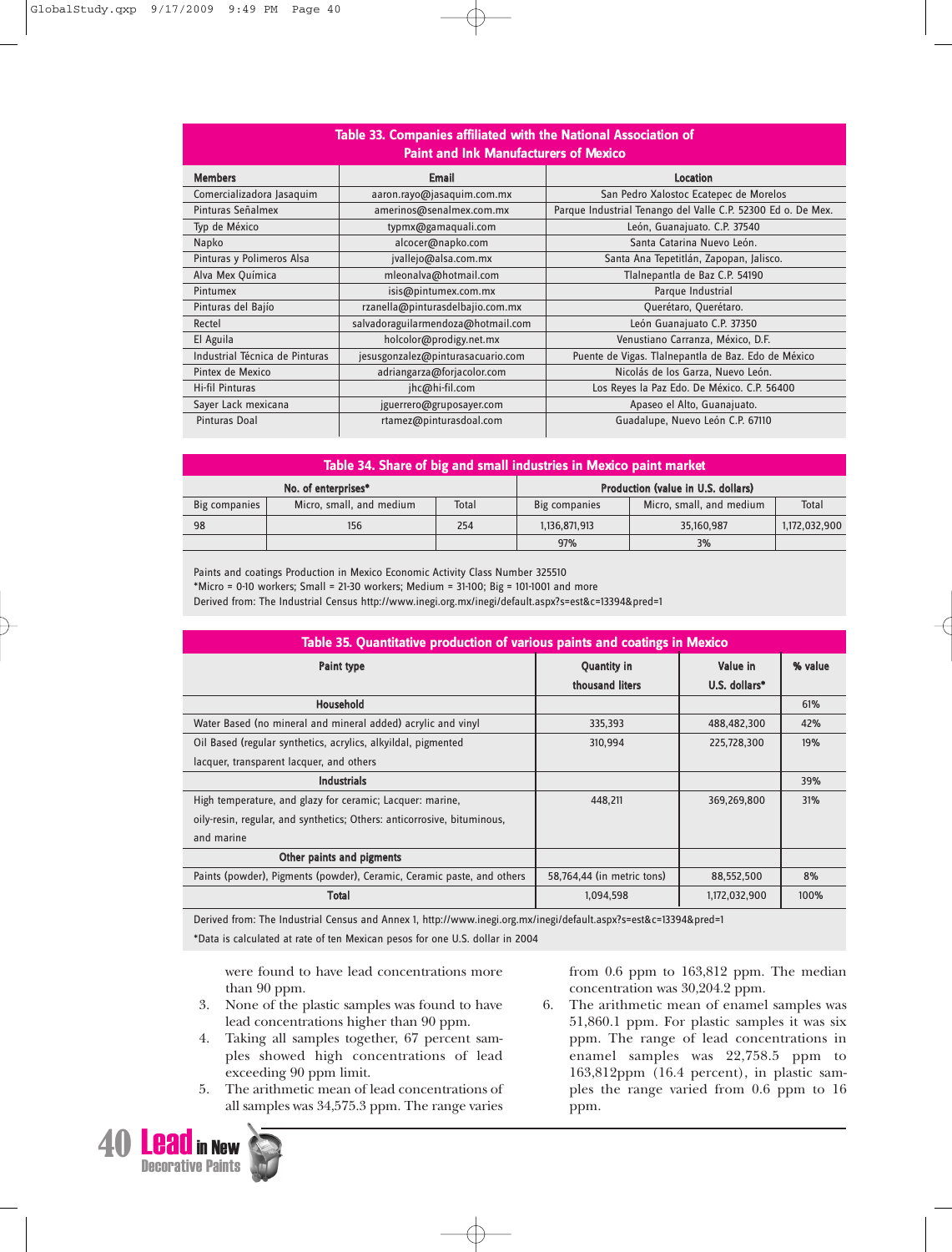**Table 33. Companies affiliated with the National Association of Paint and Ink Manufacturers of Mexico**

| Members | Email | Location |
|---|---|---|
| Comercializadora Jasaquim | aaron.rayo@jasaquim.com.mx | San Pedro Xalostoc Ecatepec de Morelos |
| Pinturas Señalmex | amerinos@senalmex.com.mx | Parque Industrial Tenango del Valle C.P. 52300 Ed o. De Mex. |
| Typ de México | typmx@gamaquali.com | León, Guanajuato. C.P. 37540 |
| Napko | alcocer@napko.com | Santa Catarina Nuevo León. |
| Pinturas y Polimeros Alsa | jvallejo@alsa.com.mx | Santa Ana Tepetitlán, Zapopan, Jalisco. |
| Alva Mex Química | mleonalva@hotmail.com | Tlalnepantla de Baz C.P. 54190 |
| Pintumex | isis@pintumex.com.mx | Parque Industrial |
| Pinturas del Bajío | rzanella@pinturasdelbajio.com.mx | Querétaro, Querétaro. |
| Rectel | salvadoraguilarmendoza@hotmail.com | León Guanajuato C.P. 37350 |
| El Aguila | holcolor@prodigy.net.mx | Venustiano Carranza, México, D.F. |
| Industrial Técnica de Pinturas | jesusgonzalez@pinturasacuario.com | Puente de Vigas. Tlalnepantla de Baz. Edo de México |
| Pintex de Mexico | adriangarza@forjacolor.com | Nicolás de los Garza, Nuevo León. |
| Hi-fil Pinturas | jhc@hi-fil.com | Los Reyes la Paz Edo. De México. C.P. 56400 |
| Sayer Lack mexicana | jguerrero@gruposayer.com | Apaseo el Alto, Guanajuato. |
| Pinturas Doal | rtamez@pinturasdoal.com | Guadalupe, Nuevo León C.P. 67110 |

**Table 34. Share of big and small industries in Mexico paint market**

| No. of enterprises* | | | Production (value in U.S. dollars) | | |
|---|---|---|---|---|---|
| Big companies | Micro, small, and medium | Total | Big companies | Micro, small, and medium | Total |
| 98 | 156 | 254 | 1,136,871,913 | 35,160,987 | 1,172,032,900 |
| | | | 97% | 3% | |

Paints and coatings Production in Mexico Economic Activity Class Number 325510
*Micro = 0-10 workers; Small = 21-30 workers; Medium = 31-100; Big = 101-1001 and more
Derived from: The Industrial Census http://www.inegi.org.mx/inegi/default.aspx?s=est&c=13394&pred=1

**Table 35. Quantitative production of various paints and coatings in Mexico**

| Paint type | Quantity in thousand liters | Value in U.S. dollars* | % value |
|---|---|---|---|
| **Household** | | | 61% |
| Water Based (no mineral and mineral added) acrylic and vinyl | 335,393 | 488,482,300 | 42% |
| Oil Based (regular synthetics, acrylics, alkyildal, pigmented lacquer, transparent lacquer, and others | 310,994 | 225,728,300 | 19% |
| **Industrials** | | | 39% |
| High temperature, and glazy for ceramic; Lacquer: marine, oily-resin, regular, and synthetics; Others: anticorrosive, bituminous, and marine | 448,211 | 369,269,800 | 31% |
| **Other paints and pigments** | | | |
| Paints (powder), Pigments (powder), Ceramic, Ceramic paste, and others | 58,764,44 (in metric tons) | 88,552,500 | 8% |
| **Total** | 1,094,598 | 1,172,032,900 | 100% |

Derived from: The Industrial Census and Annex 1, http://www.inegi.org.mx/inegi/default.aspx?s=est&c=13394&pred=1
*Data is calculated at rate of ten Mexican pesos for one U.S. dollar in 2004

were found to have lead concentrations more than 90 ppm.

3. None of the plastic samples was found to have lead concentrations higher than 90 ppm.
4. Taking all samples together, 67 percent samples showed high concentrations of lead exceeding 90 ppm limit.
5. The arithmetic mean of lead concentrations of all samples was 34,575.3 ppm. The range varies from 0.6 ppm to 163,812 ppm. The median concentration was 30,204.2 ppm.
6. The arithmetic mean of enamel samples was 51,860.1 ppm. For plastic samples it was six ppm. The range of lead concentrations in enamel samples was 22,758.5 ppm to 163,812ppm (16.4 percent), in plastic samples the range varied from 0.6 ppm to 16 ppm.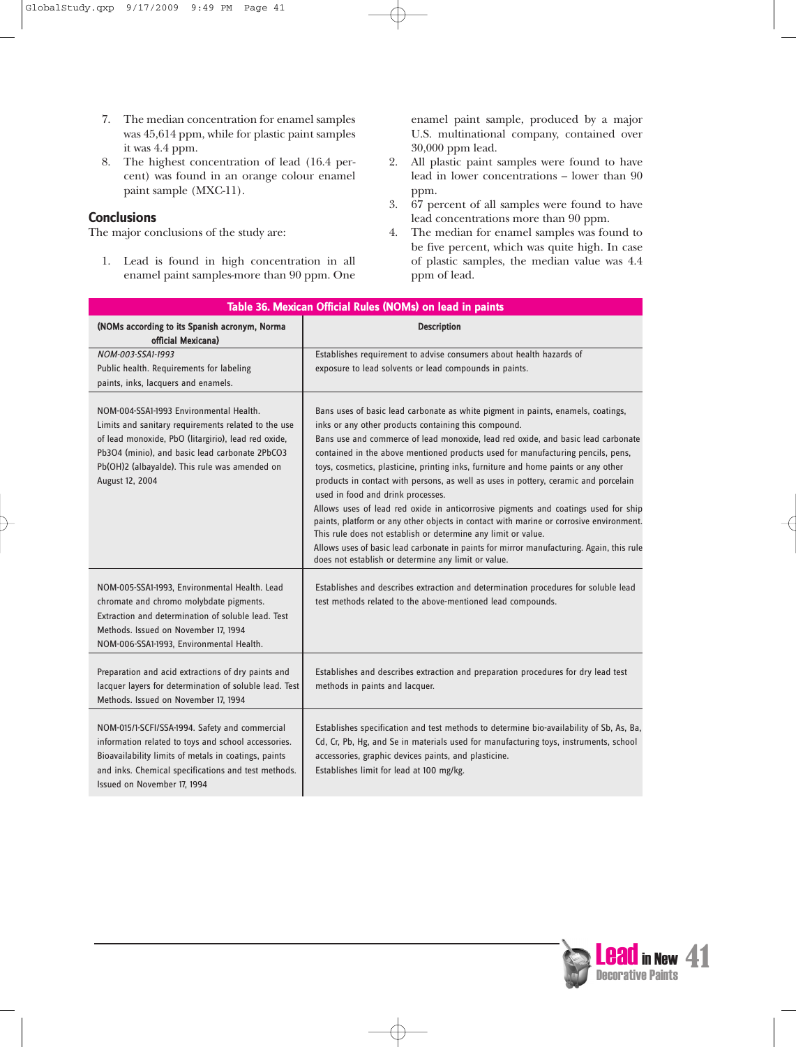7. The median concentration for enamel samples was 45,614 ppm, while for plastic paint samples it was 4.4 ppm.
8. The highest concentration of lead (16.4 percent) was found in an orange colour enamel paint sample (MXC-11).

## Conclusions

The major conclusions of the study are:

1. Lead is found in high concentration in all enamel paint samples-more than 90 ppm. One enamel paint sample, produced by a major U.S. multinational company, contained over 30,000 ppm lead.
2. All plastic paint samples were found to have lead in lower concentrations – lower than 90 ppm.
3. 67 percent of all samples were found to have lead concentrations more than 90 ppm.
4. The median for enamel samples was found to be five percent, which was quite high. In case of plastic samples, the median value was 4.4 ppm of lead.

**Table 36. Mexican Official Rules (NOMs) on lead in paints**

| (NOMs according to its Spanish acronym, Norma official Mexicana) | Description |
|---|---|
| *NOM-003-SSA1-1993* Public health. Requirements for labeling paints, inks, lacquers and enamels. | Establishes requirement to advise consumers about health hazards of exposure to lead solvents or lead compounds in paints. |
| NOM-004-SSA1-1993 Environmental Health. Limits and sanitary requirements related to the use of lead monoxide, PbO (litargirio), lead red oxide, $Pb_3O_4$ (minio), and basic lead carbonate $2PbCO_3 Pb(OH)_2$ (albayalde). This rule was amended on August 12, 2004 | Bans uses of basic lead carbonate as white pigment in paints, enamels, coatings, inks or any other products containing this compound. Bans use and commerce of lead monoxide, lead red oxide, and basic lead carbonate contained in the above mentioned products used for manufacturing pencils, pens, toys, cosmetics, plasticine, printing inks, furniture and home paints or any other products in contact with persons, as well as uses in pottery, ceramic and porcelain used in food and drink processes. Allows uses of lead red oxide in anticorrosive pigments and coatings used for ship paints, platform or any other objects in contact with marine or corrosive environment. This rule does not establish or determine any limit or value. Allows uses of basic lead carbonate in paints for mirror manufacturing. Again, this rule does not establish or determine any limit or value. |
| NOM-005-SSA1-1993, Environmental Health. Lead chromate and chromo molybdate pigments. Extraction and determination of soluble lead. Test Methods. Issued on November 17, 1994 NOM-006-SSA1-1993, Environmental Health. | Establishes and describes extraction and determination procedures for soluble lead test methods related to the above-mentioned lead compounds. |
| Preparation and acid extractions of dry paints and lacquer layers for determination of soluble lead. Test Methods. Issued on November 17, 1994 | Establishes and describes extraction and preparation procedures for dry lead test methods in paints and lacquer. |
| NOM-015/1-SCFI/SSA-1994. Safety and commercial information related to toys and school accessories. Bioavailability limits of metals in coatings, paints and inks. Chemical specifications and test methods. Issued on November 17, 1994 | Establishes specification and test methods to determine bio-availability of Sb, As, Ba, Cd, Cr, Pb, Hg, and Se in materials used for manufacturing toys, instruments, school accessories, graphic devices paints, and plasticine. Establishes limit for lead at 100 mg/kg. |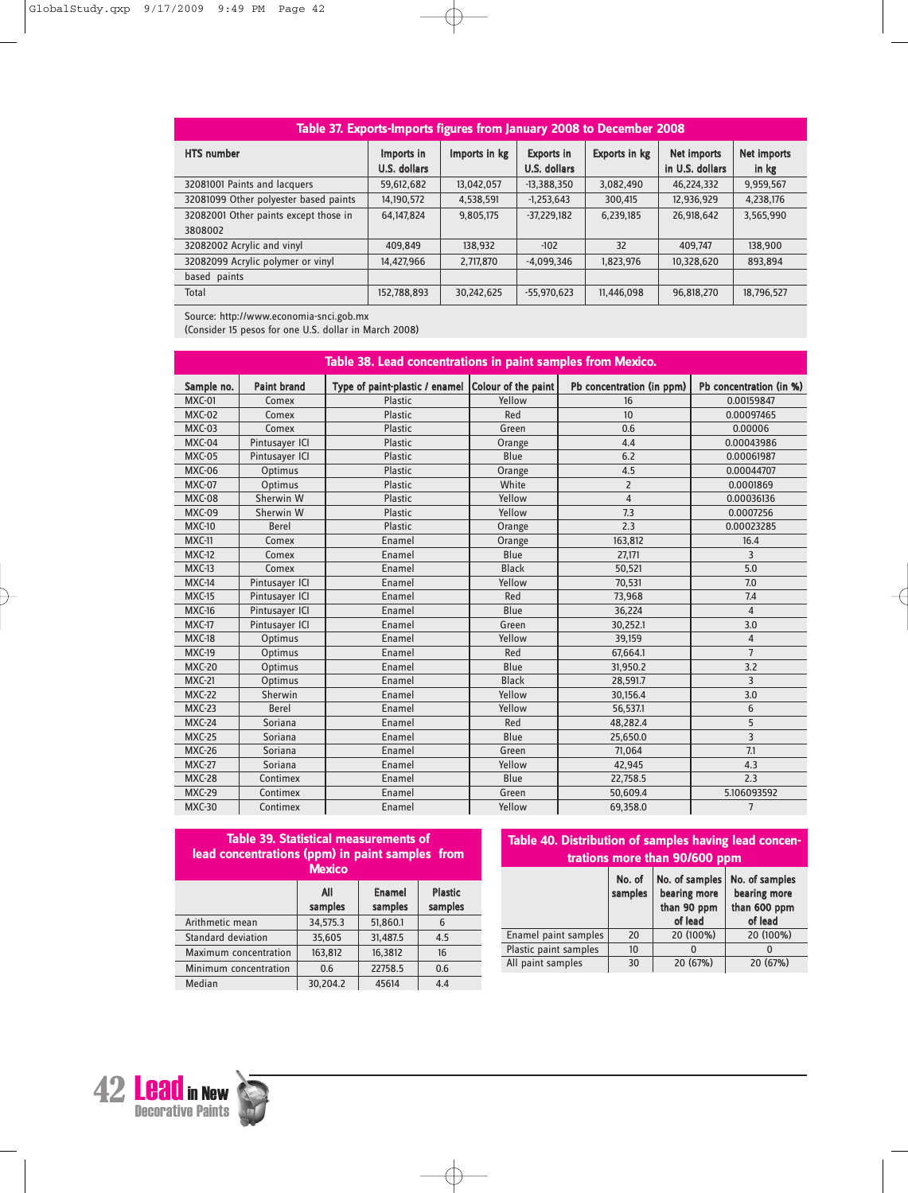**Table 37. Exports-Imports figures from January 2008 to December 2008**

| HTS number | Imports in U.S. dollars | Imports in kg | Exports in U.S. dollars | Exports in kg | Net imports in U.S. dollars | Net imports in kg |
|---|---|---|---|---|---|---|
| 32081001 Paints and lacquers | 59,612,682 | 13,042,057 | -13,388,350 | 3,082,490 | 46,224,332 | 9,959,567 |
| 32081099 Other polyester based paints | 14,190,572 | 4,538,591 | -1,253,643 | 300,415 | 12,936,929 | 4,238,176 |
| 32082001 Other paints except those in 3808002 | 64,147,824 | 9,805,175 | -37,229,182 | 6,239,185 | 26,918,642 | 3,565,990 |
| 32082002 Acrylic and vinyl | 409,849 | 138,932 | -102 | 32 | 409,747 | 138,900 |
| 32082099 Acrylic polymer or vinyl based paints | 14,427,966 | 2,717,870 | -4,099,346 | 1,823,976 | 10,328,620 | 893,894 |
| Total | 152,788,893 | 30,242,625 | -55,970,623 | 11,446,098 | 96,818,270 | 18,796,527 |

Source: http://www.economia-snci.gob.mx
(Consider 15 pesos for one U.S. dollar in March 2008)

**Table 38. Lead concentrations in paint samples from Mexico.**

| Sample no. | Paint brand | Type of paint-plastic / enamel | Colour of the paint | Pb concentration (in ppm) | Pb concentration (in %) |
|---|---|---|---|---|---|
| MXC-01 | Comex | Plastic | Yellow | 16 | 0.00159847 |
| MXC-02 | Comex | Plastic | Red | 10 | 0.00097465 |
| MXC-03 | Comex | Plastic | Green | 0.6 | 0.00006 |
| MXC-04 | Pintusayer ICI | Plastic | Orange | 4.4 | 0.00043986 |
| MXC-05 | Pintusayer ICI | Plastic | Blue | 6.2 | 0.00061987 |
| MXC-06 | Optimus | Plastic | Orange | 4.5 | 0.00044707 |
| MXC-07 | Optimus | Plastic | White | 2 | 0.0001869 |
| MXC-08 | Sherwin W | Plastic | Yellow | 4 | 0.00036136 |
| MXC-09 | Sherwin W | Plastic | Yellow | 7.3 | 0.0007256 |
| MXC-10 | Berel | Plastic | Orange | 2.3 | 0.00023285 |
| MXC-11 | Comex | Enamel | Orange | 163,812 | 16.4 |
| MXC-12 | Comex | Enamel | Blue | 27,171 | 3 |
| MXC-13 | Comex | Enamel | Black | 50,521 | 5.0 |
| MXC-14 | Pintusayer ICI | Enamel | Yellow | 70,531 | 7.0 |
| MXC-15 | Pintusayer ICI | Enamel | Red | 73,968 | 7.4 |
| MXC-16 | Pintusayer ICI | Enamel | Blue | 36,224 | 4 |
| MXC-17 | Pintusayer ICI | Enamel | Green | 30,252.1 | 3.0 |
| MXC-18 | Optimus | Enamel | Yellow | 39,159 | 4 |
| MXC-19 | Optimus | Enamel | Red | 67,664.1 | 7 |
| MXC-20 | Optimus | Enamel | Blue | 31,950.2 | 3.2 |
| MXC-21 | Optimus | Enamel | Black | 28,591.7 | 3 |
| MXC-22 | Sherwin | Enamel | Yellow | 30,156.4 | 3.0 |
| MXC-23 | Berel | Enamel | Yellow | 56,537.1 | 6 |
| MXC-24 | Soriana | Enamel | Red | 48,282.4 | 5 |
| MXC-25 | Soriana | Enamel | Blue | 25,650.0 | 3 |
| MXC-26 | Soriana | Enamel | Green | 71,064 | 7.1 |
| MXC-27 | Soriana | Enamel | Yellow | 42,945 | 4.3 |
| MXC-28 | Contimex | Enamel | Blue | 22,758.5 | 2.3 |
| MXC-29 | Contimex | Enamel | Green | 50,609.4 | 5.106093592 |
| MXC-30 | Contimex | Enamel | Yellow | 69,358.0 | 7 |

**Table 39. Statistical measurements of lead concentrations (ppm) in paint samples from Mexico**

| | All samples | Enamel samples | Plastic samples |
|---|---|---|---|
| Arithmetic mean | 34,575.3 | 51,860.1 | 6 |
| Standard deviation | 35,605 | 31,487.5 | 4.5 |
| Maximum concentration | 163,812 | 16,3812 | 16 |
| Minimum concentration | 0.6 | 22758.5 | 0.6 |
| Median | 30,204.2 | 45614 | 4.4 |

**Table 40. Distribution of samples having lead concentrations more than 90/600 ppm**

| | No. of samples | No. of samples bearing more than 90 ppm of lead | No. of samples bearing more than 600 ppm of lead |
|---|---|---|---|
| Enamel paint samples | 20 | 20 (100%) | 20 (100%) |
| Plastic paint samples | 10 | 0 | 0 |
| All paint samples | 30 | 20 (67%) | 20 (67%) |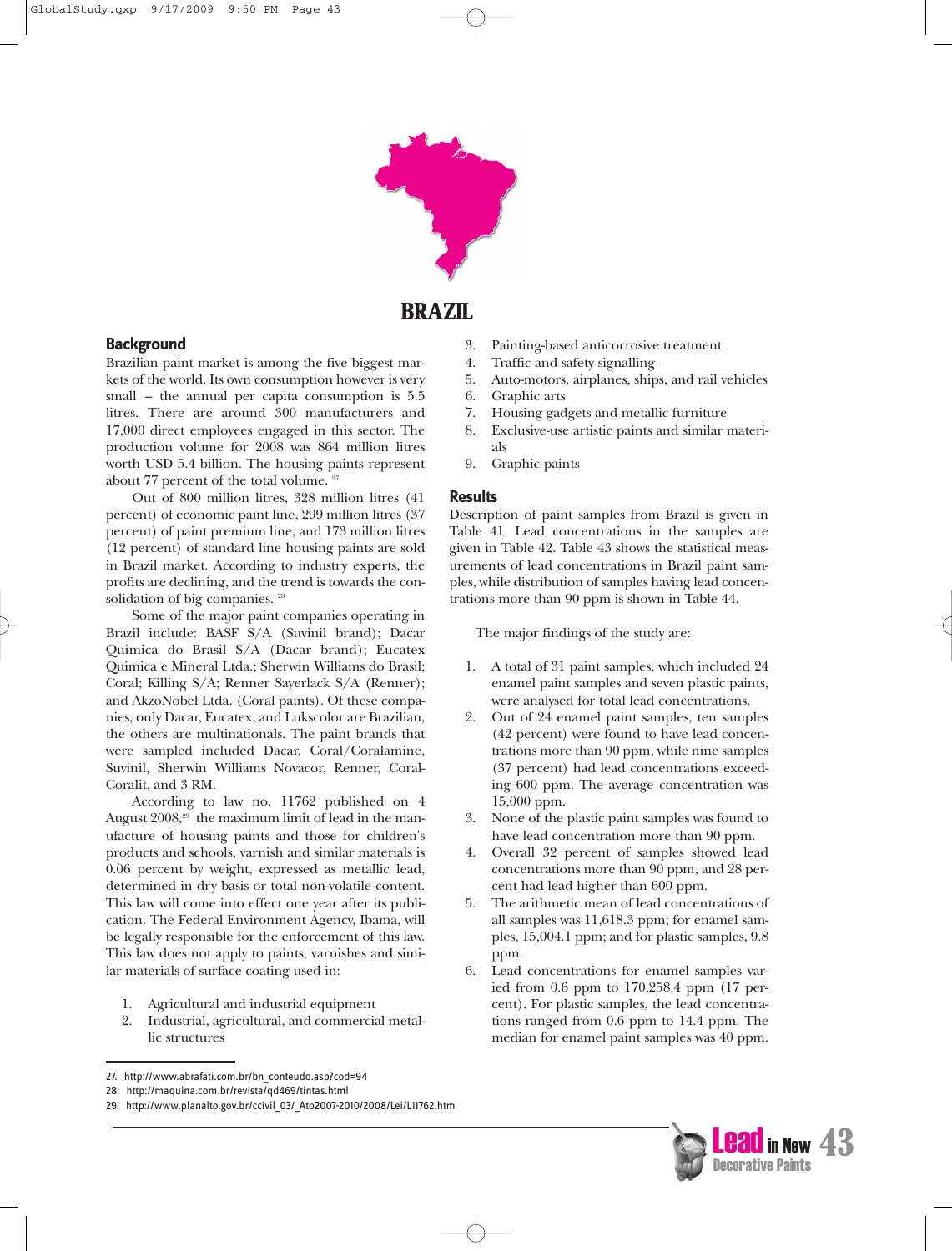# BRAZIL

## Background

Brazilian paint market is among the five biggest markets of the world. Its own consumption however is very small – the annual per capita consumption is 5.5 litres. There are around 300 manufacturers and 17,000 direct employees engaged in this sector. The production volume for 2008 was 864 million litres worth USD 5.4 billion. The housing paints represent about 77 percent of the total volume. [27]

Out of 800 million litres, 328 million litres (41 percent) of economic paint line, 299 million litres (37 percent) of paint premium line, and 173 million litres (12 percent) of standard line housing paints are sold in Brazil market. According to industry experts, the profits are declining, and the trend is towards the consolidation of big companies. [28]

Some of the major paint companies operating in Brazil include: BASF S/A (Suvinil brand); Dacar Quimica do Brasil S/A (Dacar brand); Eucatex Quimica e Mineral Ltda.; Sherwin Williams do Brasil; Coral; Killing S/A; Renner Sayerlack S/A (Renner); and AkzoNobel Ltda. (Coral paints). Of these companies, only Dacar, Eucatex, and Lukscolor are Brazilian, the others are multinationals. The paint brands that were sampled included Dacar, Coral/Coralamine, Suvinil, Sherwin Williams Novacor, Renner, Coral-Coralit, and 3 RM.

According to law no. 11762 published on 4 August 2008,[29] the maximum limit of lead in the manufacture of housing paints and those for children's products and schools, varnish and similar materials is 0.06 percent by weight, expressed as metallic lead, determined in dry basis or total non-volatile content. This law will come into effect one year after its publication. The Federal Environment Agency, Ibama, will be legally responsible for the enforcement of this law. This law does not apply to paints, varnishes and similar materials of surface coating used in:

1. Agricultural and industrial equipment
2. Industrial, agricultural, and commercial metallic structures
3. Painting-based anticorrosive treatment
4. Traffic and safety signalling
5. Auto-motors, airplanes, ships, and rail vehicles
6. Graphic arts
7. Housing gadgets and metallic furniture
8. Exclusive-use artistic paints and similar materials
9. Graphic paints

## Results

Description of paint samples from Brazil is given in Table 41. Lead concentrations in the samples are given in Table 42. Table 43 shows the statistical measurements of lead concentrations in Brazil paint samples, while distribution of samples having lead concentrations more than 90 ppm is shown in Table 44.

The major findings of the study are:

1. A total of 31 paint samples, which included 24 enamel paint samples and seven plastic paints, were analysed for total lead concentrations.
2. Out of 24 enamel paint samples, ten samples (42 percent) were found to have lead concentrations more than 90 ppm, while nine samples (37 percent) had lead concentrations exceeding 600 ppm. The average concentration was 15,000 ppm.
3. None of the plastic paint samples was found to have lead concentration more than 90 ppm.
4. Overall 32 percent of samples showed lead concentrations more than 90 ppm, and 28 percent had lead higher than 600 ppm.
5. The arithmetic mean of lead concentrations of all samples was 11,618.3 ppm; for enamel samples, 15,004.1 ppm; and for plastic samples, 9.8 ppm.
6. Lead concentrations for enamel samples varied from 0.6 ppm to 170,258.4 ppm (17 percent). For plastic samples, the lead concentrations ranged from 0.6 ppm to 14.4 ppm. The median for enamel paint samples was 40 ppm.

---

27. http://www.abrafati.com.br/bn_conteudo.asp?cod=94
28. http://maquina.com.br/revista/qd469/tintas.html
29. http://www.planalto.gov.br/ccivil_03/_Ato2007-2010/2008/Lei/L11762.htm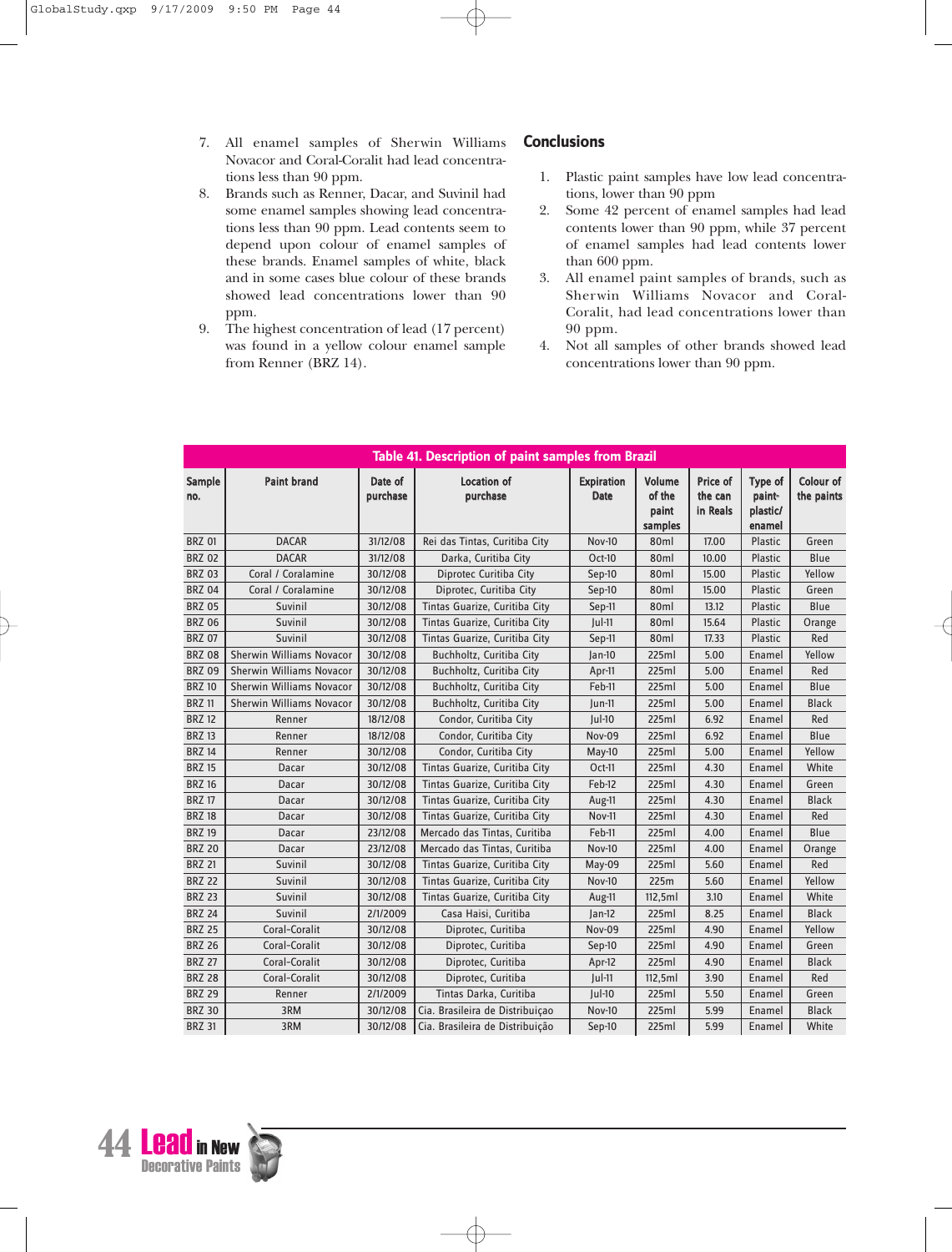7. All enamel samples of Sherwin Williams Novacor and Coral-Coralit had lead concentrations less than 90 ppm.
8. Brands such as Renner, Dacar, and Suvinil had some enamel samples showing lead concentrations less than 90 ppm. Lead contents seem to depend upon colour of enamel samples of these brands. Enamel samples of white, black and in some cases blue colour of these brands showed lead concentrations lower than 90 ppm.
9. The highest concentration of lead (17 percent) was found in a yellow colour enamel sample from Renner (BRZ 14).

## Conclusions

1. Plastic paint samples have low lead concentrations, lower than 90 ppm
2. Some 42 percent of enamel samples had lead contents lower than 90 ppm, while 37 percent of enamel samples had lead contents lower than 600 ppm.
3. All enamel paint samples of brands, such as Sherwin Williams Novacor and Coral-Coralit, had lead concentrations lower than 90 ppm.
4. Not all samples of other brands showed lead concentrations lower than 90 ppm.

**Table 41. Description of paint samples from Brazil**

| Sample no. | Paint brand | Date of purchase | Location of purchase | Expiration Date | Volume of the paint samples | Price of the can in Reals | Type of paint-plastic/enamel | Colour of the paints |
|---|---|---|---|---|---|---|---|---|
| BRZ 01 | DACAR | 31/12/08 | Rei das Tintas, Curitiba City | Nov-10 | 80ml | 17.00 | Plastic | Green |
| BRZ 02 | DACAR | 31/12/08 | Darka, Curitiba City | Oct-10 | 80ml | 10.00 | Plastic | Blue |
| BRZ 03 | Coral / Coralamine | 30/12/08 | Diprotec Curitiba City | Sep-10 | 80ml | 15.00 | Plastic | Yellow |
| BRZ 04 | Coral / Coralamine | 30/12/08 | Diprotec, Curitiba City | Sep-10 | 80ml | 15.00 | Plastic | Green |
| BRZ 05 | Suvinil | 30/12/08 | Tintas Guarize, Curitiba City | Sep-11 | 80ml | 13.12 | Plastic | Blue |
| BRZ 06 | Suvinil | 30/12/08 | Tintas Guarize, Curitiba City | Jul-11 | 80ml | 15.64 | Plastic | Orange |
| BRZ 07 | Suvinil | 30/12/08 | Tintas Guarize, Curitiba City | Sep-11 | 80ml | 17.33 | Plastic | Red |
| BRZ 08 | Sherwin Williams Novacor | 30/12/08 | Buchholtz, Curitiba City | Jan-10 | 225ml | 5.00 | Enamel | Yellow |
| BRZ 09 | Sherwin Williams Novacor | 30/12/08 | Buchholtz, Curitiba City | Apr-11 | 225ml | 5.00 | Enamel | Red |
| BRZ 10 | Sherwin Williams Novacor | 30/12/08 | Buchholtz, Curitiba City | Feb-11 | 225ml | 5.00 | Enamel | Blue |
| BRZ 11 | Sherwin Williams Novacor | 30/12/08 | Buchholtz, Curitiba City | Jun-11 | 225ml | 5.00 | Enamel | Black |
| BRZ 12 | Renner | 18/12/08 | Condor, Curitiba City | Jul-10 | 225ml | 6.92 | Enamel | Red |
| BRZ 13 | Renner | 18/12/08 | Condor, Curitiba City | Nov-09 | 225ml | 6.92 | Enamel | Blue |
| BRZ 14 | Renner | 30/12/08 | Condor, Curitiba City | May-10 | 225ml | 5.00 | Enamel | Yellow |
| BRZ 15 | Dacar | 30/12/08 | Tintas Guarize, Curitiba City | Oct-11 | 225ml | 4.30 | Enamel | White |
| BRZ 16 | Dacar | 30/12/08 | Tintas Guarize, Curitiba City | Feb-12 | 225ml | 4.30 | Enamel | Green |
| BRZ 17 | Dacar | 30/12/08 | Tintas Guarize, Curitiba City | Aug-11 | 225ml | 4.30 | Enamel | Black |
| BRZ 18 | Dacar | 30/12/08 | Tintas Guarize, Curitiba City | Nov-11 | 225ml | 4.30 | Enamel | Red |
| BRZ 19 | Dacar | 23/12/08 | Mercado das Tintas, Curitiba | Feb-11 | 225ml | 4.00 | Enamel | Blue |
| BRZ 20 | Dacar | 23/12/08 | Mercado das Tintas, Curitiba | Nov-10 | 225ml | 4.00 | Enamel | Orange |
| BRZ 21 | Suvinil | 30/12/08 | Tintas Guarize, Curitiba City | May-09 | 225ml | 5.60 | Enamel | Red |
| BRZ 22 | Suvinil | 30/12/08 | Tintas Guarize, Curitiba City | Nov-10 | 225m | 5.60 | Enamel | Yellow |
| BRZ 23 | Suvinil | 30/12/08 | Tintas Guarize, Curitiba City | Aug-11 | 112,5ml | 3.10 | Enamel | White |
| BRZ 24 | Suvinil | 2/1/2009 | Casa Haisi, Curitiba | Jan-12 | 225ml | 8.25 | Enamel | Black |
| BRZ 25 | Coral-Coralit | 30/12/08 | Diprotec, Curitiba | Nov-09 | 225ml | 4.90 | Enamel | Yellow |
| BRZ 26 | Coral-Coralit | 30/12/08 | Diprotec, Curitiba | Sep-10 | 225ml | 4.90 | Enamel | Green |
| BRZ 27 | Coral-Coralit | 30/12/08 | Diprotec, Curitiba | Apr-12 | 225ml | 4.90 | Enamel | Black |
| BRZ 28 | Coral-Coralit | 30/12/08 | Diprotec, Curitiba | Jul-11 | 112,5ml | 3.90 | Enamel | Red |
| BRZ 29 | Renner | 2/1/2009 | Tintas Darka, Curitiba | Jul-10 | 225ml | 5.50 | Enamel | Green |
| BRZ 30 | 3RM | 30/12/08 | Cia. Brasileira de Distribuiçao | Nov-10 | 225ml | 5.99 | Enamel | Black |
| BRZ 31 | 3RM | 30/12/08 | Cia. Brasileira de Distribuição | Sep-10 | 225ml | 5.99 | Enamel | White |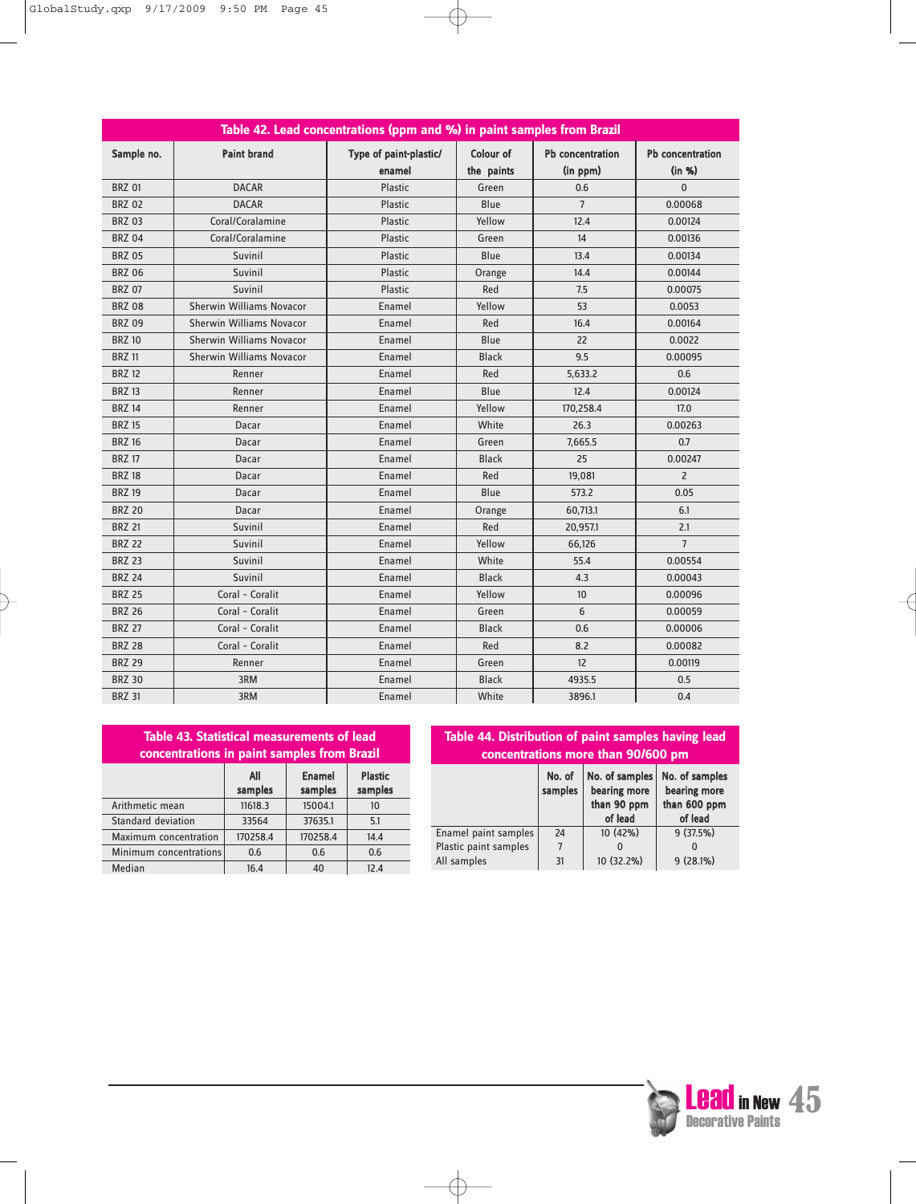**Table 42. Lead concentrations (ppm and %) in paint samples from Brazil**

| Sample no. | Paint brand | Type of paint-plastic/ enamel | Colour of the paints | Pb concentration (in ppm) | Pb concentration (in %) |
|---|---|---|---|---|---|
| BRZ 01 | DACAR | Plastic | Green | 0.6 | 0 |
| BRZ 02 | DACAR | Plastic | Blue | 7 | 0.00068 |
| BRZ 03 | Coral/Coralamine | Plastic | Yellow | 12.4 | 0.00124 |
| BRZ 04 | Coral/Coralamine | Plastic | Green | 14 | 0.00136 |
| BRZ 05 | Suvinil | Plastic | Blue | 13.4 | 0.00134 |
| BRZ 06 | Suvinil | Plastic | Orange | 14.4 | 0.00144 |
| BRZ 07 | Suvinil | Plastic | Red | 7.5 | 0.00075 |
| BRZ 08 | Sherwin Williams Novacor | Enamel | Yellow | 53 | 0.0053 |
| BRZ 09 | Sherwin Williams Novacor | Enamel | Red | 16.4 | 0.00164 |
| BRZ 10 | Sherwin Williams Novacor | Enamel | Blue | 22 | 0.0022 |
| BRZ 11 | Sherwin Williams Novacor | Enamel | Black | 9.5 | 0.00095 |
| BRZ 12 | Renner | Enamel | Red | 5,633.2 | 0.6 |
| BRZ 13 | Renner | Enamel | Blue | 12.4 | 0.00124 |
| BRZ 14 | Renner | Enamel | Yellow | 170,258.4 | 17.0 |
| BRZ 15 | Dacar | Enamel | White | 26.3 | 0.00263 |
| BRZ 16 | Dacar | Enamel | Green | 7,665.5 | 0.7 |
| BRZ 17 | Dacar | Enamel | Black | 25 | 0.00247 |
| BRZ 18 | Dacar | Enamel | Red | 19,081 | 2 |
| BRZ 19 | Dacar | Enamel | Blue | 573.2 | 0.05 |
| BRZ 20 | Dacar | Enamel | Orange | 60,713.1 | 6.1 |
| BRZ 21 | Suvinil | Enamel | Red | 20,957.1 | 2.1 |
| BRZ 22 | Suvinil | Enamel | Yellow | 66,126 | 7 |
| BRZ 23 | Suvinil | Enamel | White | 55.4 | 0.00554 |
| BRZ 24 | Suvinil | Enamel | Black | 4.3 | 0.00043 |
| BRZ 25 | Coral - Coralit | Enamel | Yellow | 10 | 0.00096 |
| BRZ 26 | Coral - Coralit | Enamel | Green | 6 | 0.00059 |
| BRZ 27 | Coral - Coralit | Enamel | Black | 0.6 | 0.00006 |
| BRZ 28 | Coral - Coralit | Enamel | Red | 8.2 | 0.00082 |
| BRZ 29 | Renner | Enamel | Green | 12 | 0.00119 |
| BRZ 30 | 3RM | Enamel | Black | 4935.5 | 0.5 |
| BRZ 31 | 3RM | Enamel | White | 3896.1 | 0.4 |

**Table 43. Statistical measurements of lead concentrations in paint samples from Brazil**

| | All samples | Enamel samples | Plastic samples |
|---|---|---|---|
| Arithmetic mean | 11618.3 | 15004.1 | 10 |
| Standard deviation | 33564 | 37635.1 | 5.1 |
| Maximum concentration | 170258.4 | 170258.4 | 14.4 |
| Minimum concentrations | 0.6 | 0.6 | 0.6 |
| Median | 16.4 | 40 | 12.4 |

**Table 44. Distribution of paint samples having lead concentrations more than 90/600 pm**

| | No. of samples | No. of samples bearing more than 90 ppm of lead | No. of samples bearing more than 600 ppm of lead |
|---|---|---|---|
| Enamel paint samples | 24 | 10 (42%) | 9 (37.5%) |
| Plastic paint samples | 7 | 0 | 0 |
| All samples | 31 | 10 (32.2%) | 9 (28.1%) |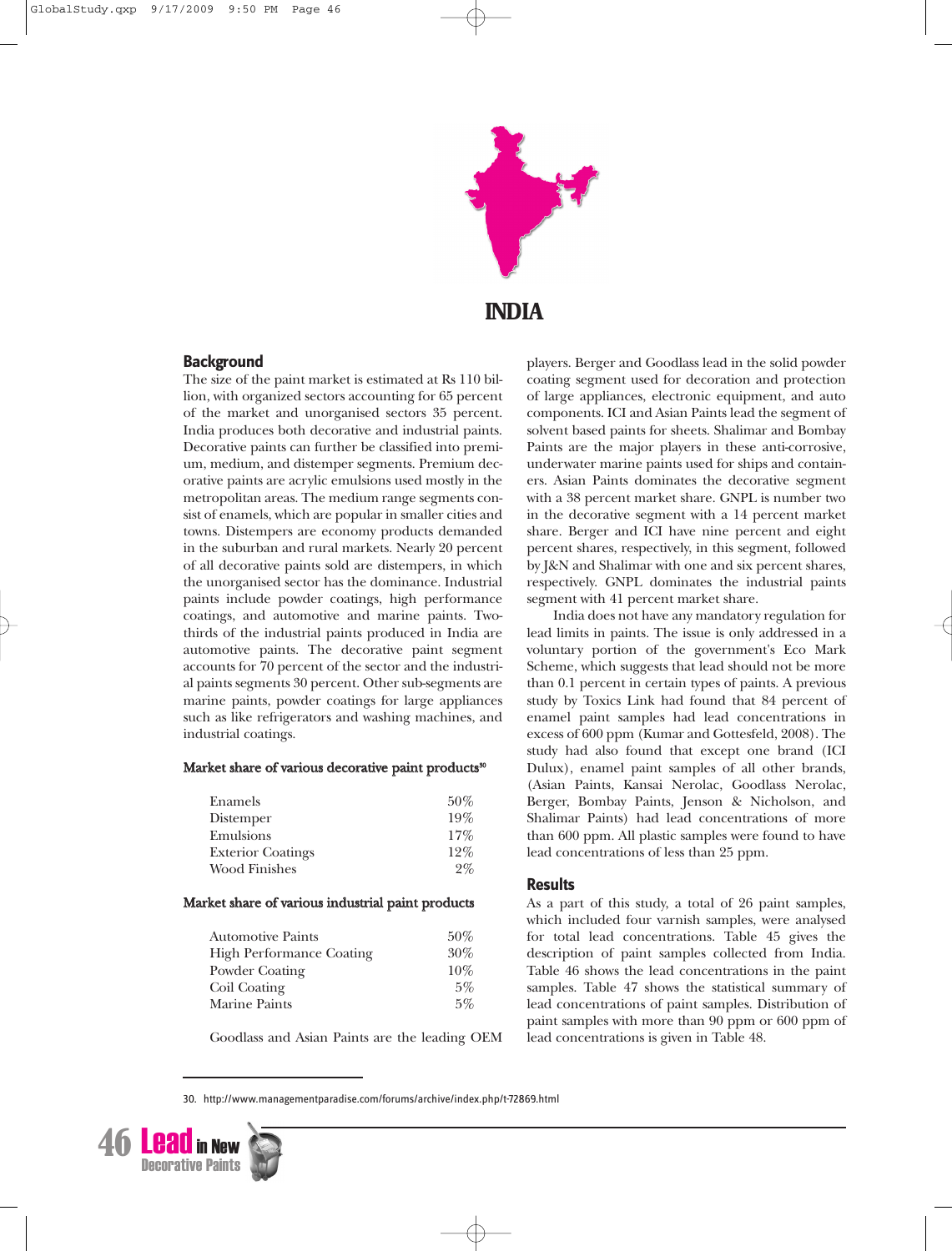# INDIA

## Background

The size of the paint market is estimated at Rs 110 billion, with organized sectors accounting for 65 percent of the market and unorganised sectors 35 percent. India produces both decorative and industrial paints. Decorative paints can further be classified into premium, medium, and distemper segments. Premium decorative paints are acrylic emulsions used mostly in the metropolitan areas. The medium range segments consist of enamels, which are popular in smaller cities and towns. Distempers are economy products demanded in the suburban and rural markets. Nearly 20 percent of all decorative paints sold are distempers, in which the unorganised sector has the dominance. Industrial paints include powder coatings, high performance coatings, and automotive and marine paints. Two-thirds of the industrial paints produced in India are automotive paints. The decorative paint segment accounts for 70 percent of the sector and the industrial paints segments 30 percent. Other sub-segments are marine paints, powder coatings for large appliances such as like refrigerators and washing machines, and industrial coatings.

**Market share of various decorative paint products**[30]

| | |
|---|---|
| Enamels | 50% |
| Distemper | 19% |
| Emulsions | 17% |
| Exterior Coatings | 12% |
| Wood Finishes | 2% |

**Market share of various industrial paint products**

| | |
|---|---|
| Automotive Paints | 50% |
| High Performance Coating | 30% |
| Powder Coating | 10% |
| Coil Coating | 5% |
| Marine Paints | 5% |

Goodlass and Asian Paints are the leading OEM players. Berger and Goodlass lead in the solid powder coating segment used for decoration and protection of large appliances, electronic equipment, and auto components. ICI and Asian Paints lead the segment of solvent based paints for sheets. Shalimar and Bombay Paints are the major players in these anti-corrosive, underwater marine paints used for ships and containers. Asian Paints dominates the decorative segment with a 38 percent market share. GNPL is number two in the decorative segment with a 14 percent market share. Berger and ICI have nine percent and eight percent shares, respectively, in this segment, followed by J&N and Shalimar with one and six percent shares, respectively. GNPL dominates the industrial paints segment with 41 percent market share.

India does not have any mandatory regulation for lead limits in paints. The issue is only addressed in a voluntary portion of the government's Eco Mark Scheme, which suggests that lead should not be more than 0.1 percent in certain types of paints. A previous study by Toxics Link had found that 84 percent of enamel paint samples had lead concentrations in excess of 600 ppm (Kumar and Gottesfeld, 2008). The study had also found that except one brand (ICI Dulux), enamel paint samples of all other brands, (Asian Paints, Kansai Nerolac, Goodlass Nerolac, Berger, Bombay Paints, Jenson & Nicholson, and Shalimar Paints) had concentrations of more than 600 ppm. All plastic samples were found to have lead concentrations of less than 25 ppm.

## Results

As a part of this study, a total of 26 paint samples, which included four varnish samples, were analysed for total lead concentrations. Table 45 gives the description of paint samples collected from India. Table 46 shows the lead concentrations in the paint samples. Table 47 shows the statistical summary of lead concentrations of paint samples. Distribution of paint samples with more than 90 ppm or 600 ppm of lead concentrations is given in Table 48.

30. http://www.managementparadise.com/forums/archive/index.php/t-72869.html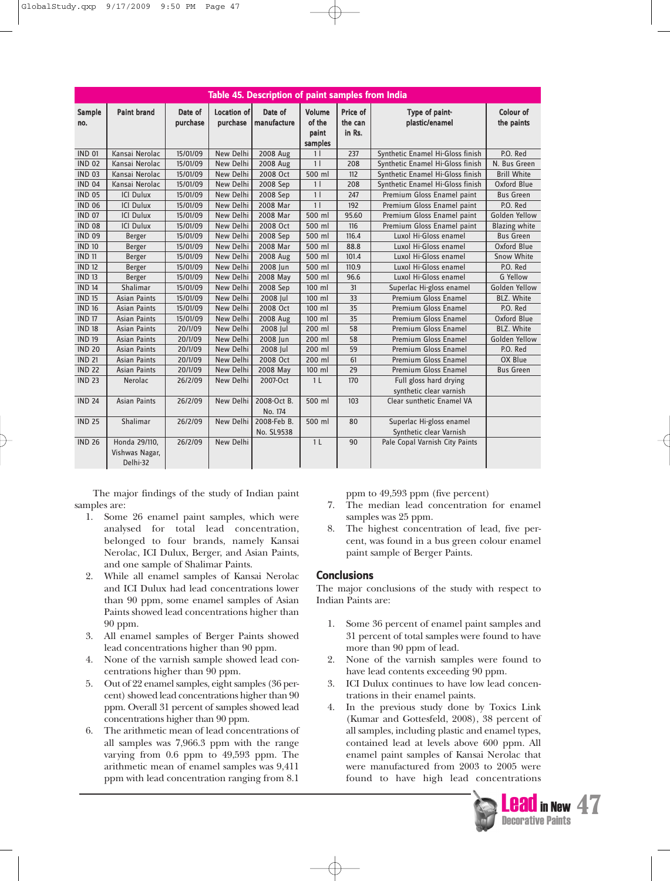**Table 45. Description of paint samples from India**

| Sample no. | Paint brand | Date of purchase | Location of purchase | Date of manufacture | Volume of the paint samples | Price of the can in Rs. | Type of paint-plastic/enamel | Colour of the paints |
|---|---|---|---|---|---|---|---|---|
| IND 01 | Kansai Nerolac | 15/01/09 | New Delhi | 2008 Aug | 1 l | 237 | Synthetic Enamel Hi-Gloss finish | P.O. Red |
| IND 02 | Kansai Nerolac | 15/01/09 | New Delhi | 2008 Aug | 1 l | 208 | Synthetic Enamel Hi-Gloss finish | N. Bus Green |
| IND 03 | Kansai Nerolac | 15/01/09 | New Delhi | 2008 Oct | 500 ml | 112 | Synthetic Enamel Hi-Gloss finish | Brill White |
| IND 04 | Kansai Nerolac | 15/01/09 | New Delhi | 2008 Sep | 1 l | 208 | Synthetic Enamel Hi-Gloss finish | Oxford Blue |
| IND 05 | ICI Dulux | 15/01/09 | New Delhi | 2008 Sep | 1 l | 247 | Premium Gloss Enamel paint | Bus Green |
| IND 06 | ICI Dulux | 15/01/09 | New Delhi | 2008 Mar | 1 l | 192 | Premium Gloss Enamel paint | P.O. Red |
| IND 07 | ICI Dulux | 15/01/09 | New Delhi | 2008 Mar | 500 ml | 95.60 | Premium Gloss Enamel paint | Golden Yellow |
| IND 08 | ICI Dulux | 15/01/09 | New Delhi | 2008 Oct | 500 ml | 116 | Premium Gloss Enamel paint | Blazing white |
| IND 09 | Berger | 15/01/09 | New Delhi | 2008 Sep | 500 ml | 116.4 | Luxol Hi-Gloss enamel | Bus Green |
| IND 10 | Berger | 15/01/09 | New Delhi | 2008 Mar | 500 ml | 88.8 | Luxol Hi-Gloss enamel | Oxford Blue |
| IND 11 | Berger | 15/01/09 | New Delhi | 2008 Aug | 500 ml | 101.4 | Luxol Hi-Gloss enamel | Snow White |
| IND 12 | Berger | 15/01/09 | New Delhi | 2008 Jun | 500 ml | 110.9 | Luxol Hi-Gloss enamel | P.O. Red |
| IND 13 | Berger | 15/01/09 | New Delhi | 2008 May | 500 ml | 96.6 | Luxol Hi-Gloss enamel | G Yellow |
| IND 14 | Shalimar | 15/01/09 | New Delhi | 2008 Sep | 100 ml | 31 | Superlac Hi-gloss enamel | Golden Yellow |
| IND 15 | Asian Paints | 15/01/09 | New Delhi | 2008 Jul | 100 ml | 33 | Premium Gloss Enamel | BLZ. White |
| IND 16 | Asian Paints | 15/01/09 | New Delhi | 2008 Oct | 100 ml | 35 | Premium Gloss Enamel | P.O. Red |
| IND 17 | Asian Paints | 15/01/09 | New Delhi | 2008 Aug | 100 ml | 35 | Premium Gloss Enamel | Oxford Blue |
| IND 18 | Asian Paints | 20/1/09 | New Delhi | 2008 Jul | 200 ml | 58 | Premium Gloss Enamel | BLZ. White |
| IND 19 | Asian Paints | 20/1/09 | New Delhi | 2008 Jun | 200 ml | 58 | Premium Gloss Enamel | Golden Yellow |
| IND 20 | Asian Paints | 20/1/09 | New Delhi | 2008 Jul | 200 ml | 59 | Premium Gloss Enamel | P.O. Red |
| IND 21 | Asian Paints | 20/1/09 | New Delhi | 2008 Oct | 200 ml | 61 | Premium Gloss Enamel | OX Blue |
| IND 22 | Asian Paints | 20/1/09 | New Delhi | 2008 May | 100 ml | 29 | Premium Gloss Enamel | Bus Green |
| IND 23 | Nerolac | 26/2/09 | New Delhi | 2007-Oct | 1 L | 170 | Full gloss hard drying synthetic clear varnish | |
| IND 24 | Asian Paints | 26/2/09 | New Delhi | 2008-Oct B. No. 174 | 500 ml | 103 | Clear sunthetic Enamel VA | |
| IND 25 | Shalimar | 26/2/09 | New Delhi | 2008-Feb B. No. SL9538 | 500 ml | 80 | Superlac Hi-gloss enamel Synthetic clear Varnish | |
| IND 26 | Honda 29/110, Vishwas Nagar, Delhi-32 | 26/2/09 | New Delhi | | 1 L | 90 | Pale Copal Varnish City Paints | |

The major findings of the study of Indian paint samples are:

1. Some 26 enamel paint samples, which were analysed for total lead concentration, belonged to four brands, namely Kansai Nerolac, ICI Dulux, Berger, and Asian Paints, and one sample of Shalimar Paints.
2. While all enamel samples of Kansai Nerolac and ICI Dulux had lead concentrations lower than 90 ppm, some enamel samples of Asian Paints showed lead concentrations higher than 90 ppm.
3. All enamel samples of Berger Paints showed lead concentrations higher than 90 ppm.
4. None of the varnish sample showed lead concentrations higher than 90 ppm.
5. Out of 22 enamel samples, eight samples (36 percent) showed lead concentrations higher than 90 ppm. Overall 31 percent of samples showed lead concentrations higher than 90 ppm.
6. The arithmetic mean of lead concentrations of all samples was 7,966.3 ppm with the range varying from 0.6 ppm to 49,593 ppm. The arithmetic mean of enamel samples was 9,411 ppm with lead concentration ranging from 8.1 ppm to 49,593 ppm (five percent)
7. The median lead concentration for enamel samples was 25 ppm.
8. The highest concentration of lead, five percent, was found in a bus green colour enamel paint sample of Berger Paints.

## Conclusions

The major conclusions of the study with respect to Indian Paints are:

1. Some 36 percent of enamel paint samples and 31 percent of total samples were found to have more than 90 ppm of lead.
2. None of the varnish samples were found to have lead contents exceeding 90 ppm.
3. ICI Dulux continues to have low lead concentrations in their enamel paints.
4. In the previous study done by Toxics Link (Kumar and Gottesfeld, 2008), 38 percent of all samples, including plastic and enamel types, contained lead at levels above 600 ppm. All enamel paint samples of Kansai Nerolac that were manufactured from 2003 to 2005 were found to have high lead concentrations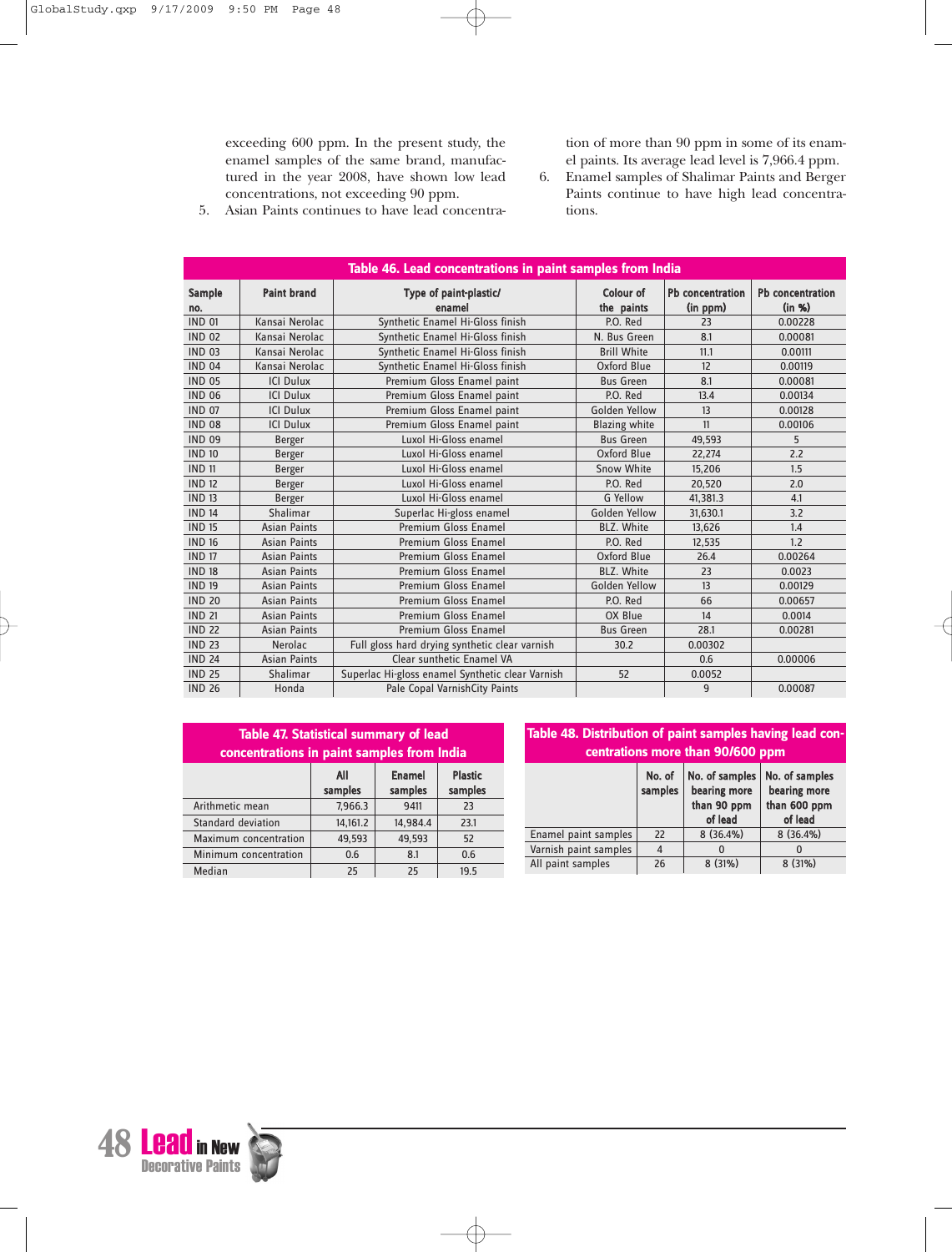exceeding 600 ppm. In the present study, the enamel samples of the same brand, manufactured in the year 2008, have shown low lead concentrations, not exceeding 90 ppm.

5. Asian Paints continues to have lead concentration of more than 90 ppm in some of its enamel paints. Its average lead level is 7,966.4 ppm.
6. Enamel samples of Shalimar Paints and Berger Paints continue to have high lead concentrations.

**Table 46. Lead concentrations in paint samples from India**

| Sample no. | Paint brand | Type of paint-plastic/ enamel | Colour of the paints | Pb concentration (in ppm) | Pb concentration (in %) |
|---|---|---|---|---|---|
| IND 01 | Kansai Nerolac | Synthetic Enamel Hi-Gloss finish | P.O. Red | 23 | 0.00228 |
| IND 02 | Kansai Nerolac | Synthetic Enamel Hi-Gloss finish | N. Bus Green | 8.1 | 0.00081 |
| IND 03 | Kansai Nerolac | Synthetic Enamel Hi-Gloss finish | Brill White | 11.1 | 0.00111 |
| IND 04 | Kansai Nerolac | Synthetic Enamel Hi-Gloss finish | Oxford Blue | 12 | 0.00119 |
| IND 05 | ICI Dulux | Premium Gloss Enamel paint | Bus Green | 8.1 | 0.00081 |
| IND 06 | ICI Dulux | Premium Gloss Enamel paint | P.O. Red | 13.4 | 0.00134 |
| IND 07 | ICI Dulux | Premium Gloss Enamel paint | Golden Yellow | 13 | 0.00128 |
| IND 08 | ICI Dulux | Premium Gloss Enamel paint | Blazing white | 11 | 0.00106 |
| IND 09 | Berger | Luxol Hi-Gloss enamel | Bus Green | 49,593 | 5 |
| IND 10 | Berger | Luxol Hi-Gloss enamel | Oxford Blue | 22,274 | 2.2 |
| IND 11 | Berger | Luxol Hi-Gloss enamel | Snow White | 15,206 | 1.5 |
| IND 12 | Berger | Luxol Hi-Gloss enamel | P.O. Red | 20,520 | 2.0 |
| IND 13 | Berger | Luxol Hi-Gloss enamel | G Yellow | 41,381.3 | 4.1 |
| IND 14 | Shalimar | Superlac Hi-gloss enamel | Golden Yellow | 31,630.1 | 3.2 |
| IND 15 | Asian Paints | Premium Gloss Enamel | BLZ. White | 13,626 | 1.4 |
| IND 16 | Asian Paints | Premium Gloss Enamel | P.O. Red | 12,535 | 1.2 |
| IND 17 | Asian Paints | Premium Gloss Enamel | Oxford Blue | 26.4 | 0.00264 |
| IND 18 | Asian Paints | Premium Gloss Enamel | BLZ. White | 23 | 0.0023 |
| IND 19 | Asian Paints | Premium Gloss Enamel | Golden Yellow | 13 | 0.00129 |
| IND 20 | Asian Paints | Premium Gloss Enamel | P.O. Red | 66 | 0.00657 |
| IND 21 | Asian Paints | Premium Gloss Enamel | OX Blue | 14 | 0.0014 |
| IND 22 | Asian Paints | Premium Gloss Enamel | Bus Green | 28.1 | 0.00281 |
| IND 23 | Nerolac | Full gloss hard drying synthetic clear varnish | 30.2 | 0.00302 | |
| IND 24 | Asian Paints | Clear sunthetic Enamel VA | | 0.6 | 0.00006 |
| IND 25 | Shalimar | Superlac Hi-gloss enamel Synthetic clear Varnish | 52 | 0.0052 | |
| IND 26 | Honda | Pale Copal VarnishCity Paints | | 9 | 0.00087 |

**Table 47. Statistical summary of lead concentrations in paint samples from India**

| | All samples | Enamel samples | Plastic samples |
|---|---|---|---|
| Arithmetic mean | 7,966.3 | 9411 | 23 |
| Standard deviation | 14,161.2 | 14,984.4 | 23.1 |
| Maximum concentration | 49,593 | 49,593 | 52 |
| Minimum concentration | 0.6 | 8.1 | 0.6 |
| Median | 25 | 25 | 19.5 |

**Table 48. Distribution of paint samples having lead concentrations more than 90/600 ppm**

| | No. of samples | No. of samples bearing more than 90 ppm of lead | No. of samples bearing more than 600 ppm of lead |
|---|---|---|---|
| Enamel paint samples | 22 | 8 (36.4%) | 8 (36.4%) |
| Varnish paint samples | 4 | 0 | 0 |
| All paint samples | 26 | 8 (31%) | 8 (31%) |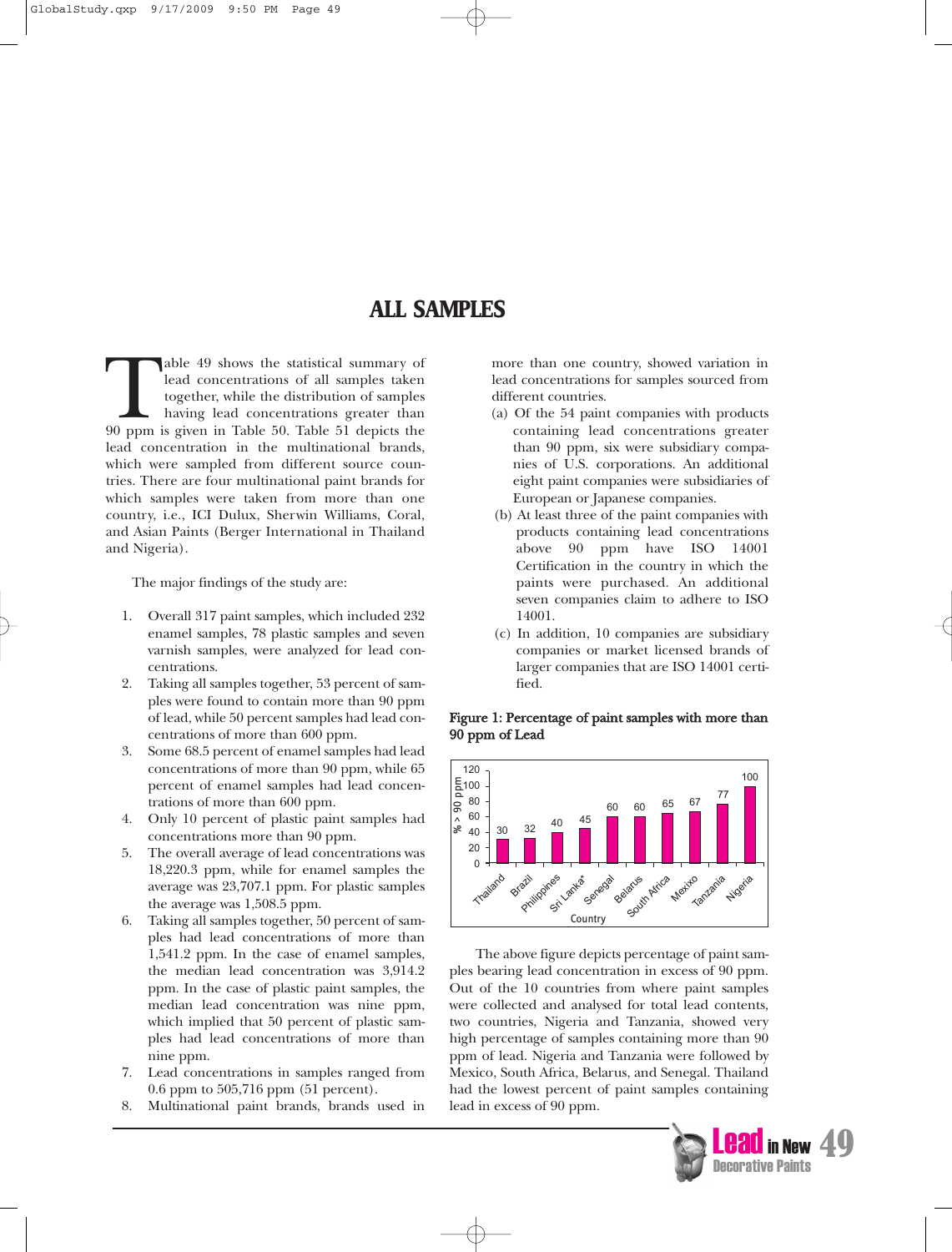## ALL SAMPLES

Table 49 shows the statistical summary of lead concentrations of all samples taken together, while the distribution of samples having lead concentrations greater than 90 ppm is given in Table 50. Table 51 depicts the lead concentration in the multinational brands, which were sampled from different source countries. There are four multinational paint brands for which samples were taken from more than one country, i.e., ICI Dulux, Sherwin Williams, Coral, and Asian Paints (Berger International in Thailand and Nigeria).

The major findings of the study are:

1. Overall 317 paint samples, which included 232 enamel samples, 78 plastic samples and seven varnish samples, were analyzed for lead concentrations.
2. Taking all samples together, 53 percent of samples were found to contain more than 90 ppm of lead, while 50 percent samples had lead concentrations of more than 600 ppm.
3. Some 68.5 percent of enamel samples had lead concentrations of more than 90 ppm, while 65 percent of enamel samples had lead concentrations of more than 600 ppm.
4. Only 10 percent of plastic paint samples had concentrations more than 90 ppm.
5. The overall average of lead concentrations was 18,220.3 ppm, while for enamel samples the average was 23,707.1 ppm. For plastic samples the average was 1,508.5 ppm.
6. Taking all samples together, 50 percent of samples had lead concentrations of more than 1,541.2 ppm. In the case of enamel samples, the median lead concentration was 3,914.2 ppm. In the case of plastic paint samples, the median lead concentration was nine ppm, which implied that 50 percent of plastic samples had lead concentrations of more than nine ppm.
7. Lead concentrations in samples ranged from 0.6 ppm to 505,716 ppm (51 percent).
8. Multinational paint brands, brands used in more than one country, showed variation in lead concentrations for samples sourced from different countries.
   - (a) Of the 54 paint companies with products containing lead concentrations greater than 90 ppm, six were subsidiary companies of U.S. corporations. An additional eight paint companies were subsidiaries of European or Japanese companies.
   - (b) At least three of the paint companies with products containing lead concentrations above 90 ppm have ISO 14001 Certification in the country in which the paints were purchased. An additional seven companies claim to adhere to ISO 14001.
   - (c) In addition, 10 companies are subsidiary companies or market licensed brands of larger companies that are ISO 14001 certified.

**Figure 1: Percentage of paint samples with more than 90 ppm of Lead**

| Country | % > 90 ppm |
|---|---|
| Thailand | 30 |
| Brazil | 32 |
| Philippines | 40 |
| Sri Lanka* | 45 |
| Senegal | 60 |
| Belarus | 60 |
| South Africa | 65 |
| Mexico | 67 |
| Tanzania | 77 |
| Nigeria | 100 |

The above figure depicts percentage of paint samples bearing lead concentration in excess of 90 ppm. Out of the 10 countries from where paint samples were collected and analysed for total lead contents, two countries, Nigeria and Tanzania, showed very high percentage of samples containing more than 90 ppm of lead. Nigeria and Tanzania were followed by Mexico, South Africa, Belarus, and Senegal. Thailand had the lowest percent of paint samples containing lead in excess of 90 ppm.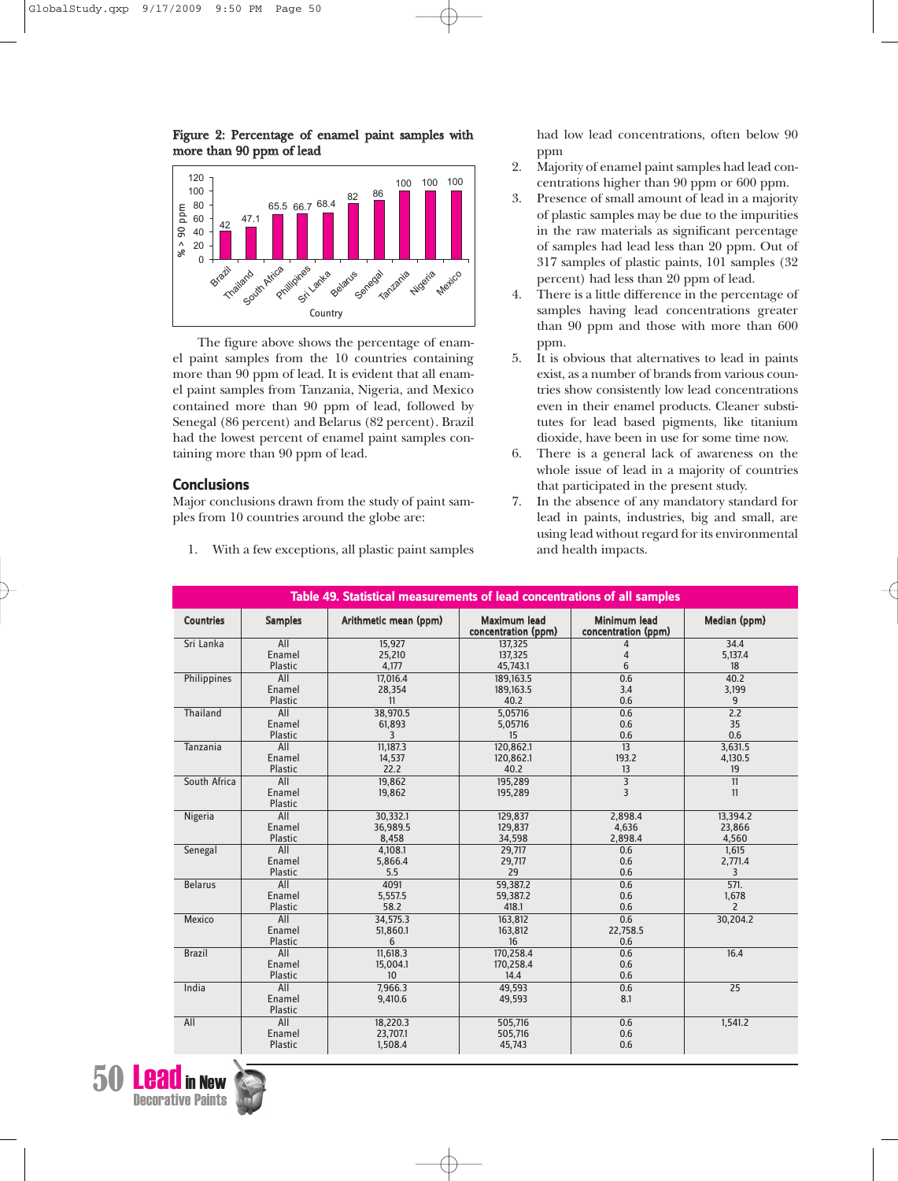**Figure 2: Percentage of enamel paint samples with more than 90 ppm of lead**

| Country | % > 90 ppm |
|---|---|
| Brazil | 42 |
| Thailand | 47.1 |
| South Africa | 65.5 |
| Phillipines | 66.7 |
| Sri Lanka | 68.4 |
| Belarus | 82 |
| Senegal | 86 |
| Tanzania | 100 |
| Nigeria | 100 |
| Mexico | 100 |

The figure above shows the percentage of enamel paint samples from the 10 countries containing more than 90 ppm of lead. It is evident that all enamel paint samples from Tanzania, Nigeria, and Mexico contained more than 90 ppm of lead, followed by Senegal (86 percent) and Belarus (82 percent). Brazil had the lowest percent of enamel paint samples containing more than 90 ppm of lead.

## Conclusions

Major conclusions drawn from the study of paint samples from 10 countries around the globe are:

1. With a few exceptions, all plastic paint samples had low lead concentrations, often below 90 ppm
2. Majority of enamel paint samples had lead concentrations higher than 90 ppm or 600 ppm.
3. Presence of small amount of lead in a majority of plastic samples may be due to the impurities in the raw materials as significant percentage of samples had lead less than 20 ppm. Out of 317 samples of plastic paints, 101 samples (32 percent) had less than 20 ppm of lead.
4. There is a little difference in the percentage of samples having lead concentrations greater than 90 ppm and those with more than 600 ppm.
5. It is obvious that alternatives to lead in paints exist, as a number of brands from various countries show consistently low lead concentrations even in their enamel products. Cleaner substitutes for lead based pigments, like titanium dioxide, have been in use for some time now.
6. There is a general lack of awareness on the whole issue of lead in a majority of countries that participated in the present study.
7. In the absence of any mandatory standard for lead in paints, industries, big and small, are using lead without regard for its environmental and health impacts.

**Table 49. Statistical measurements of lead concentrations of all samples**

| Countries | Samples | Arithmetic mean (ppm) | Maximum lead concentration (ppm) | Minimum lead concentration (ppm) | Median (ppm) |
|---|---|---|---|---|---|
| Sri Lanka | All | 15,927 | 137,325 | 4 | 34.4 |
| | Enamel | 25,210 | 137,325 | 4 | 5,137.4 |
| | Plastic | 4,177 | 45,743.1 | 6 | 18 |
| Philippines | All | 17,016.4 | 189,163.5 | 0.6 | 40.2 |
| | Enamel | 28,354 | 189,163.5 | 3.4 | 3,199 |
| | Plastic | 11 | 40.2 | 0.6 | 9 |
| Thailand | All | 38,970.5 | 5,05716 | 0.6 | 2.2 |
| | Enamel | 61,893 | 5,05716 | 0.6 | 35 |
| | Plastic | 3 | 15 | 0.6 | 0.6 |
| Tanzania | All | 11,187.3 | 120,862.1 | 13 | 3,631.5 |
| | Enamel | 14,537 | 120,862.1 | 193.2 | 4,130.5 |
| | Plastic | 22.2 | 40.2 | 13 | 19 |
| South Africa | All | 19,862 | 195,289 | 3 | 11 |
| | Enamel | 19,862 | 195,289 | 3 | 11 |
| | Plastic | | | | |
| Nigeria | All | 30,332.1 | 129,837 | 2,898.4 | 13,394.2 |
| | Enamel | 36,989.5 | 129,837 | 4,636 | 23,866 |
| | Plastic | 8,458 | 34,598 | 2,898.4 | 4,560 |
| Senegal | All | 4,108.1 | 29,717 | 0.6 | 1,615 |
| | Enamel | 5,866.4 | 29,717 | 0.6 | 2,771.4 |
| | Plastic | 5.5 | 29 | 0.6 | 3 |
| Belarus | All | 4091 | 59,387.2 | 0.6 | 571. |
| | Enamel | 5,557.5 | 59,387.2 | 0.6 | 1,678 |
| | Plastic | 58.2 | 418.1 | 0.6 | 2 |
| Mexico | All | 34,575.3 | 163,812 | 0.6 | 30,204.2 |
| | Enamel | 51,860.1 | 163,812 | 22,758.5 | |
| | Plastic | 6 | 16 | 0.6 | |
| Brazil | All | 11,618.3 | 170,258.4 | 0.6 | 16.4 |
| | Enamel | 15,004.1 | 170,258.4 | 0.6 | |
| | Plastic | 10 | 14.4 | 0.6 | |
| India | All | 7,966.3 | 49,593 | 0.6 | 25 |
| | Enamel | 9,410.6 | 49,593 | 8.1 | |
| | Plastic | | | | |
| All | All | 18,220.3 | 505,716 | 0.6 | 1,541.2 |
| | Enamel | 23,707.1 | 505,716 | 0.6 | |
| | Plastic | 1,508.4 | 45,743 | 0.6 | |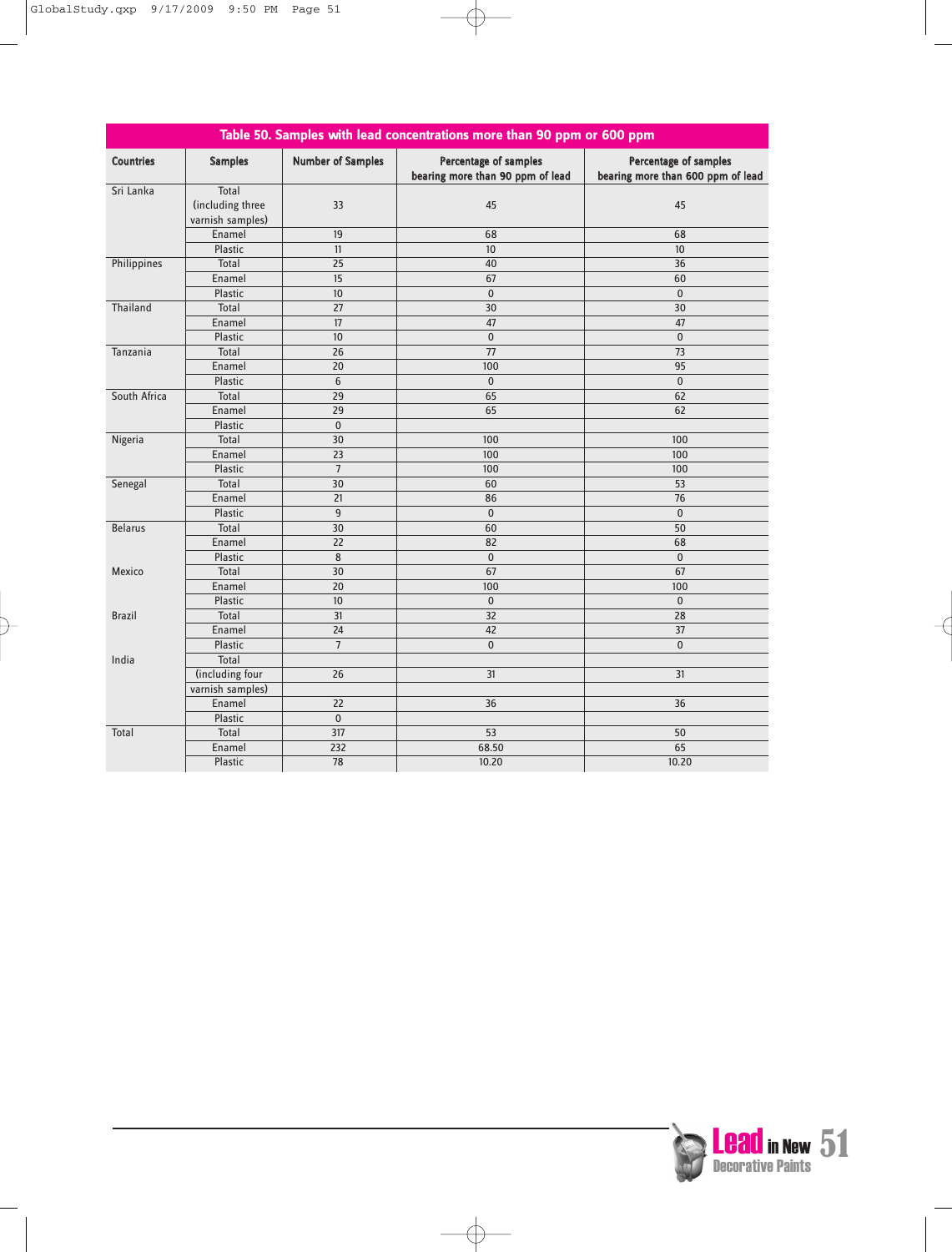| Table 50. Samples with lead concentrations more than 90 ppm or 600 ppm | | | | |
|---|---|---|---|---|
| **Countries** | **Samples** | **Number of Samples** | **Percentage of samples bearing more than 90 ppm of lead** | **Percentage of samples bearing more than 600 ppm of lead** |
| Sri Lanka | Total (including three varnish samples) | 33 | 45 | 45 |
| | Enamel | 19 | 68 | 68 |
| | Plastic | 11 | 10 | 10 |
| Philippines | Total | 25 | 40 | 36 |
| | Enamel | 15 | 67 | 60 |
| | Plastic | 10 | 0 | 0 |
| Thailand | Total | 27 | 30 | 30 |
| | Enamel | 17 | 47 | 47 |
| | Plastic | 10 | 0 | 0 |
| Tanzania | Total | 26 | 77 | 73 |
| | Enamel | 20 | 100 | 95 |
| | Plastic | 6 | 0 | 0 |
| South Africa | Total | 29 | 65 | 62 |
| | Enamel | 29 | 65 | 62 |
| | Plastic | 0 | | |
| Nigeria | Total | 30 | 100 | 100 |
| | Enamel | 23 | 100 | 100 |
| | Plastic | 7 | 100 | 100 |
| Senegal | Total | 30 | 60 | 53 |
| | Enamel | 21 | 86 | 76 |
| | Plastic | 9 | 0 | 0 |
| Belarus | Total | 30 | 60 | 50 |
| | Enamel | 22 | 82 | 68 |
| | Plastic | 8 | 0 | 0 |
| Mexico | Total | 30 | 67 | 67 |
| | Enamel | 20 | 100 | 100 |
| | Plastic | 10 | 0 | 0 |
| Brazil | Total | 31 | 32 | 28 |
| | Enamel | 24 | 42 | 37 |
| | Plastic | 7 | 0 | 0 |
| India | Total (including four varnish samples) | 26 | 31 | 31 |
| | Enamel | 22 | 36 | 36 |
| | Plastic | 0 | | |
| Total | Total | 317 | 53 | 50 |
| | Enamel | 232 | 68.50 | 65 |
| | Plastic | 78 | 10.20 | 10.20 |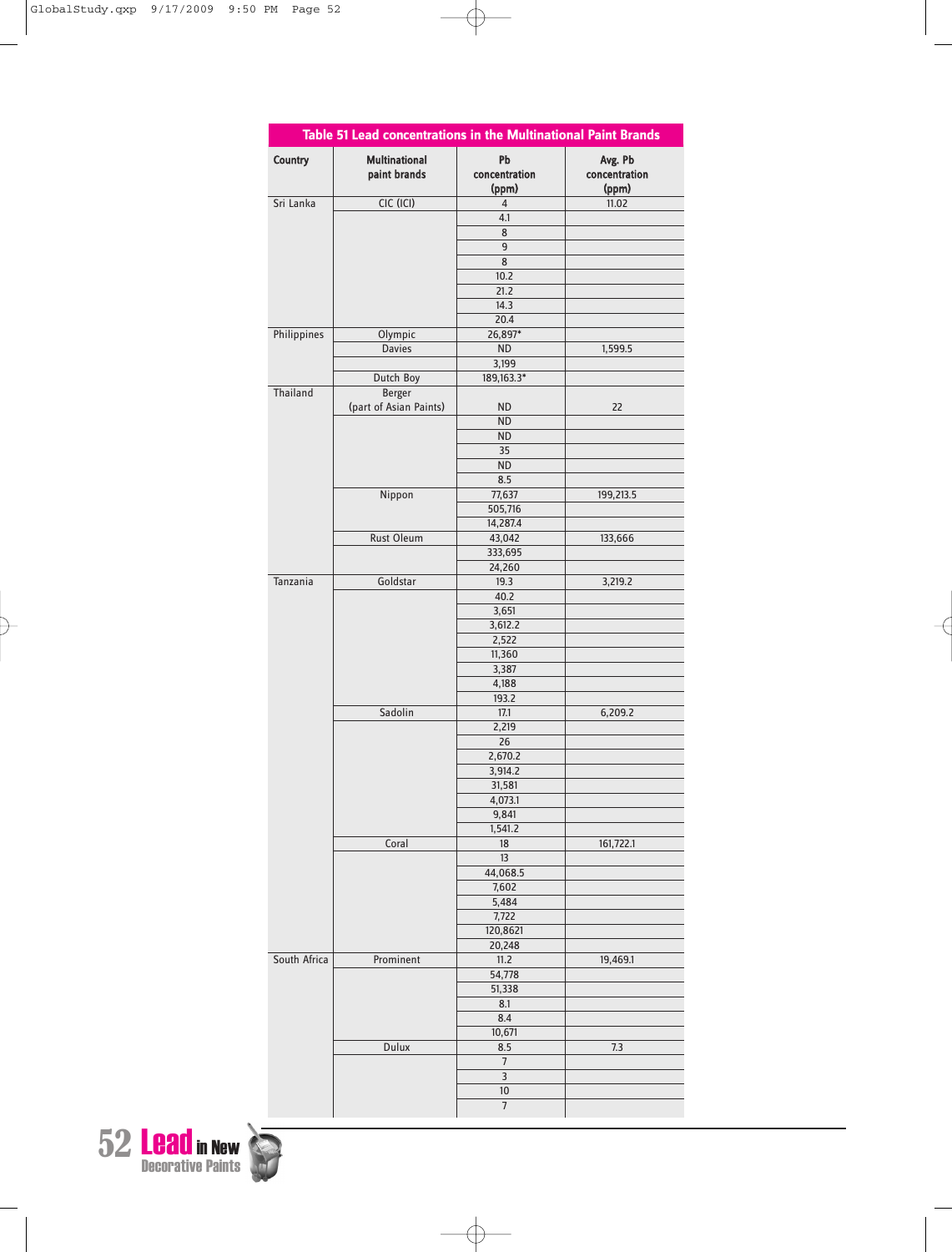**Table 51 Lead concentrations in the Multinational Paint Brands**

| Country | Multinational paint brands | Pb concentration (ppm) | Avg. Pb concentration (ppm) |
|---|---|---|---|
| Sri Lanka | CIC (ICI) | 4 | 11.02 |
| | | 4.1 | |
| | | 8 | |
| | | 9 | |
| | | 8 | |
| | | 10.2 | |
| | | 21.2 | |
| | | 14.3 | |
| | | 20.4 | |
| Philippines | Olympic | 26,897* | |
| | Davies | ND | 1,599.5 |
| | | 3,199 | |
| | Dutch Boy | 189,163.3* | |
| Thailand | Berger (part of Asian Paints) | ND | 22 |
| | | ND | |
| | | ND | |
| | | 35 | |
| | | ND | |
| | | 8.5 | |
| | Nippon | 77,637 | 199,213.5 |
| | | 505,716 | |
| | | 14,287.4 | |
| | Rust Oleum | 43,042 | 133,666 |
| | | 333,695 | |
| | | 24,260 | |
| Tanzania | Goldstar | 19.3 | 3,219.2 |
| | | 40.2 | |
| | | 3,651 | |
| | | 3,612.2 | |
| | | 2,522 | |
| | | 11,360 | |
| | | 3,387 | |
| | | 4,188 | |
| | | 193.2 | |
| | Sadolin | 17.1 | 6,209.2 |
| | | 2,219 | |
| | | 26 | |
| | | 2,670.2 | |
| | | 3,914.2 | |
| | | 31,581 | |
| | | 4,073.1 | |
| | | 9,841 | |
| | | 1,541.2 | |
| | Coral | 18 | 161,722.1 |
| | | 13 | |
| | | 44,068.5 | |
| | | 7,602 | |
| | | 5,484 | |
| | | 7,722 | |
| | | 120,8621 | |
| | | 20,248 | |
| South Africa | Prominent | 11.2 | 19,469.1 |
| | | 54,778 | |
| | | 51,338 | |
| | | 8.1 | |
| | | 8.4 | |
| | | 10,671 | |
| | Dulux | 8.5 | 7.3 |
| | | 7 | |
| | | 3 | |
| | | 10 | |
| | | 7 | |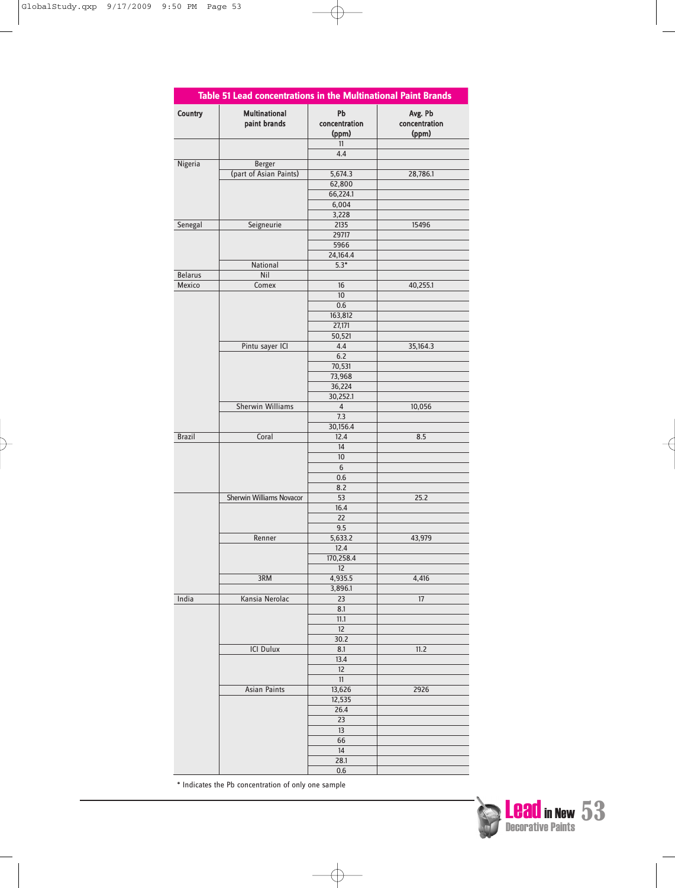**Table 51 Lead concentrations in the Multinational Paint Brands**

| Country | Multinational paint brands | Pb concentration (ppm) | Avg. Pb concentration (ppm) |
|---|---|---|---|
| | | 11 | |
| | | 4.4 | |
| Nigeria | Berger | | |
| | (part of Asian Paints) | 5,674.3 | 28,786.1 |
| | | 62,800 | |
| | | 66,224.1 | |
| | | 6,004 | |
| | | 3,228 | |
| Senegal | Seigneurie | 2135 | 15496 |
| | | 29717 | |
| | | 5966 | |
| | | 24,164.4 | |
| | National | 5.3* | |
| Belarus | Nil | | |
| Mexico | Comex | 16 | 40,255.1 |
| | | 10 | |
| | | 0.6 | |
| | | 163,812 | |
| | | 27,171 | |
| | | 50,521 | |
| | Pintu sayer ICI | 4.4 | 35,164.3 |
| | | 6.2 | |
| | | 70,531 | |
| | | 73,968 | |
| | | 36,224 | |
| | | 30,252.1 | |
| | Sherwin Williams | 4 | 10,056 |
| | | 7.3 | |
| | | 30,156.4 | |
| Brazil | Coral | 12.4 | 8.5 |
| | | 14 | |
| | | 10 | |
| | | 6 | |
| | | 0.6 | |
| | | 8.2 | |
| | Sherwin Williams Novacor | 53 | 25.2 |
| | | 16.4 | |
| | | 22 | |
| | | 9.5 | |
| | Renner | 5,633.2 | 43,979 |
| | | 12.4 | |
| | | 170,258.4 | |
| | | 12 | |
| | 3RM | 4,935.5 | 4,416 |
| | | 3,896.1 | |
| India | Kansia Nerolac | 23 | 17 |
| | | 8.1 | |
| | | 11.1 | |
| | | 12 | |
| | | 30.2 | |
| | ICI Dulux | 8.1 | 11.2 |
| | | 13.4 | |
| | | 12 | |
| | | 11 | |
| | Asian Paints | 13,626 | 2926 |
| | | 12,535 | |
| | | 26.4 | |
| | | 23 | |
| | | 13 | |
| | | 66 | |
| | | 14 | |
| | | 28.1 | |
| | | 0.6 | |

* Indicates the Pb concentration of only one sample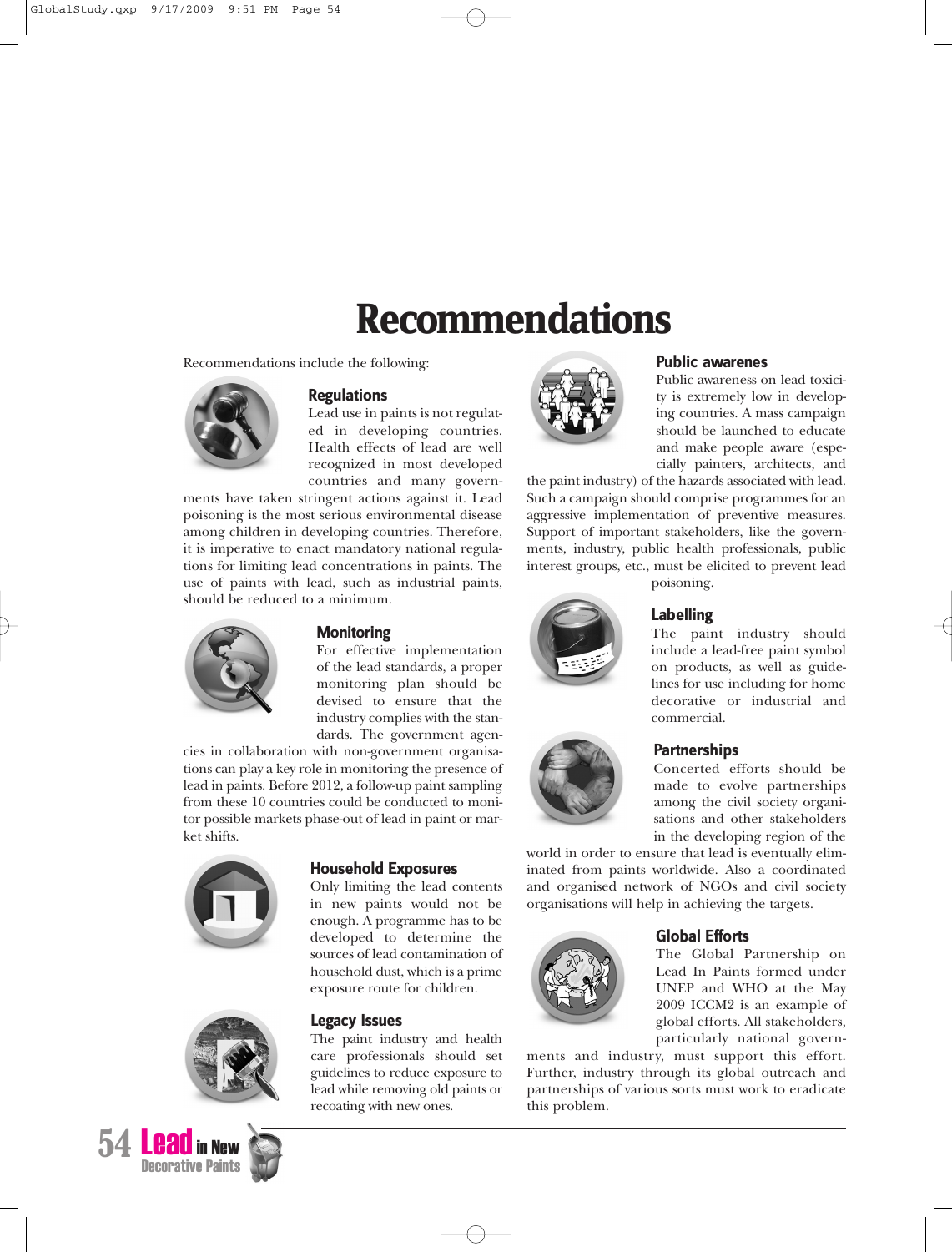# Recommendations

Recommendations include the following:

## Regulations

Lead use in paints is not regulated in developing countries. Health effects of lead are well recognized in most developed countries and many governments have taken stringent actions against it. Lead poisoning is the most serious environmental disease among children in developing countries. Therefore, it is imperative to enact mandatory national regulations for limiting lead concentrations in paints. The use of paints with lead, such as industrial paints, should be reduced to a minimum.

## Monitoring

For effective implementation of the lead standards, a proper monitoring plan should be devised to ensure that the industry complies with the standards. The government agencies in collaboration with non-government organisations can play a key role in monitoring the presence of lead in paints. Before 2012, a follow-up paint sampling from these 10 countries could be conducted to monitor possible markets phase-out of lead in paint or market shifts.

## Household Exposures

Only limiting the lead contents in new paints would not be enough. A programme has to be developed to determine the sources of lead contamination of household dust, which is a prime exposure route for children.

## Legacy Issues

The paint industry and health care professionals should set guidelines to reduce exposure to lead while removing old paints or recoating with new ones.

## Public awarenes

Public awareness on lead toxicity is extremely low in developing countries. A mass campaign should be launched to educate and make people aware (especially painters, architects, and the paint industry) of the hazards associated with lead. Such a campaign should comprise programmes for an aggressive implementation of preventive measures. Support of important stakeholders, like the governments, industry, public health professionals, public interest groups, etc., must be elicited to prevent lead poisoning.

## Labelling

The paint industry should include a lead-free paint symbol on products, as well as guidelines for use including for home decorative or industrial and commercial.

## Partnerships

Concerted efforts should be made to evolve partnerships among the civil society organisations and other stakeholders in the developing region of the world in order to ensure that lead is eventually eliminated from paints worldwide. Also a coordinated and organised network of NGOs and civil society organisations will help in achieving the targets.

## Global Efforts

The Global Partnership on Lead In Paints formed under UNEP and WHO at the May 2009 ICCM2 is an example of global efforts. All stakeholders, particularly national governments and industry, must support this effort. Further, industry through its global outreach and partnerships of various sorts must work to eradicate this problem.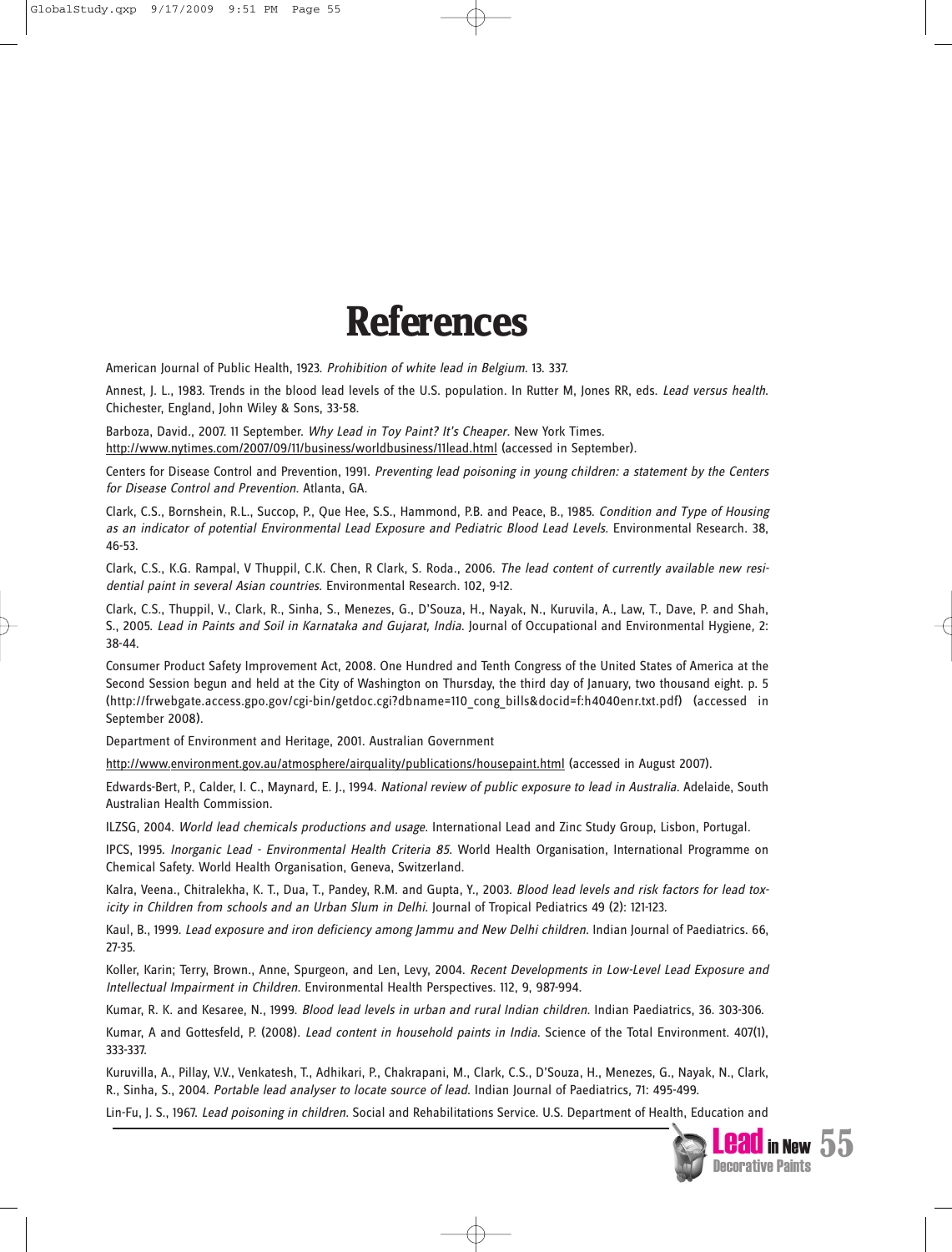# References

American Journal of Public Health, 1923. *Prohibition of white lead in Belgium*. 13. 337.

Annest, J. L., 1983. Trends in the blood lead levels of the U.S. population. In Rutter M, Jones RR, eds. *Lead versus health*. Chichester, England, John Wiley & Sons, 33-58.

Barboza, David., 2007. 11 September. *Why Lead in Toy Paint? It's Cheaper*. New York Times. http://www.nytimes.com/2007/09/11/business/worldbusiness/11lead.html (accessed in September).

Centers for Disease Control and Prevention, 1991. *Preventing lead poisoning in young children: a statement by the Centers for Disease Control and Prevention*. Atlanta, GA.

Clark, C.S., Bornshein, R.L., Succop, P., Que Hee, S.S., Hammond, P.B. and Peace, B., 1985. *Condition and Type of Housing as an indicator of potential Environmental Lead Exposure and Pediatric Blood Lead Levels*. Environmental Research. 38, 46-53.

Clark, C.S., K.G. Rampal, V Thuppil, C.K. Chen, R Clark, S. Roda., 2006. *The lead content of currently available new residential paint in several Asian countries*. Environmental Research. 102, 9-12.

Clark, C.S., Thuppil, V., Clark, R., Sinha, S., Menezes, G., D'Souza, H., Nayak, N., Kuruvila, A., Law, T., Dave, P. and Shah, S., 2005. *Lead in Paints and Soil in Karnataka and Gujarat, India*. Journal of Occupational and Environmental Hygiene, 2: 38-44.

Consumer Product Safety Improvement Act, 2008. One Hundred and Tenth Congress of the United States of America at the Second Session begun and held at the City of Washington on Thursday, the third day of January, two thousand eight. p. 5 (http://frwebgate.access.gpo.gov/cgi-bin/getdoc.cgi?dbname=110_cong_bills&docid=f:h4040enr.txt.pdf) (accessed in September 2008).

Department of Environment and Heritage, 2001. Australian Government

http://www.environment.gov.au/atmosphere/airquality/publications/housepaint.html (accessed in August 2007).

Edwards-Bert, P., Calder, I. C., Maynard, E. J., 1994. *National review of public exposure to lead in Australia*. Adelaide, South Australian Health Commission.

ILZSG, 2004. *World lead chemicals productions and usage*. International Lead and Zinc Study Group, Lisbon, Portugal.

IPCS, 1995. *Inorganic Lead - Environmental Health Criteria 85*. World Health Organisation, International Programme on Chemical Safety. World Health Organisation, Geneva, Switzerland.

Kalra, Veena., Chitralekha, K. T., Dua, T., Pandey, R.M. and Gupta, Y., 2003. *Blood lead levels and risk factors for lead toxicity in Children from schools and an Urban Slum in Delhi*. Journal of Tropical Pediatrics 49 (2): 121-123.

Kaul, B., 1999. *Lead exposure and iron deficiency among Jammu and New Delhi children*. Indian Journal of Paediatrics. 66, 27-35.

Koller, Karin; Terry, Brown., Anne, Spurgeon, and Len, Levy, 2004. *Recent Developments in Low-Level Lead Exposure and Intellectual Impairment in Children*. Environmental Health Perspectives. 112, 9, 987-994.

Kumar, R. K. and Kesaree, N., 1999. *Blood lead levels in urban and rural Indian children*. Indian Paediatrics, 36. 303-306.

Kumar, A and Gottesfeld, P. (2008). *Lead content in household paints in India*. Science of the Total Environment. 407(1), 333-337.

Kuruvilla, A., Pillay, V.V., Venkatesh, T., Adhikari, P., Chakrapani, M., Clark, C.S., D'Souza, H., Menezes, G., Nayak, N., Clark, R., Sinha, S., 2004. *Portable lead analyser to locate source of lead*. Indian Journal of Paediatrics, 71: 495-499.

Lin-Fu, J. S., 1967. *Lead poisoning in children*. Social and Rehabilitations Service. U.S. Department of Health, Education and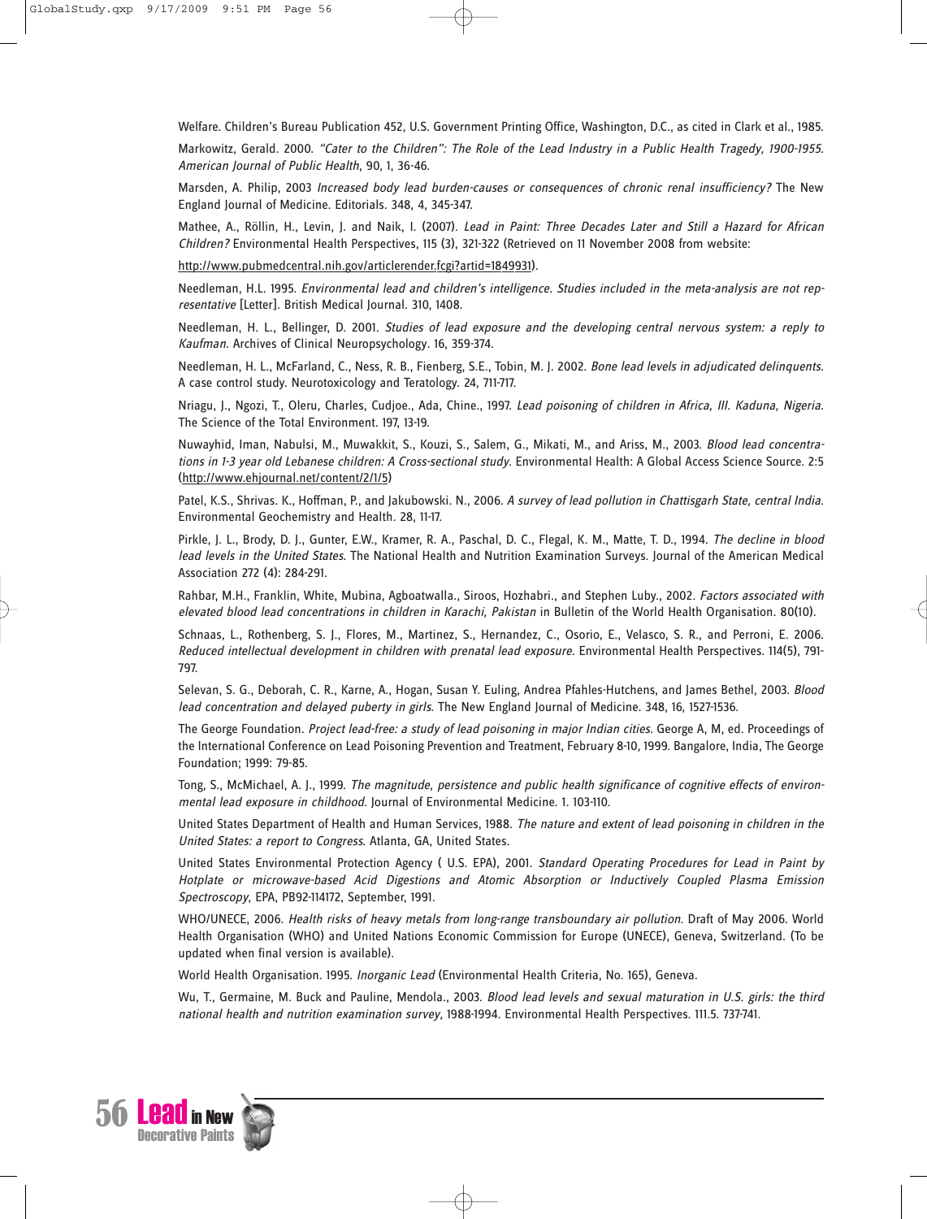Welfare. Children's Bureau Publication 452, U.S. Government Printing Office, Washington, D.C., as cited in Clark et al., 1985.

Markowitz, Gerald. 2000. *"Cater to the Children": The Role of the Lead Industry in a Public Health Tragedy, 1900-1955. American Journal of Public Health*, 90, 1, 36-46.

Marsden, A. Philip, 2003 *Increased body lead burden-causes or consequences of chronic renal insufficiency?* The New England Journal of Medicine. Editorials. 348, 4, 345-347.

Mathee, A., Röllin, H., Levin, J. and Naik, I. (2007). *Lead in Paint: Three Decades Later and Still a Hazard for African Children?* Environmental Health Perspectives, 115 (3), 321-322 (Retrieved on 11 November 2008 from website:

http://www.pubmedcentral.nih.gov/articlerender.fcgi?artid=1849931).

Needleman, H.L. 1995. *Environmental lead and children's intelligence. Studies included in the meta-analysis are not representative* [Letter]. British Medical Journal. 310, 1408.

Needleman, H. L., Bellinger, D. 2001. *Studies of lead exposure and the developing central nervous system: a reply to Kaufman*. Archives of Clinical Neuropsychology. 16, 359-374.

Needleman, H. L., McFarland, C., Ness, R. B., Fienberg, S.E., Tobin, M. J. 2002. *Bone lead levels in adjudicated delinquents*. A case control study. Neurotoxicology and Teratology. 24, 711-717.

Nriagu, J., Ngozi, T., Oleru, Charles, Cudjoe., Ada, Chine., 1997. *Lead poisoning of children in Africa, III. Kaduna, Nigeria*. The Science of the Total Environment. 197, 13-19.

Nuwayhid, Iman, Nabulsi, M., Muwakkit, S., Kouzi, S., Salem, G., Mikati, M., and Ariss, M., 2003. *Blood lead concentrations in 1-3 year old Lebanese children: A Cross-sectional study*. Environmental Health: A Global Access Science Source. 2:5 (http://www.ehjournal.net/content/2/1/5)

Patel, K.S., Shrivas. K., Hoffman, P., and Jakubowski. N., 2006. *A survey of lead pollution in Chattisgarh State, central India*. Environmental Geochemistry and Health. 28, 11-17.

Pirkle, J. L., Brody, D. J., Gunter, E.W., Kramer, R. A., Paschal, D. C., Flegal, K. M., Matte, T. D., 1994. *The decline in blood lead levels in the United States*. The National Health and Nutrition Examination Surveys. Journal of the American Medical Association 272 (4): 284-291.

Rahbar, M.H., Franklin, White, Mubina, Agboatwalla., Siroos, Hozhabri., and Stephen Luby., 2002. *Factors associated with elevated blood lead concentrations in children in Karachi, Pakistan* in Bulletin of the World Health Organisation. 80(10).

Schnaas, L., Rothenberg, S. J., Flores, M., Martinez, S., Hernandez, C., Osorio, E., Velasco, S. R., and Perroni, E. 2006. *Reduced intellectual development in children with prenatal lead exposure*. Environmental Health Perspectives. 114(5), 791-797.

Selevan, S. G., Deborah, C. R., Karne, A., Hogan, Susan Y. Euling, Andrea Pfahles-Hutchens, and James Bethel, 2003. *Blood lead concentration and delayed puberty in girls*. The New England Journal of Medicine. 348, 16, 1527-1536.

The George Foundation. *Project lead-free: a study of lead poisoning in major Indian cities*. George A, M, ed. Proceedings of the International Conference on Lead Poisoning Prevention and Treatment, February 8-10, 1999. Bangalore, India, The George Foundation; 1999: 79-85.

Tong, S., McMichael, A. J., 1999. *The magnitude, persistence and public health significance of cognitive effects of environmental lead exposure in childhood*. Journal of Environmental Medicine. 1. 103-110.

United States Department of Health and Human Services, 1988. *The nature and extent of lead poisoning in children in the United States: a report to Congress*. Atlanta, GA, United States.

United States Environmental Protection Agency ( U.S. EPA), 2001. *Standard Operating Procedures for Lead in Paint by Hotplate or microwave-based Acid Digestions and Atomic Absorption or Inductively Coupled Plasma Emission Spectroscopy*, EPA, PB92-114172, September, 1991.

WHO/UNECE, 2006. *Health risks of heavy metals from long-range transboundary air pollution*. Draft of May 2006. World Health Organisation (WHO) and United Nations Economic Commission for Europe (UNECE), Geneva, Switzerland. (To be updated when final version is available).

World Health Organisation. 1995. *Inorganic Lead* (Environmental Health Criteria, No. 165), Geneva.

Wu, T., Germaine, M. Buck and Pauline, Mendola., 2003. *Blood lead levels and sexual maturation in U.S. girls: the third national health and nutrition examination survey*, 1988-1994. Environmental Health Perspectives. 111.5. 737-741.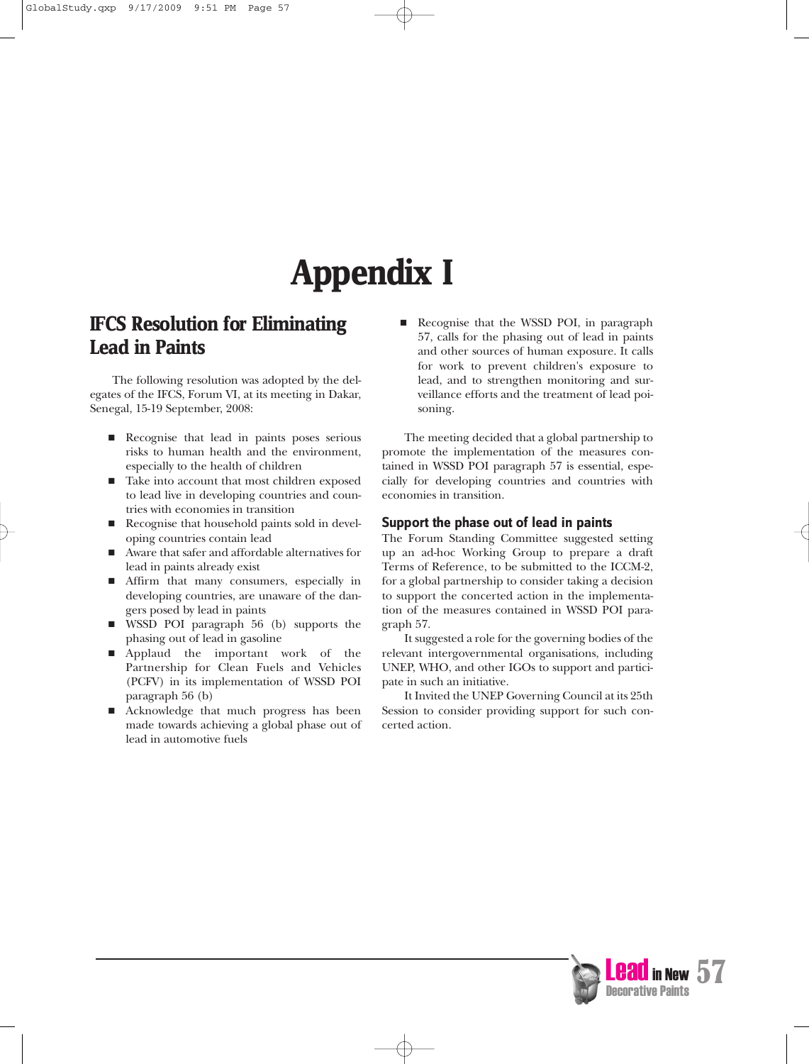# Appendix I

## IFCS Resolution for Eliminating Lead in Paints

The following resolution was adopted by the delegates of the IFCS, Forum VI, at its meeting in Dakar, Senegal, 15-19 September, 2008:

- Recognise that lead in paints poses serious risks to human health and the environment, especially to the health of children
- Take into account that most children exposed to lead live in developing countries and countries with economies in transition
- Recognise that household paints sold in developing countries contain lead
- Aware that safer and affordable alternatives for lead in paints already exist
- Affirm that many consumers, especially in developing countries, are unaware of the dangers posed by lead in paints
- WSSD POI paragraph 56 (b) supports the phasing out of lead in gasoline
- Applaud the important work of the Partnership for Clean Fuels and Vehicles (PCFV) in its implementation of WSSD POI paragraph 56 (b)
- Acknowledge that much progress has been made towards achieving a global phase out of lead in automotive fuels
- Recognise that the WSSD POI, in paragraph 57, calls for the phasing out of lead in paints and other sources of human exposure. It calls for work to prevent children's exposure to lead, and to strengthen monitoring and surveillance efforts and the treatment of lead poisoning.

The meeting decided that a global partnership to promote the implementation of the measures contained in WSSD POI paragraph 57 is essential, especially for developing countries and countries with economies in transition.

### Support the phase out of lead in paints

The Forum Standing Committee suggested setting up an ad-hoc Working Group to prepare a draft Terms of Reference, to be submitted to the ICCM-2, for a global partnership to consider taking a decision to support the concerted action in the implementation of the measures contained in WSSD POI paragraph 57.

It suggested a role for the governing bodies of the relevant intergovernmental organisations, including UNEP, WHO, and other IGOs to support and participate in such an initiative.

It Invited the UNEP Governing Council at its 25th Session to consider providing support for such concerted action.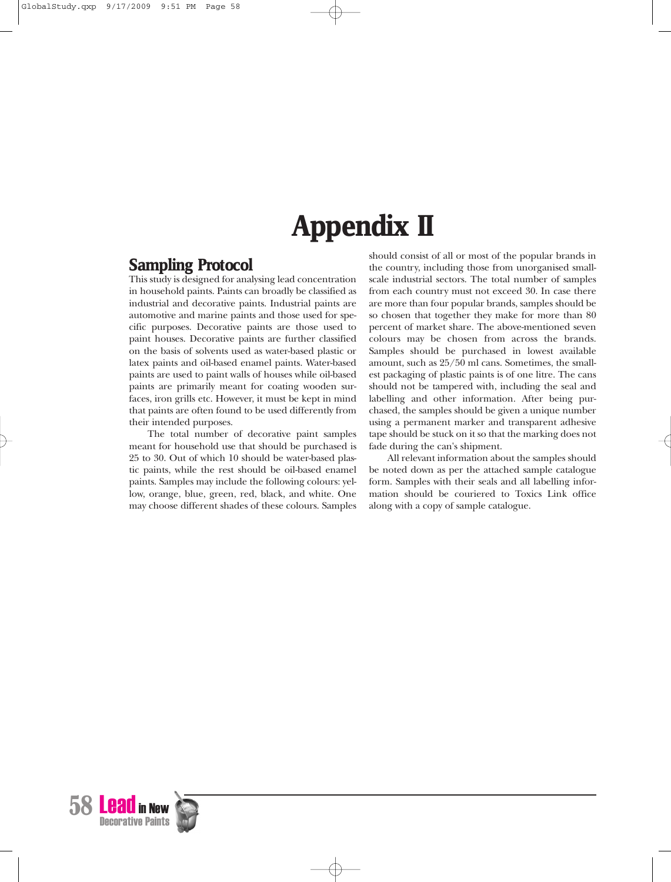# Appendix II

## Sampling Protocol

This study is designed for analysing lead concentration in household paints. Paints can broadly be classified as industrial and decorative paints. Industrial paints are automotive and marine paints and those used for specific purposes. Decorative paints are those used to paint houses. Decorative paints are further classified on the basis of solvents used as water-based plastic or latex paints and oil-based enamel paints. Water-based paints are used to paint walls of houses while oil-based paints are primarily meant for coating wooden surfaces, iron grills etc. However, it must be kept in mind that paints are often found to be used differently from their intended purposes.

The total number of decorative paint samples meant for household use that should be purchased is 25 to 30. Out of which 10 should be water-based plastic paints, while the rest should be oil-based enamel paints. Samples may include the following colours: yellow, orange, blue, green, red, black, and white. One may choose different shades of these colours. Samples should consist of all or most of the popular brands in the country, including those from unorganised small-scale industrial sectors. The total number of samples from each country must not exceed 30. In case there are more than four popular brands, samples should be so chosen that together they make for more than 80 percent of market share. The above-mentioned seven colours may be chosen from across the brands. Samples should be purchased in lowest available amount, such as 25/50 ml cans. Sometimes, the smallest packaging of plastic paints is of one litre. The cans should not be tampered with, including the seal and labelling and other information. After being purchased, the samples should be given a unique number using a permanent marker and transparent adhesive tape should be stuck on it so that the marking does not fade during the can's shipment.

All relevant information about the samples should be noted down as per the attached sample catalogue form. Samples with their seals and all labelling information should be couriered to Toxics Link office along with a copy of sample catalogue.